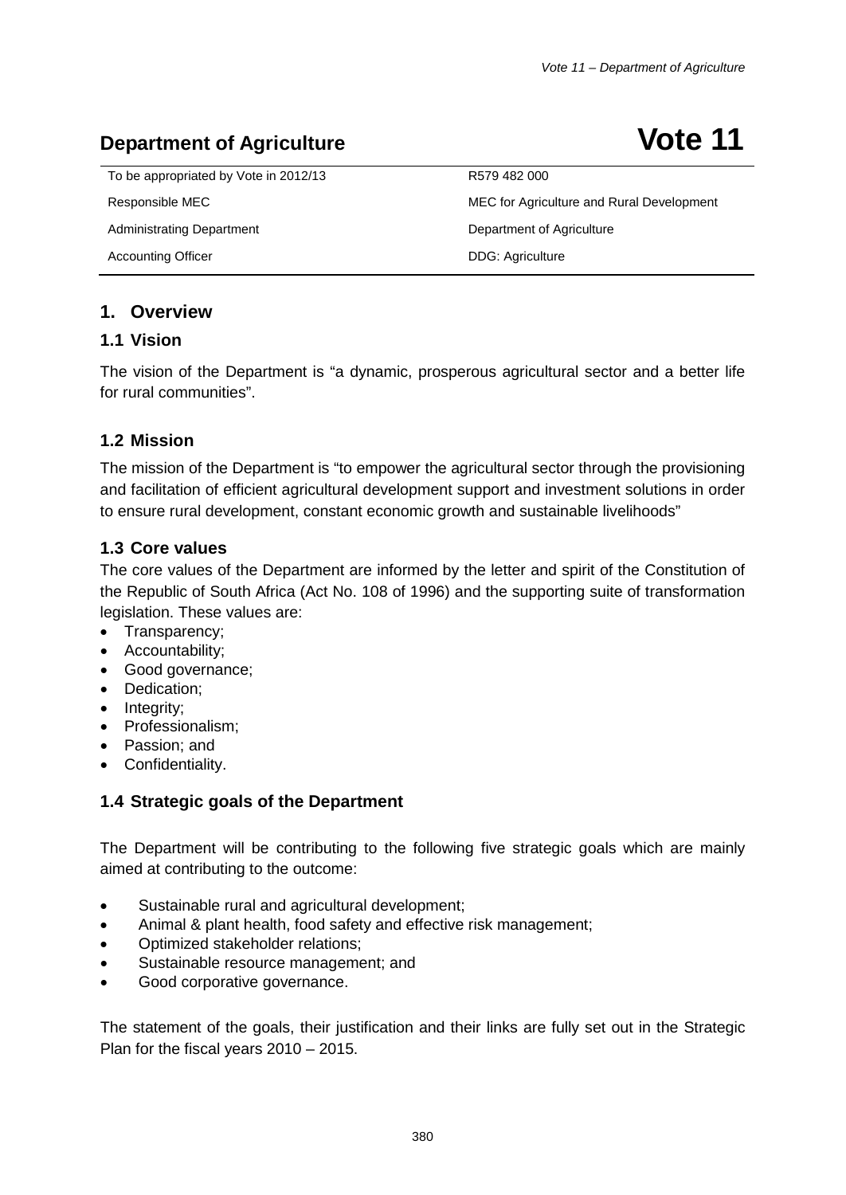# Department of Agriculture — Vote 11

| | |
|---|---|
| To be appropriated by Vote in 2012/13 | R579 482 000 |
| Responsible MEC | MEC for Agriculture and Rural Development |
| Administrating Department | Department of Agriculture |
| Accounting Officer | DDG: Agriculture |

## 1. Overview

### 1.1 Vision

The vision of the Department is "a dynamic, prosperous agricultural sector and a better life for rural communities".

### 1.2 Mission

The mission of the Department is "to empower the agricultural sector through the provisioning and facilitation of efficient agricultural development support and investment solutions in order to ensure rural development, constant economic growth and sustainable livelihoods"

### 1.3 Core values

The core values of the Department are informed by the letter and spirit of the Constitution of the Republic of South Africa (Act No. 108 of 1996) and the supporting suite of transformation legislation. These values are:

- Transparency;
- Accountability;
- Good governance;
- Dedication;
- Integrity;
- Professionalism;
- Passion; and
- Confidentiality.

### 1.4 Strategic goals of the Department

The Department will be contributing to the following five strategic goals which are mainly aimed at contributing to the outcome:

- Sustainable rural and agricultural development;
- Animal & plant health, food safety and effective risk management;
- Optimized stakeholder relations;
- Sustainable resource management; and
- Good corporative governance.

The statement of the goals, their justification and their links are fully set out in the Strategic Plan for the fiscal years 2010 – 2015.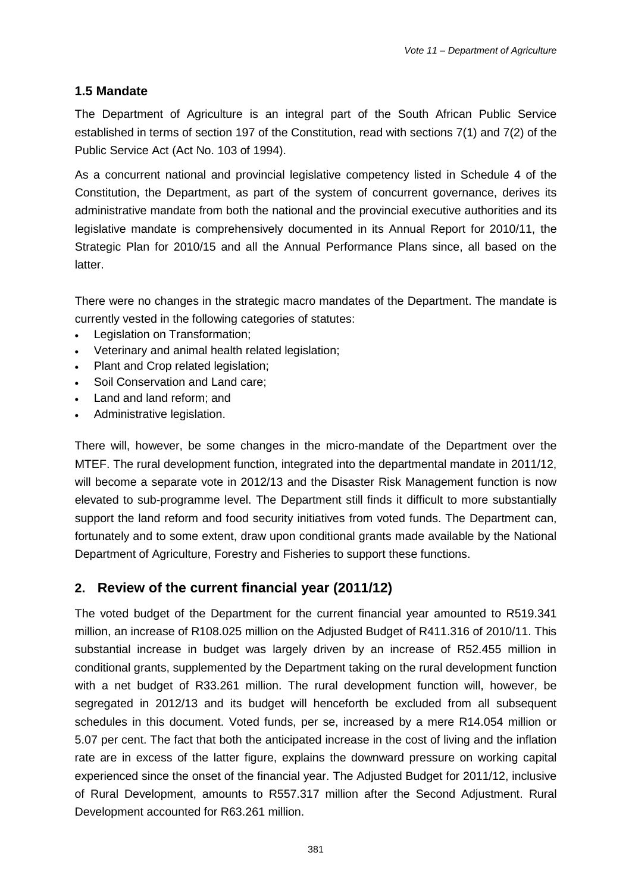## 1.5 Mandate

The Department of Agriculture is an integral part of the South African Public Service established in terms of section 197 of the Constitution, read with sections 7(1) and 7(2) of the Public Service Act (Act No. 103 of 1994).

As a concurrent national and provincial legislative competency listed in Schedule 4 of the Constitution, the Department, as part of the system of concurrent governance, derives its administrative mandate from both the national and the provincial executive authorities and its legislative mandate is comprehensively documented in its Annual Report for 2010/11, the Strategic Plan for 2010/15 and all the Annual Performance Plans since, all based on the latter.

There were no changes in the strategic macro mandates of the Department. The mandate is currently vested in the following categories of statutes:

- Legislation on Transformation;
- Veterinary and animal health related legislation;
- Plant and Crop related legislation;
- Soil Conservation and Land care;
- Land and land reform; and
- Administrative legislation.

There will, however, be some changes in the micro-mandate of the Department over the MTEF. The rural development function, integrated into the departmental mandate in 2011/12, will become a separate vote in 2012/13 and the Disaster Risk Management function is now elevated to sub-programme level. The Department still finds it difficult to more substantially support the land reform and food security initiatives from voted funds. The Department can, fortunately and to some extent, draw upon conditional grants made available by the National Department of Agriculture, Forestry and Fisheries to support these functions.

## 2. Review of the current financial year (2011/12)

The voted budget of the Department for the current financial year amounted to R519.341 million, an increase of R108.025 million on the Adjusted Budget of R411.316 of 2010/11. This substantial increase in budget was largely driven by an increase of R52.455 million in conditional grants, supplemented by the Department taking on the rural development function with a net budget of R33.261 million. The rural development function will, however, be segregated in 2012/13 and its budget will henceforth be excluded from all subsequent schedules in this document. Voted funds, per se, increased by a mere R14.054 million or 5.07 per cent. The fact that both the anticipated increase in the cost of living and the inflation rate are in excess of the latter figure, explains the downward pressure on working capital experienced since the onset of the financial year. The Adjusted Budget for 2011/12, inclusive of Rural Development, amounts to R557.317 million after the Second Adjustment. Rural Development accounted for R63.261 million.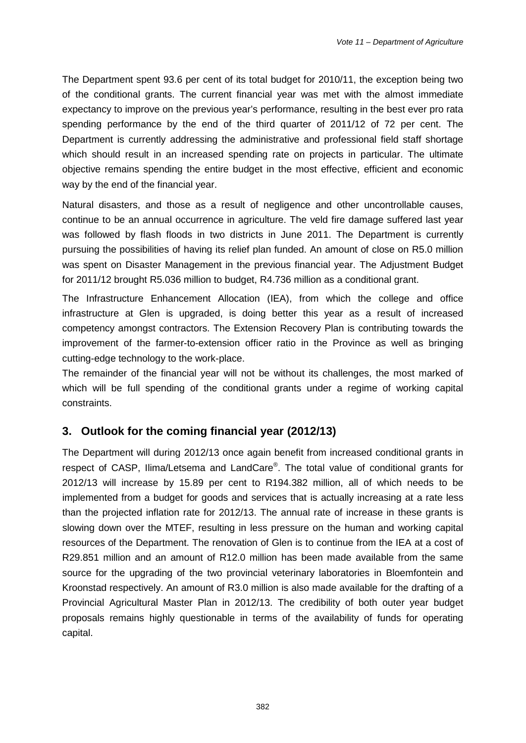The Department spent 93.6 per cent of its total budget for 2010/11, the exception being two of the conditional grants. The current financial year was met with the almost immediate expectancy to improve on the previous year's performance, resulting in the best ever pro rata spending performance by the end of the third quarter of 2011/12 of 72 per cent. The Department is currently addressing the administrative and professional field staff shortage which should result in an increased spending rate on projects in particular. The ultimate objective remains spending the entire budget in the most effective, efficient and economic way by the end of the financial year.

Natural disasters, and those as a result of negligence and other uncontrollable causes, continue to be an annual occurrence in agriculture. The veld fire damage suffered last year was followed by flash floods in two districts in June 2011. The Department is currently pursuing the possibilities of having its relief plan funded. An amount of close on R5.0 million was spent on Disaster Management in the previous financial year. The Adjustment Budget for 2011/12 brought R5.036 million to budget, R4.736 million as a conditional grant.

The Infrastructure Enhancement Allocation (IEA), from which the college and office infrastructure at Glen is upgraded, is doing better this year as a result of increased competency amongst contractors. The Extension Recovery Plan is contributing towards the improvement of the farmer-to-extension officer ratio in the Province as well as bringing cutting-edge technology to the work-place.

The remainder of the financial year will not be without its challenges, the most marked of which will be full spending of the conditional grants under a regime of working capital constraints.

## 3. Outlook for the coming financial year (2012/13)

The Department will during 2012/13 once again benefit from increased conditional grants in respect of CASP, Ilima/Letsema and LandCare®. The total value of conditional grants for 2012/13 will increase by 15.89 per cent to R194.382 million, all of which needs to be implemented from a budget for goods and services that is actually increasing at a rate less than the projected inflation rate for 2012/13. The annual rate of increase in these grants is slowing down over the MTEF, resulting in less pressure on the human and working capital resources of the Department. The renovation of Glen is to continue from the IEA at a cost of R29.851 million and an amount of R12.0 million has been made available from the same source for the upgrading of the two provincial veterinary laboratories in Bloemfontein and Kroonstad respectively. An amount of R3.0 million is also made available for the drafting of a Provincial Agricultural Master Plan in 2012/13. The credibility of both outer year budget proposals remains highly questionable in terms of the availability of funds for operating capital.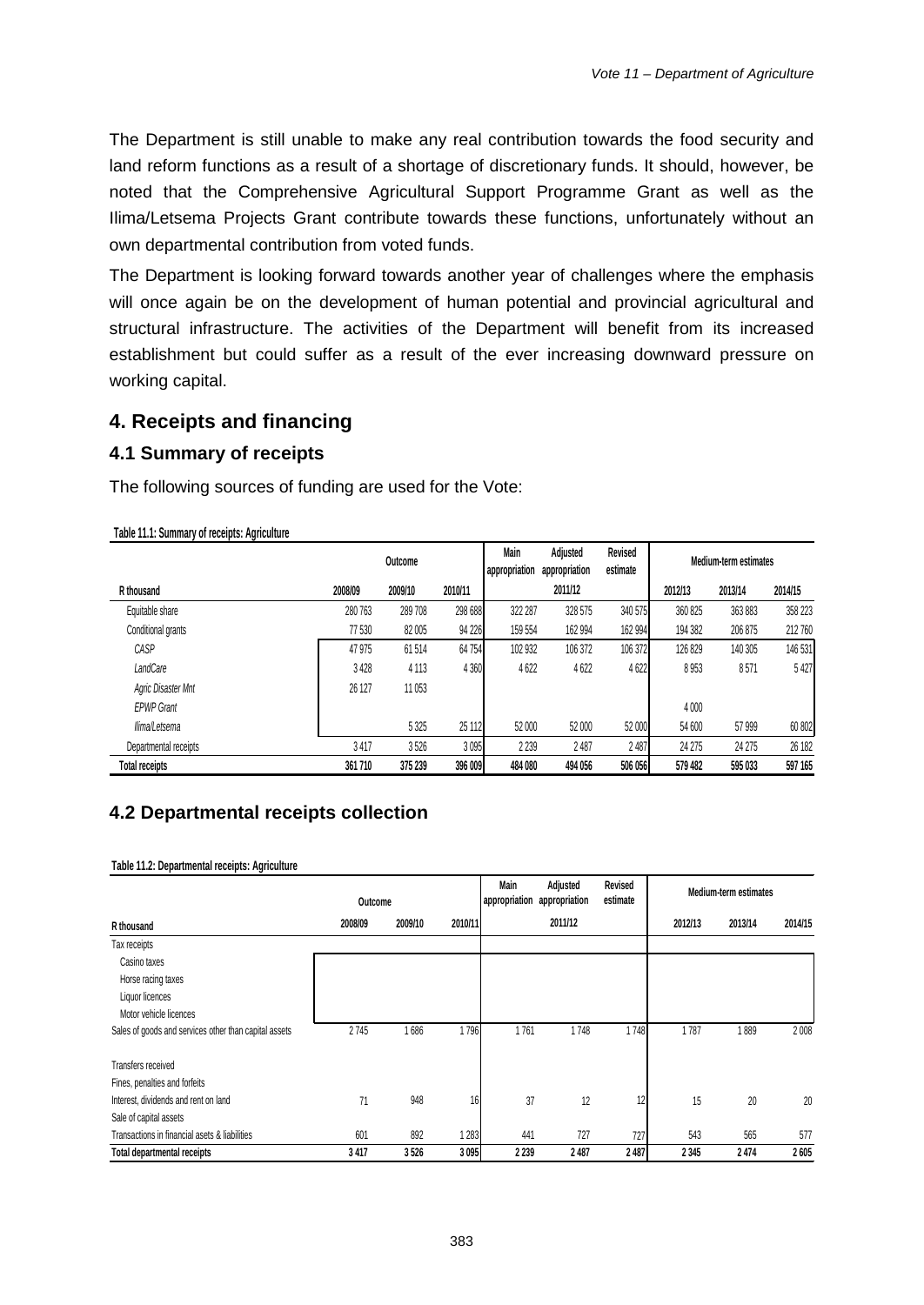The Department is still unable to make any real contribution towards the food security and land reform functions as a result of a shortage of discretionary funds. It should, however, be noted that the Comprehensive Agricultural Support Programme Grant as well as the Ilima/Letsema Projects Grant contribute towards these functions, unfortunately without an own departmental contribution from voted funds.

The Department is looking forward towards another year of challenges where the emphasis will once again be on the development of human potential and provincial agricultural and structural infrastructure. The activities of the Department will benefit from its increased establishment but could suffer as a result of the ever increasing downward pressure on working capital.

## 4. Receipts and financing

### 4.1 Summary of receipts

The following sources of funding are used for the Vote:

**Table 11.1: Summary of receipts: Agriculture**

| | Outcome | | | Main appropriation | Adjusted appropriation | Revised estimate | Medium-term estimates | | |
|---|---|---|---|---|---|---|---|---|---|
| R thousand | 2008/09 | 2009/10 | 2010/11 | | 2011/12 | | 2012/13 | 2013/14 | 2014/15 |
| Equitable share | 280 763 | 289 708 | 298 688 | 322 287 | 328 575 | 340 575 | 360 825 | 363 883 | 358 223 |
| Conditional grants | 77 530 | 82 005 | 94 226 | 159 554 | 162 994 | 162 994 | 194 382 | 206 875 | 212 760 |
| *CASP* | 47 975 | 61 514 | 64 754 | 102 932 | 106 372 | 106 372 | 126 829 | 140 305 | 146 531 |
| *LandCare* | 3 428 | 4 113 | 4 360 | 4 622 | 4 622 | 4 622 | 8 953 | 8 571 | 5 427 |
| *Agric Disaster Mnt* | 26 127 | 11 053 | | | | | | | |
| *EPWP Grant* | | | | | | | 4 000 | | |
| *Ilima/Letsema* | | 5 325 | 25 112 | 52 000 | 52 000 | 52 000 | 54 600 | 57 999 | 60 802 |
| Departmental receipts | 3 417 | 3 526 | 3 095 | 2 239 | 2 487 | 2 487 | 24 275 | 24 275 | 26 182 |
| **Total receipts** | **361 710** | **375 239** | **396 009** | **484 080** | **494 056** | **506 056** | **579 482** | **595 033** | **597 165** |

### 4.2 Departmental receipts collection

**Table 11.2: Departmental receipts: Agriculture**

| | Outcome | | | Main appropriation | Adjusted appropriation | Revised estimate | Medium-term estimates | | |
|---|---|---|---|---|---|---|---|---|---|
| R thousand | 2008/09 | 2009/10 | 2010/11 | | 2011/12 | | 2012/13 | 2013/14 | 2014/15 |
| Tax receipts | | | | | | | | | |
| Casino taxes | | | | | | | | | |
| Horse racing taxes | | | | | | | | | |
| Liquor licences | | | | | | | | | |
| Motor vehicle licences | | | | | | | | | |
| Sales of goods and services other than capital assets | 2 745 | 1 686 | 1 796 | 1 761 | 1 748 | 1 748 | 1 787 | 1 889 | 2 008 |
| Transfers received | | | | | | | | | |
| Fines, penalties and forfeits | | | | | | | | | |
| Interest, dividends and rent on land | 71 | 948 | 16 | 37 | 12 | 12 | 15 | 20 | 20 |
| Sale of capital assets | | | | | | | | | |
| Transactions in financial asets & liabilities | 601 | 892 | 1 283 | 441 | 727 | 727 | 543 | 565 | 577 |
| **Total departmental receipts** | **3 417** | **3 526** | **3 095** | **2 239** | **2 487** | **2 487** | **2 345** | **2 474** | **2 605** |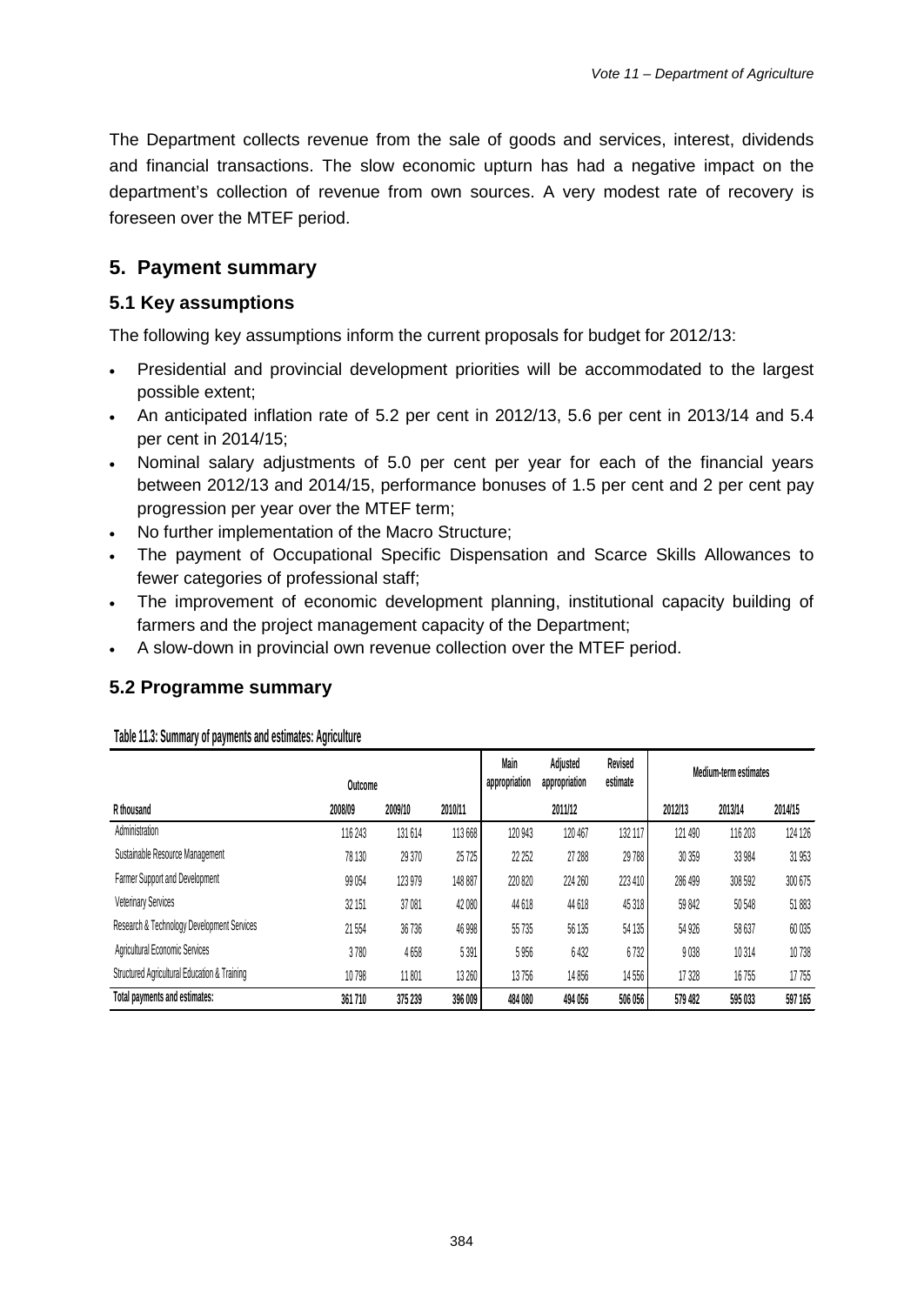The Department collects revenue from the sale of goods and services, interest, dividends and financial transactions. The slow economic upturn has had a negative impact on the department's collection of revenue from own sources. A very modest rate of recovery is foreseen over the MTEF period.

## 5. Payment summary

### 5.1 Key assumptions

The following key assumptions inform the current proposals for budget for 2012/13:

- Presidential and provincial development priorities will be accommodated to the largest possible extent;
- An anticipated inflation rate of 5.2 per cent in 2012/13, 5.6 per cent in 2013/14 and 5.4 per cent in 2014/15;
- Nominal salary adjustments of 5.0 per cent per year for each of the financial years between 2012/13 and 2014/15, performance bonuses of 1.5 per cent and 2 per cent pay progression per year over the MTEF term;
- No further implementation of the Macro Structure;
- The payment of Occupational Specific Dispensation and Scarce Skills Allowances to fewer categories of professional staff;
- The improvement of economic development planning, institutional capacity building of farmers and the project management capacity of the Department;
- A slow-down in provincial own revenue collection over the MTEF period.

### 5.2 Programme summary

**Table 11.3: Summary of payments and estimates: Agriculture**

| | Outcome | | | Main appropriation | Adjusted appropriation | Revised estimate | Medium-term estimates | | |
|---|---|---|---|---|---|---|---|---|---|
| R thousand | 2008/09 | 2009/10 | 2010/11 | | 2011/12 | | 2012/13 | 2013/14 | 2014/15 |
| Administration | 116 243 | 131 614 | 113 668 | 120 943 | 120 467 | 132 117 | 121 490 | 116 203 | 124 126 |
| Sustainable Resource Management | 78 130 | 29 370 | 25 725 | 22 252 | 27 288 | 29 788 | 30 359 | 33 984 | 31 953 |
| Farmer Support and Development | 99 054 | 123 979 | 148 887 | 220 820 | 224 260 | 223 410 | 286 499 | 308 592 | 300 675 |
| Veterinary Services | 32 151 | 37 081 | 42 080 | 44 618 | 44 618 | 45 318 | 59 842 | 50 548 | 51 883 |
| Research & Technology Development Services | 21 554 | 36 736 | 46 998 | 55 735 | 56 135 | 54 135 | 54 926 | 58 637 | 60 035 |
| Agricultural Economic Services | 3 780 | 4 658 | 5 391 | 5 956 | 6 432 | 6 732 | 9 038 | 10 314 | 10 738 |
| Structured Agricultural Education & Training | 10 798 | 11 801 | 13 260 | 13 756 | 14 856 | 14 556 | 17 328 | 16 755 | 17 755 |
| **Total payments and estimates:** | **361 710** | **375 239** | **396 009** | **484 080** | **494 056** | **506 056** | **579 482** | **595 033** | **597 165** |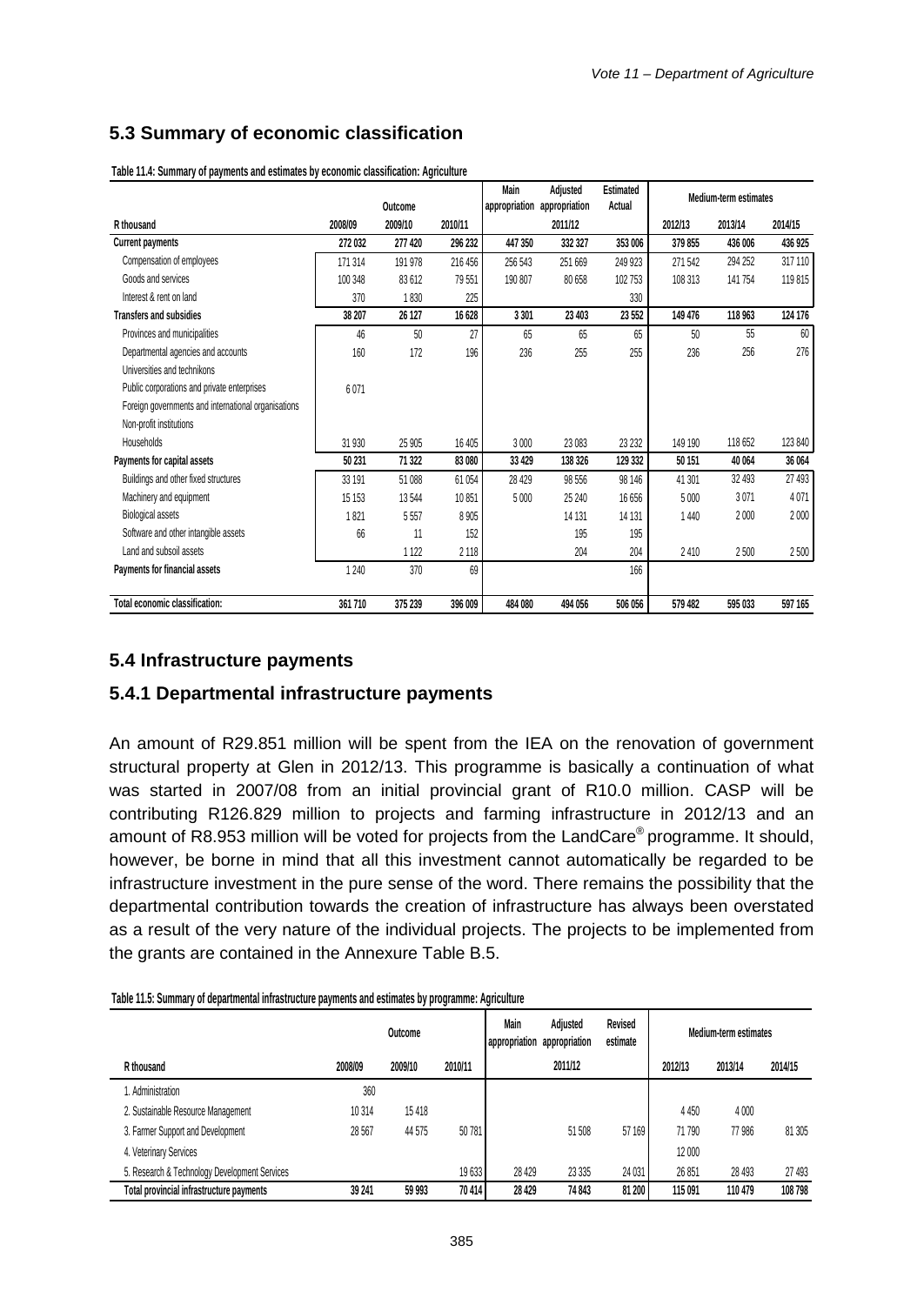## 5.3 Summary of economic classification

**Table 11.4: Summary of payments and estimates by economic classification: Agriculture**

| R thousand | Outcome | | | Main appropriation | Adjusted appropriation | Estimated Actual | Medium-term estimates | | |
|---|---|---|---|---|---|---|---|---|---|
| | 2008/09 | 2009/10 | 2010/11 | 2011/12 | | | 2012/13 | 2013/14 | 2014/15 |
| **Current payments** | **272 032** | **277 420** | **296 232** | **447 350** | **332 327** | **353 006** | **379 855** | **436 006** | **436 925** |
| Compensation of employees | 171 314 | 191 978 | 216 456 | 256 543 | 251 669 | 249 923 | 271 542 | 294 252 | 317 110 |
| Goods and services | 100 348 | 83 612 | 79 551 | 190 807 | 80 658 | 102 753 | 108 313 | 141 754 | 119 815 |
| Interest & rent on land | 370 | 1 830 | 225 | | | 330 | | | |
| **Transfers and subsidies** | **38 207** | **26 127** | **16 628** | **3 301** | **23 403** | **23 552** | **149 476** | **118 963** | **124 176** |
| Provinces and municipalities | 46 | 50 | 27 | 65 | 65 | 65 | 50 | 55 | 60 |
| Departmental agencies and accounts | 160 | 172 | 196 | 236 | 255 | 255 | 236 | 256 | 276 |
| Universities and technikons | | | | | | | | | |
| Public corporations and private enterprises | 6 071 | | | | | | | | |
| Foreign governments and international organisations | | | | | | | | | |
| Non-profit institutions | | | | | | | | | |
| Households | 31 930 | 25 905 | 16 405 | 3 000 | 23 083 | 23 232 | 149 190 | 118 652 | 123 840 |
| **Payments for capital assets** | **50 231** | **71 322** | **83 080** | **33 429** | **138 326** | **129 332** | **50 151** | **40 064** | **36 064** |
| Buildings and other fixed structures | 33 191 | 51 088 | 61 054 | 28 429 | 98 556 | 98 146 | 41 301 | 32 493 | 27 493 |
| Machinery and equipment | 15 153 | 13 544 | 10 851 | 5 000 | 25 240 | 16 656 | 5 000 | 3 071 | 4 071 |
| Biological assets | 1 821 | 5 557 | 8 905 | | 14 131 | 14 131 | 1 440 | 2 000 | 2 000 |
| Software and other intangible assets | 66 | 11 | 152 | | 195 | 195 | | | |
| Land and subsoil assets | | 1 122 | 2 118 | | 204 | 204 | 2 410 | 2 500 | 2 500 |
| **Payments for financial assets** | 1 240 | 370 | 69 | | | 166 | | | |
| **Total economic classification:** | **361 710** | **375 239** | **396 009** | **484 080** | **494 056** | **506 056** | **579 482** | **595 033** | **597 165** |

## 5.4 Infrastructure payments

### 5.4.1 Departmental infrastructure payments

An amount of R29.851 million will be spent from the IEA on the renovation of government structural property at Glen in 2012/13. This programme is basically a continuation of what was started in 2007/08 from an initial provincial grant of R10.0 million. CASP will be contributing R126.829 million to projects and farming infrastructure in 2012/13 and an amount of R8.953 million will be voted for projects from the LandCare® programme. It should, however, be borne in mind that all this investment cannot automatically be regarded to be infrastructure investment in the pure sense of the word. There remains the possibility that the departmental contribution towards the creation of infrastructure has always been overstated as a result of the very nature of the individual projects. The projects to be implemented from the grants are contained in the Annexure Table B.5.

**Table 11.5: Summary of departmental infrastructure payments and estimates by programme: Agriculture**

| R thousand | Outcome | | | Main appropriation | Adjusted appropriation | Revised estimate | Medium-term estimates | | |
|---|---|---|---|---|---|---|---|---|---|
| | 2008/09 | 2009/10 | 2010/11 | 2011/12 | | | 2012/13 | 2013/14 | 2014/15 |
| 1. Administration | 360 | | | | | | | | |
| 2. Sustainable Resource Management | 10 314 | 15 418 | | | | | 4 450 | 4 000 | |
| 3. Farmer Support and Development | 28 567 | 44 575 | 50 781 | | 51 508 | 57 169 | 71 790 | 77 986 | 81 305 |
| 4. Veterinary Services | | | | | | | 12 000 | | |
| 5. Research & Technology Development Services | | | 19 633 | 28 429 | 23 335 | 24 031 | 26 851 | 28 493 | 27 493 |
| **Total provincial infrastructure payments** | **39 241** | **59 993** | **70 414** | **28 429** | **74 843** | **81 200** | **115 091** | **110 479** | **108 798** |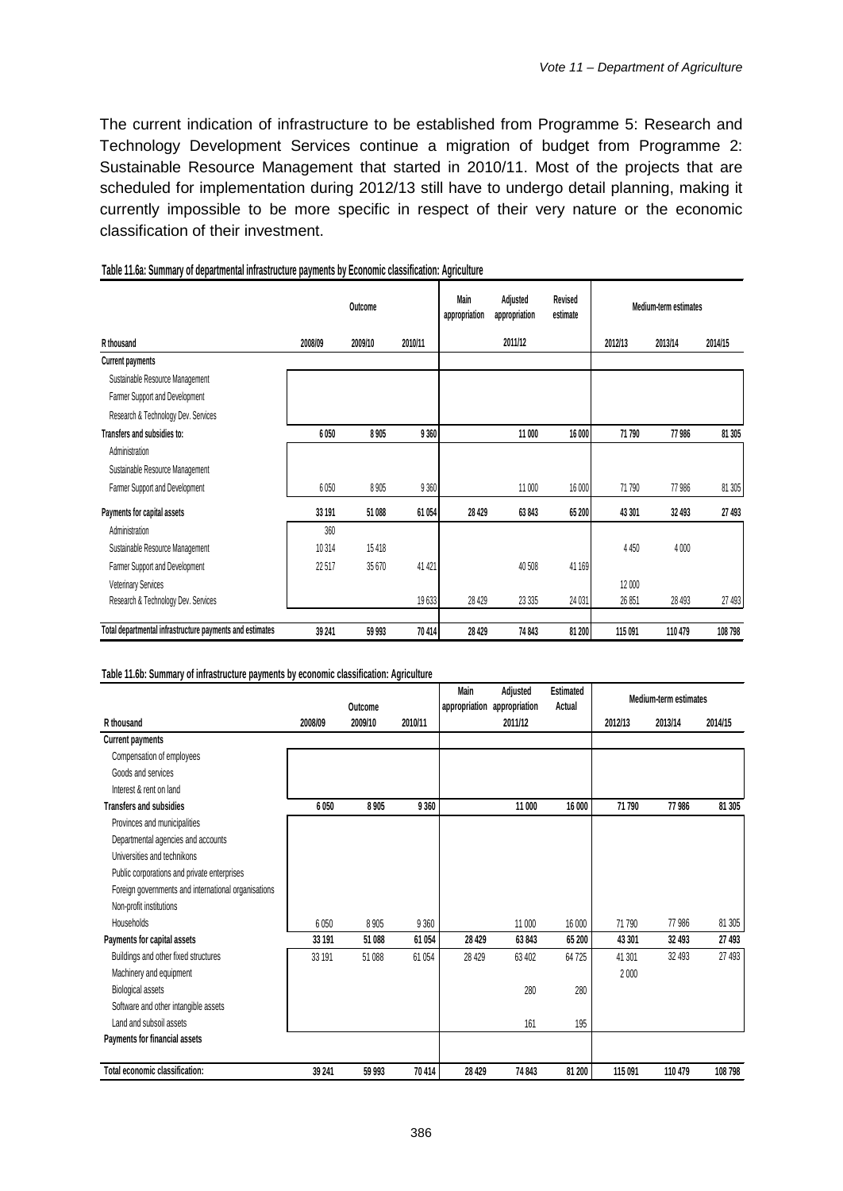The current indication of infrastructure to be established from Programme 5: Research and Technology Development Services continue a migration of budget from Programme 2: Sustainable Resource Management that started in 2010/11. Most of the projects that are scheduled for implementation during 2012/13 still have to undergo detail planning, making it currently impossible to be more specific in respect of their very nature or the economic classification of their investment.

**Table 11.6a: Summary of departmental infrastructure payments by Economic classification: Agriculture**

| | Outcome | | | Main appropriation | Adjusted appropriation | Revised estimate | Medium-term estimates | | |
|---|---|---|---|---|---|---|---|---|---|
| R thousand | 2008/09 | 2009/10 | 2010/11 | | 2011/12 | | 2012/13 | 2013/14 | 2014/15 |
| **Current payments** | | | | | | | | | |
| Sustainable Resource Management | | | | | | | | | |
| Farmer Support and Development | | | | | | | | | |
| Research & Technology Dev. Services | | | | | | | | | |
| **Transfers and subsidies to:** | **6 050** | **8 905** | **9 360** | | **11 000** | **16 000** | **71 790** | **77 986** | **81 305** |
| Administration | | | | | | | | | |
| Sustainable Resource Management | | | | | | | | | |
| Farmer Support and Development | 6 050 | 8 905 | 9 360 | | 11 000 | 16 000 | 71 790 | 77 986 | 81 305 |
| **Payments for capital assets** | **33 191** | **51 088** | **61 054** | **28 429** | **63 843** | **65 200** | **43 301** | **32 493** | **27 493** |
| Administration | 360 | | | | | | | | |
| Sustainable Resource Management | 10 314 | 15 418 | | | | | 4 450 | 4 000 | |
| Farmer Support and Development | 22 517 | 35 670 | 41 421 | | 40 508 | 41 169 | | | |
| Veterinary Services | | | | | | | 12 000 | | |
| Research & Technology Dev. Services | | | 19 633 | 28 429 | 23 335 | 24 031 | 26 851 | 28 493 | 27 493 |
| **Total departmental infrastructure payments and estimates** | **39 241** | **59 993** | **70 414** | **28 429** | **74 843** | **81 200** | **115 091** | **110 479** | **108 798** |

**Table 11.6b: Summary of infrastructure payments by economic classification: Agriculture**

| | Outcome | | | Main appropriation | Adjusted appropriation | Estimated Actual | Medium-term estimates | | |
|---|---|---|---|---|---|---|---|---|---|
| R thousand | 2008/09 | 2009/10 | 2010/11 | | 2011/12 | | 2012/13 | 2013/14 | 2014/15 |
| **Current payments** | | | | | | | | | |
| Compensation of employees | | | | | | | | | |
| Goods and services | | | | | | | | | |
| Interest & rent on land | | | | | | | | | |
| **Transfers and subsidies** | **6 050** | **8 905** | **9 360** | | **11 000** | **16 000** | **71 790** | **77 986** | **81 305** |
| Provinces and municipalities | | | | | | | | | |
| Departmental agencies and accounts | | | | | | | | | |
| Universities and technikons | | | | | | | | | |
| Public corporations and private enterprises | | | | | | | | | |
| Foreign governments and international organisations | | | | | | | | | |
| Non-profit institutions | | | | | | | | | |
| Households | 6 050 | 8 905 | 9 360 | | 11 000 | 16 000 | 71 790 | 77 986 | 81 305 |
| **Payments for capital assets** | **33 191** | **51 088** | **61 054** | **28 429** | **63 843** | **65 200** | **43 301** | **32 493** | **27 493** |
| Buildings and other fixed structures | 33 191 | 51 088 | 61 054 | 28 429 | 63 402 | 64 725 | 41 301 | 32 493 | 27 493 |
| Machinery and equipment | | | | | | | 2 000 | | |
| Biological assets | | | | | 280 | 280 | | | |
| Software and other intangible assets | | | | | | | | | |
| Land and subsoil assets | | | | | 161 | 195 | | | |
| **Payments for financial assets** | | | | | | | | | |
| **Total economic classification:** | **39 241** | **59 993** | **70 414** | **28 429** | **74 843** | **81 200** | **115 091** | **110 479** | **108 798** |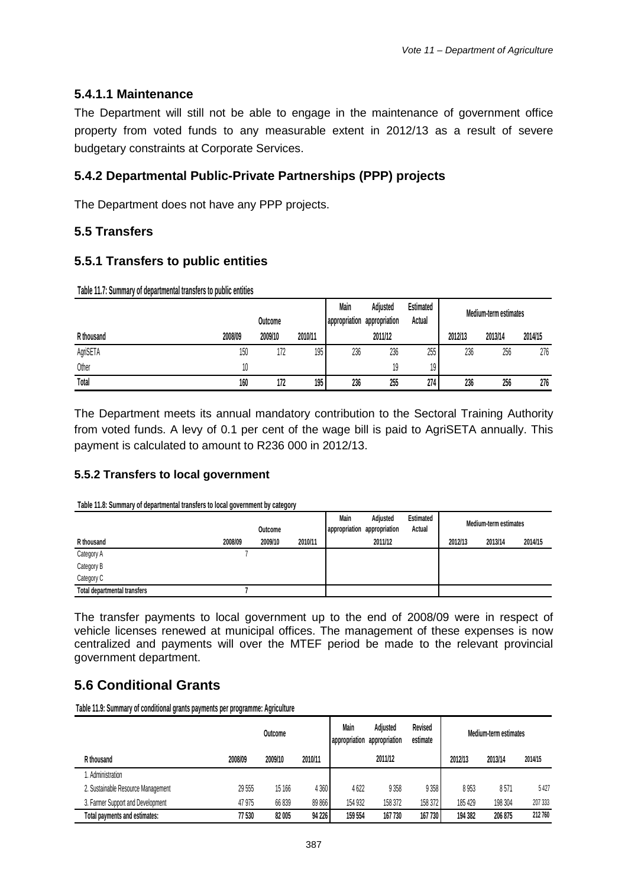#### 5.4.1.1 Maintenance

The Department will still not be able to engage in the maintenance of government office property from voted funds to any measurable extent in 2012/13 as a result of severe budgetary constraints at Corporate Services.

### 5.4.2 Departmental Public-Private Partnerships (PPP) projects

The Department does not have any PPP projects.

## 5.5 Transfers

### 5.5.1 Transfers to public entities

**Table 11.7: Summary of departmental transfers to public entities**

| | Outcome | | | Main appropriation | Adjusted appropriation | Estimated Actual | Medium-term estimates | | |
|---|---|---|---|---|---|---|---|---|---|
| R thousand | 2008/09 | 2009/10 | 2010/11 | | 2011/12 | | 2012/13 | 2013/14 | 2014/15 |
| AgriSETA | 150 | 172 | 195 | 236 | 236 | 255 | 236 | 256 | 276 |
| Other | 10 | | | | 19 | 19 | | | |
| **Total** | **160** | **172** | **195** | **236** | **255** | **274** | **236** | **256** | **276** |

The Department meets its annual mandatory contribution to the Sectoral Training Authority from voted funds. A levy of 0.1 per cent of the wage bill is paid to AgriSETA annually. This payment is calculated to amount to R236 000 in 2012/13.

### 5.5.2 Transfers to local government

**Table 11.8: Summary of departmental transfers to local government by category**

| | Outcome | | | Main appropriation | Adjusted appropriation | Estimated Actual | Medium-term estimates | | |
|---|---|---|---|---|---|---|---|---|---|
| R thousand | 2008/09 | 2009/10 | 2010/11 | | 2011/12 | | 2012/13 | 2013/14 | 2014/15 |
| Category A | 7 | | | | | | | | |
| Category B | | | | | | | | | |
| Category C | | | | | | | | | |
| **Total departmental transfers** | **7** | | | | | | | | |

The transfer payments to local government up to the end of 2008/09 were in respect of vehicle licenses renewed at municipal offices. The management of these expenses is now centralized and payments will over the MTEF period be made to the relevant provincial government department.

## 5.6 Conditional Grants

**Table 11.9: Summary of conditional grants payments per programme: Agriculture**

| | Outcome | | | Main appropriation | Adjusted appropriation | Revised estimate | Medium-term estimates | | |
|---|---|---|---|---|---|---|---|---|---|
| R thousand | 2008/09 | 2009/10 | 2010/11 | | 2011/12 | | 2012/13 | 2013/14 | 2014/15 |
| 1. Administration | | | | | | | | | |
| 2. Sustainable Resource Management | 29 555 | 15 166 | 4 360 | 4 622 | 9 358 | 9 358 | 8 953 | 8 571 | 5 427 |
| 3. Farmer Support and Development | 47 975 | 66 839 | 89 866 | 154 932 | 158 372 | 158 372 | 185 429 | 198 304 | 207 333 |
| **Total payments and estimates:** | **77 530** | **82 005** | **94 226** | **159 554** | **167 730** | **167 730** | **194 382** | **206 875** | **212 760** |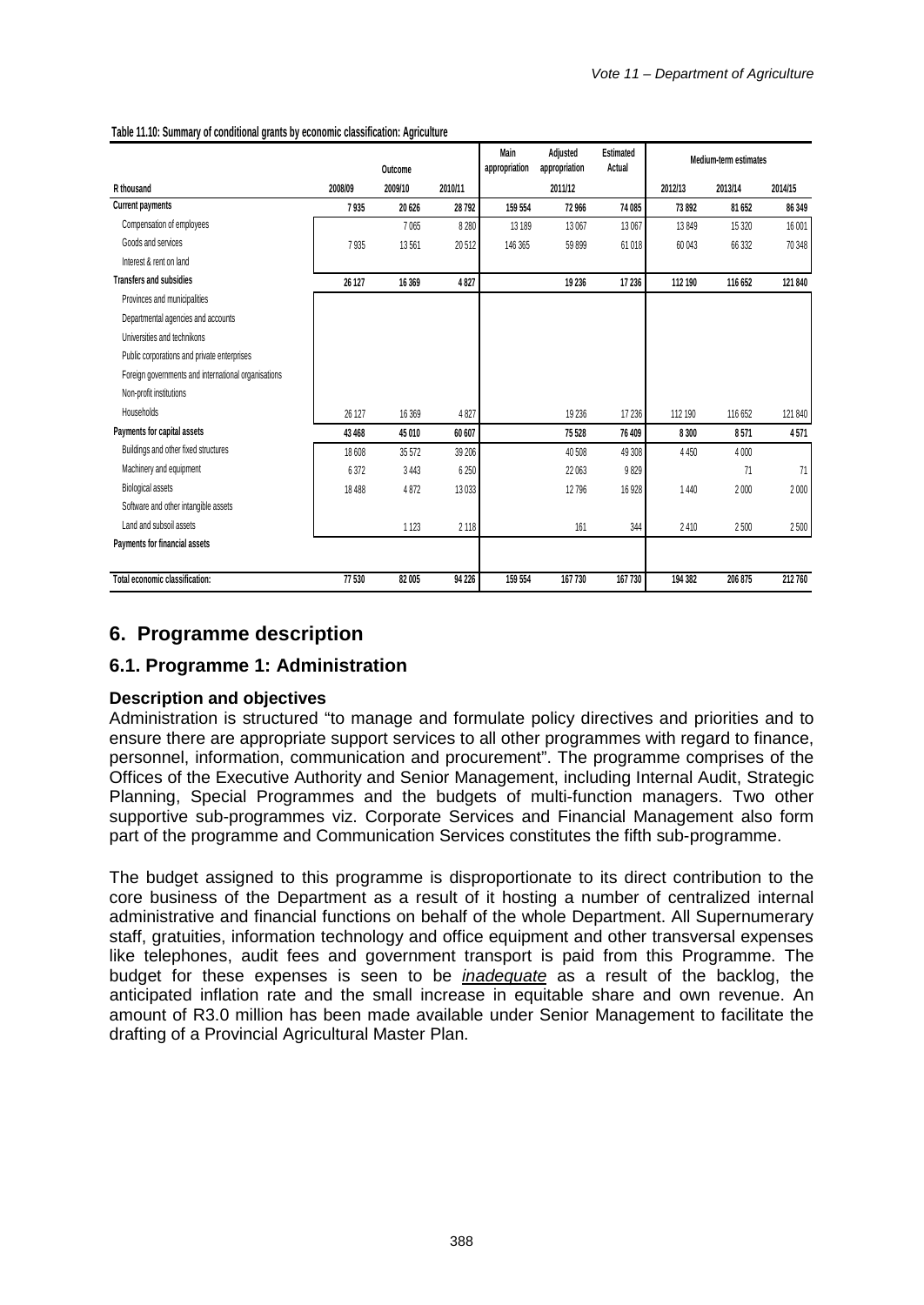**Table 11.10: Summary of conditional grants by economic classification: Agriculture**

| R thousand | Outcome | | | Main appropriation | Adjusted appropriation | Estimated Actual | Medium-term estimates | | |
|---|---|---|---|---|---|---|---|---|---|
| | 2008/09 | 2009/10 | 2010/11 | 2011/12 | | | 2012/13 | 2013/14 | 2014/15 |
| **Current payments** | **7 935** | **20 626** | **28 792** | **159 554** | **72 966** | **74 085** | **73 892** | **81 652** | **86 349** |
| Compensation of employees | | 7 065 | 8 280 | 13 189 | 13 067 | 13 067 | 13 849 | 15 320 | 16 001 |
| Goods and services | 7 935 | 13 561 | 20 512 | 146 365 | 59 899 | 61 018 | 60 043 | 66 332 | 70 348 |
| Interest & rent on land | | | | | | | | | |
| **Transfers and subsidies** | **26 127** | **16 369** | **4 827** | | **19 236** | **17 236** | **112 190** | **116 652** | **121 840** |
| Provinces and municipalities | | | | | | | | | |
| Departmental agencies and accounts | | | | | | | | | |
| Universities and technikons | | | | | | | | | |
| Public corporations and private enterprises | | | | | | | | | |
| Foreign governments and international organisations | | | | | | | | | |
| Non-profit institutions | | | | | | | | | |
| Households | 26 127 | 16 369 | 4 827 | | 19 236 | 17 236 | 112 190 | 116 652 | 121 840 |
| **Payments for capital assets** | **43 468** | **45 010** | **60 607** | | **75 528** | **76 409** | **8 300** | **8 571** | **4 571** |
| Buildings and other fixed structures | 18 608 | 35 572 | 39 206 | | 40 508 | 49 308 | 4 450 | 4 000 | |
| Machinery and equipment | 6 372 | 3 443 | 6 250 | | 22 063 | 9 829 | | 71 | 71 |
| Biological assets | 18 488 | 4 872 | 13 033 | | 12 796 | 16 928 | 1 440 | 2 000 | 2 000 |
| Software and other intangible assets | | | | | | | | | |
| Land and subsoil assets | | 1 123 | 2 118 | | 161 | 344 | 2 410 | 2 500 | 2 500 |
| **Payments for financial assets** | | | | | | | | | |
| **Total economic classification:** | **77 530** | **82 005** | **94 226** | **159 554** | **167 730** | **167 730** | **194 382** | **206 875** | **212 760** |

## 6. Programme description

### 6.1. Programme 1: Administration

#### Description and objectives

Administration is structured "to manage and formulate policy directives and priorities and to ensure there are appropriate support services to all other programmes with regard to finance, personnel, information, communication and procurement". The programme comprises of the Offices of the Executive Authority and Senior Management, including Internal Audit, Strategic Planning, Special Programmes and the budgets of multi-function managers. Two other supportive sub-programmes viz. Corporate Services and Financial Management also form part of the programme and Communication Services constitutes the fifth sub-programme.

The budget assigned to this programme is disproportionate to its direct contribution to the core business of the Department as a result of it hosting a number of centralized internal administrative and financial functions on behalf of the whole Department. All Supernumerary staff, gratuities, information technology and office equipment and other transversal expenses like telephones, audit fees and government transport is paid from this Programme. The budget for these expenses is seen to be *inadequate* as a result of the backlog, the anticipated inflation rate and the small increase in equitable share and own revenue. An amount of R3.0 million has been made available under Senior Management to facilitate the drafting of a Provincial Agricultural Master Plan.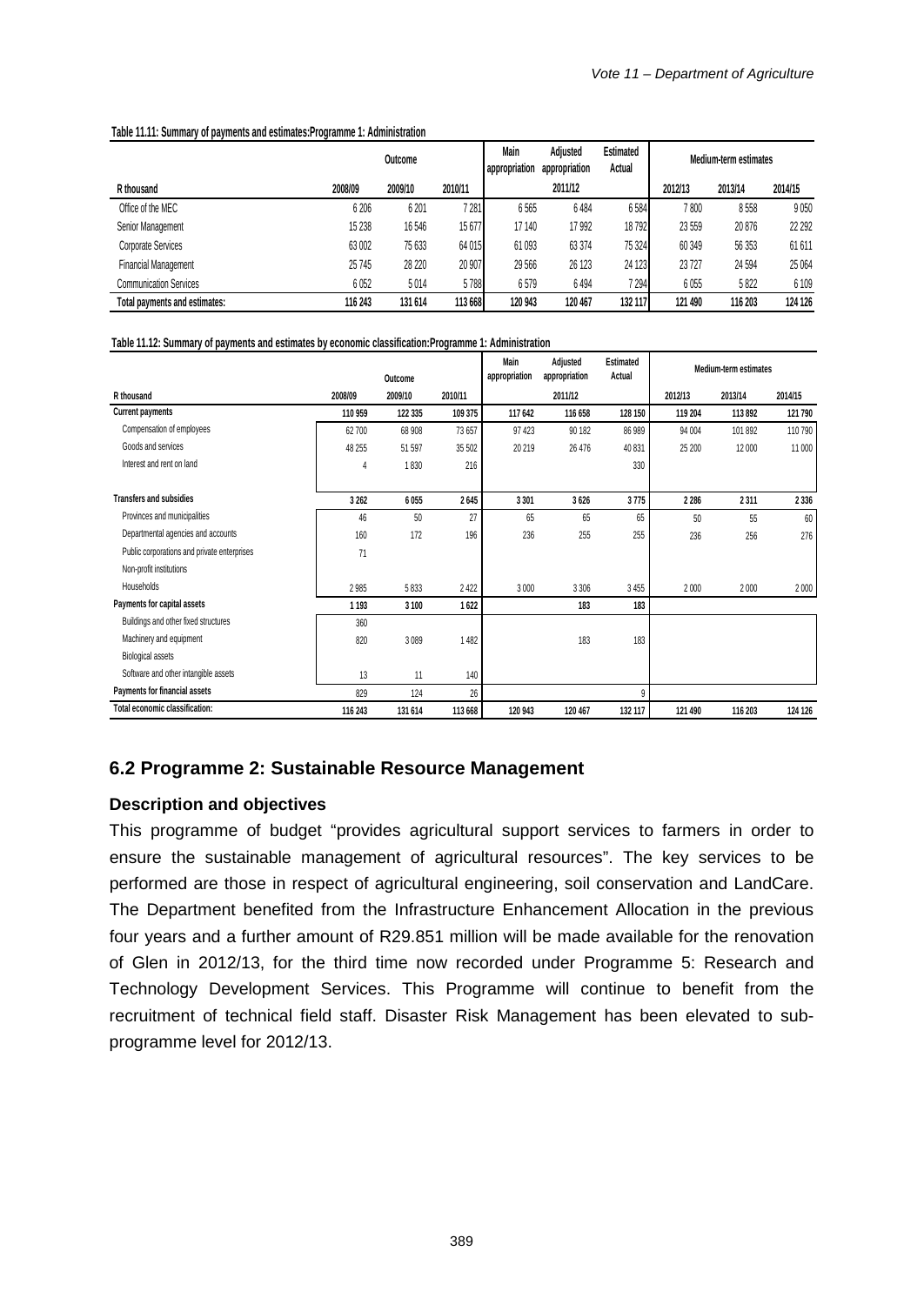**Table 11.11: Summary of payments and estimates:Programme 1: Administration**

| | Outcome | | | Main appropriation | Adjusted appropriation | Estimated Actual | Medium-term estimates | | |
|---|---|---|---|---|---|---|---|---|---|
| R thousand | 2008/09 | 2009/10 | 2010/11 | | 2011/12 | | 2012/13 | 2013/14 | 2014/15 |
| Office of the MEC | 6 206 | 6 201 | 7 281 | 6 565 | 6 484 | 6 584 | 7 800 | 8 558 | 9 050 |
| Senior Management | 15 238 | 16 546 | 15 677 | 17 140 | 17 992 | 18 792 | 23 559 | 20 876 | 22 292 |
| Corporate Services | 63 002 | 75 633 | 64 015 | 61 093 | 63 374 | 75 324 | 60 349 | 56 353 | 61 611 |
| Financial Management | 25 745 | 28 220 | 20 907 | 29 566 | 26 123 | 24 123 | 23 727 | 24 594 | 25 064 |
| Communication Services | 6 052 | 5 014 | 5 788 | 6 579 | 6 494 | 7 294 | 6 055 | 5 822 | 6 109 |
| **Total payments and estimates:** | **116 243** | **131 614** | **113 668** | **120 943** | **120 467** | **132 117** | **121 490** | **116 203** | **124 126** |

**Table 11.12: Summary of payments and estimates by economic classification:Programme 1: Administration**

| | Outcome | | | Main appropriation | Adjusted appropriation | Estimated Actual | Medium-term estimates | | |
|---|---|---|---|---|---|---|---|---|---|
| R thousand | 2008/09 | 2009/10 | 2010/11 | | 2011/12 | | 2012/13 | 2013/14 | 2014/15 |
| **Current payments** | **110 959** | **122 335** | **109 375** | **117 642** | **116 658** | **128 150** | **119 204** | **113 892** | **121 790** |
| Compensation of employees | 62 700 | 68 908 | 73 657 | 97 423 | 90 182 | 86 989 | 94 004 | 101 892 | 110 790 |
| Goods and services | 48 255 | 51 597 | 35 502 | 20 219 | 26 476 | 40 831 | 25 200 | 12 000 | 11 000 |
| Interest and rent on land | 4 | 1 830 | 216 | | | 330 | | | |
| **Transfers and subsidies** | **3 262** | **6 055** | **2 645** | **3 301** | **3 626** | **3 775** | **2 286** | **2 311** | **2 336** |
| Provinces and municipalities | 46 | 50 | 27 | 65 | 65 | 65 | 50 | 55 | 60 |
| Departmental agencies and accounts | 160 | 172 | 196 | 236 | 255 | 255 | 236 | 256 | 276 |
| Public corporations and private enterprises | 71 | | | | | | | | |
| Non-profit institutions | | | | | | | | | |
| Households | 2 985 | 5 833 | 2 422 | 3 000 | 3 306 | 3 455 | 2 000 | 2 000 | 2 000 |
| **Payments for capital assets** | **1 193** | **3 100** | **1 622** | | **183** | **183** | | | |
| Buildings and other fixed structures | 360 | | | | | | | | |
| Machinery and equipment | 820 | 3 089 | 1 482 | | 183 | 183 | | | |
| Biological assets | | | | | | | | | |
| Software and other intangible assets | 13 | 11 | 140 | | | | | | |
| **Payments for financial assets** | 829 | 124 | 26 | | | 9 | | | |
| **Total economic classification:** | **116 243** | **131 614** | **113 668** | **120 943** | **120 467** | **132 117** | **121 490** | **116 203** | **124 126** |

## 6.2 Programme 2: Sustainable Resource Management

### Description and objectives

This programme of budget "provides agricultural support services to farmers in order to ensure the sustainable management of agricultural resources". The key services to be performed are those in respect of agricultural engineering, soil conservation and LandCare. The Department benefited from the Infrastructure Enhancement Allocation in the previous four years and a further amount of R29.851 million will be made available for the renovation of Glen in 2012/13, for the third time now recorded under Programme 5: Research and Technology Development Services. This Programme will continue to benefit from the recruitment of technical field staff. Disaster Risk Management has been elevated to sub-programme level for 2012/13.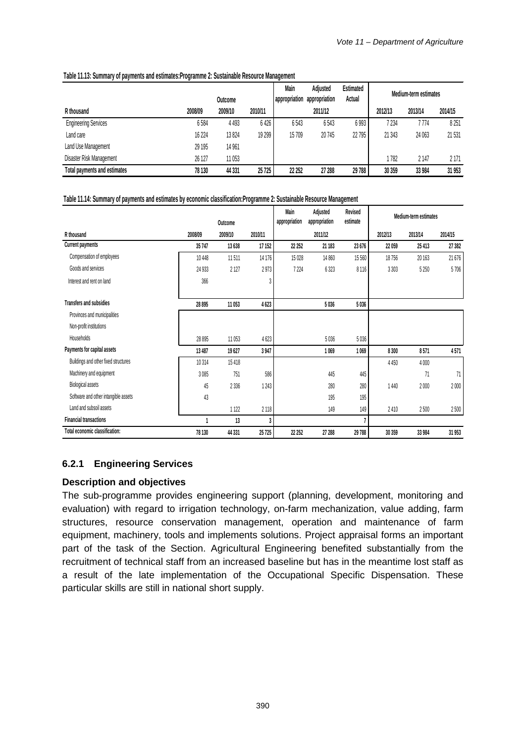Table 11.13: Summary of payments and estimates:Programme 2: Sustainable Resource Management

| R thousand | Outcome | | | Main appropriation | Adjusted appropriation | Estimated Actual | Medium-term estimates | | |
|---|---|---|---|---|---|---|---|---|---|
| | 2008/09 | 2009/10 | 2010/11 | | 2011/12 | | 2012/13 | 2013/14 | 2014/15 |
| Engineering Services | 6 584 | 4 493 | 6 426 | 6 543 | 6 543 | 6 993 | 7 234 | 7 774 | 8 251 |
| Land care | 16 224 | 13 824 | 19 299 | 15 709 | 20 745 | 22 795 | 21 343 | 24 063 | 21 531 |
| Land Use Management | 29 195 | 14 961 | | | | | | | |
| Disaster Risk Management | 26 127 | 11 053 | | | | | 1 782 | 2 147 | 2 171 |
| **Total payments and estimates** | **78 130** | **44 331** | **25 725** | **22 252** | **27 288** | **29 788** | **30 359** | **33 984** | **31 953** |

Table 11.14: Summary of payments and estimates by economic classification:Programme 2: Sustainable Resource Management

| R thousand | Outcome | | | Main appropriation | Adjusted appropriation | Revised estimate | Medium-term estimates | | |
|---|---|---|---|---|---|---|---|---|---|
| | 2008/09 | 2009/10 | 2010/11 | | 2011/12 | | 2012/13 | 2013/14 | 2014/15 |
| **Current payments** | **35 747** | **13 638** | **17 152** | **22 252** | **21 183** | **23 676** | **22 059** | **25 413** | **27 382** |
| Compensation of employees | 10 448 | 11 511 | 14 176 | 15 028 | 14 860 | 15 560 | 18 756 | 20 163 | 21 676 |
| Goods and services | 24 933 | 2 127 | 2 973 | 7 224 | 6 323 | 8 116 | 3 303 | 5 250 | 5 706 |
| Interest and rent on land | 366 | | 3 | | | | | | |
| **Transfers and subsidies** | **28 895** | **11 053** | **4 623** | | **5 036** | **5 036** | | | |
| Provinces and municipalities | | | | | | | | | |
| Non-profit institutions | | | | | | | | | |
| Households | 28 895 | 11 053 | 4 623 | | 5 036 | 5 036 | | | |
| **Payments for capital assets** | **13 487** | **19 627** | **3 947** | | **1 069** | **1 069** | **8 300** | **8 571** | **4 571** |
| Buildings and other fixed structures | 10 314 | 15 418 | | | | | 4 450 | 4 000 | |
| Machinery and equipment | 3 085 | 751 | 586 | | 445 | 445 | | 71 | 71 |
| Biological assets | 45 | 2 336 | 1 243 | | 280 | 280 | 1 440 | 2 000 | 2 000 |
| Software and other intangible assets | 43 | | | | 195 | 195 | | | |
| Land and subsoil assets | | 1 122 | 2 118 | | 149 | 149 | 2 410 | 2 500 | 2 500 |
| **Financial transactions** | **1** | **13** | **3** | | | **7** | | | |
| **Total economic classification:** | **78 130** | **44 331** | **25 725** | **22 252** | **27 288** | **29 788** | **30 359** | **33 984** | **31 953** |

### 6.2.1 Engineering Services

**Description and objectives**

The sub-programme provides engineering support (planning, development, monitoring and evaluation) with regard to irrigation technology, on-farm mechanization, value adding, farm structures, resource conservation management, operation and maintenance of farm equipment, machinery, tools and implements solutions. Project appraisal forms an important part of the task of the Section. Agricultural Engineering benefited substantially from the recruitment of technical staff from an increased baseline but has in the meantime lost staff as a result of the late implementation of the Occupational Specific Dispensation. These particular skills are still in national short supply.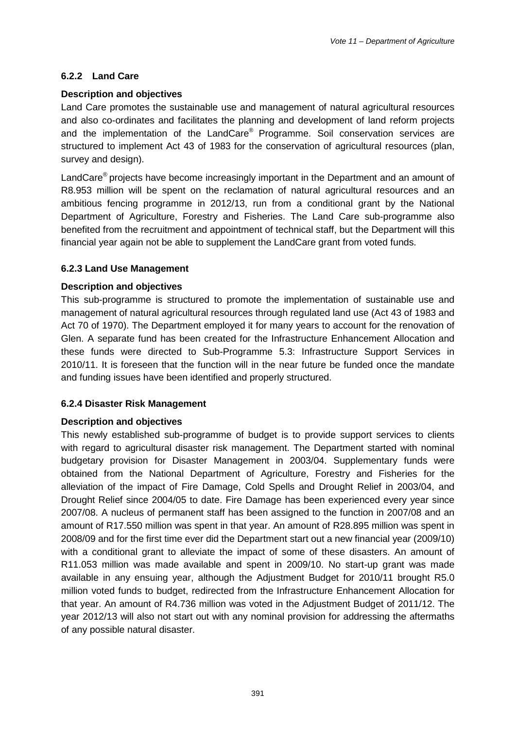### 6.2.2 Land Care

**Description and objectives**

Land Care promotes the sustainable use and management of natural agricultural resources and also co-ordinates and facilitates the planning and development of land reform projects and the implementation of the LandCare® Programme. Soil conservation services are structured to implement Act 43 of 1983 for the conservation of agricultural resources (plan, survey and design).

LandCare® projects have become increasingly important in the Department and an amount of R8.953 million will be spent on the reclamation of natural agricultural resources and an ambitious fencing programme in 2012/13, run from a conditional grant by the National Department of Agriculture, Forestry and Fisheries. The Land Care sub-programme also benefited from the recruitment and appointment of technical staff, but the Department will this financial year again not be able to supplement the LandCare grant from voted funds.

### 6.2.3 Land Use Management

**Description and objectives**

This sub-programme is structured to promote the implementation of sustainable use and management of natural agricultural resources through regulated land use (Act 43 of 1983 and Act 70 of 1970). The Department employed it for many years to account for the renovation of Glen. A separate fund has been created for the Infrastructure Enhancement Allocation and these funds were directed to Sub-Programme 5.3: Infrastructure Support Services in 2010/11. It is foreseen that the function will in the near future be funded once the mandate and funding issues have been identified and properly structured.

### 6.2.4 Disaster Risk Management

**Description and objectives**

This newly established sub-programme of budget is to provide support services to clients with regard to agricultural disaster risk management. The Department started with nominal budgetary provision for Disaster Management in 2003/04. Supplementary funds were obtained from the National Department of Agriculture, Forestry and Fisheries for the alleviation of the impact of Fire Damage, Cold Spells and Drought Relief in 2003/04, and Drought Relief since 2004/05 to date. Fire Damage has been experienced every year since 2007/08. A nucleus of permanent staff has been assigned to the function in 2007/08 and an amount of R17.550 million was spent in that year. An amount of R28.895 million was spent in 2008/09 and for the first time ever did the Department start out a new financial year (2009/10) with a conditional grant to alleviate the impact of some of these disasters. An amount of R11.053 million was made available and spent in 2009/10. No start-up grant was made available in any ensuing year, although the Adjustment Budget for 2010/11 brought R5.0 million voted funds to budget, redirected from the Infrastructure Enhancement Allocation for that year. An amount of R4.736 million was voted in the Adjustment Budget of 2011/12. The year 2012/13 will also not start out with any nominal provision for addressing the aftermaths of any possible natural disaster.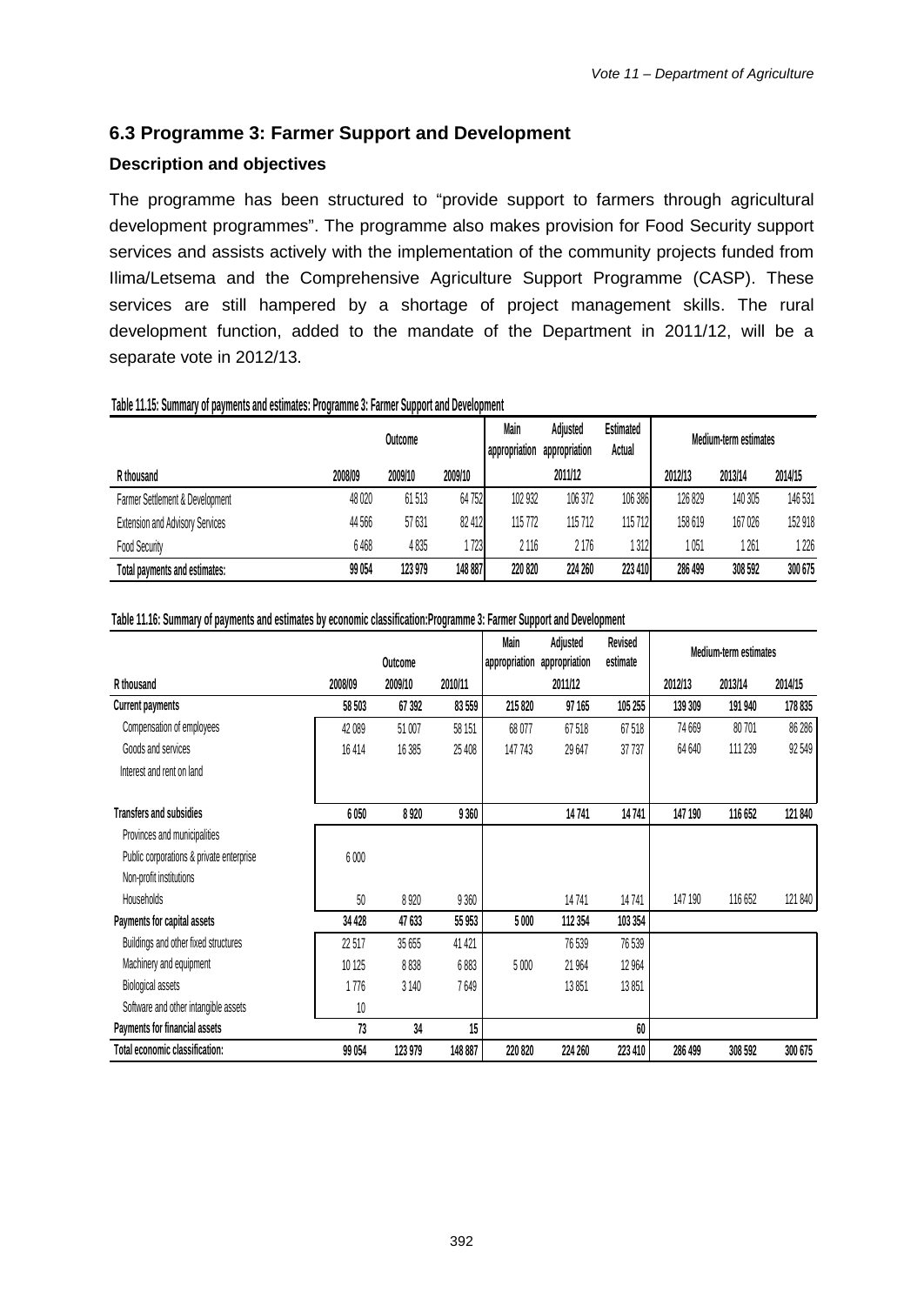## 6.3 Programme 3: Farmer Support and Development

### Description and objectives

The programme has been structured to "provide support to farmers through agricultural development programmes". The programme also makes provision for Food Security support services and assists actively with the implementation of the community projects funded from Ilima/Letsema and the Comprehensive Agriculture Support Programme (CASP). These services are still hampered by a shortage of project management skills. The rural development function, added to the mandate of the Department in 2011/12, will be a separate vote in 2012/13.

**Table 11.15: Summary of payments and estimates: Programme 3: Farmer Support and Development**

| | Outcome | | | Main appropriation | Adjusted appropriation | Estimated Actual | Medium-term estimates | | |
|---|---|---|---|---|---|---|---|---|---|
| R thousand | 2008/09 | 2009/10 | 2009/10 | | 2011/12 | | 2012/13 | 2013/14 | 2014/15 |
| Farmer Settlement & Development | 48 020 | 61 513 | 64 752 | 102 932 | 106 372 | 106 386 | 126 829 | 140 305 | 146 531 |
| Extension and Advisory Services | 44 566 | 57 631 | 82 412 | 115 772 | 115 712 | 115 712 | 158 619 | 167 026 | 152 918 |
| Food Security | 6 468 | 4 835 | 1 723 | 2 116 | 2 176 | 1 312 | 1 051 | 1 261 | 1 226 |
| **Total payments and estimates:** | **99 054** | **123 979** | **148 887** | **220 820** | **224 260** | **223 410** | **286 499** | **308 592** | **300 675** |

**Table 11.16: Summary of payments and estimates by economic classification:Programme 3: Farmer Support and Development**

| | Outcome | | | Main appropriation | Adjusted appropriation | Revised estimate | Medium-term estimates | | |
|---|---|---|---|---|---|---|---|---|---|
| R thousand | 2008/09 | 2009/10 | 2010/11 | | 2011/12 | | 2012/13 | 2013/14 | 2014/15 |
| **Current payments** | **58 503** | **67 392** | **83 559** | **215 820** | **97 165** | **105 255** | **139 309** | **191 940** | **178 835** |
| Compensation of employees | 42 089 | 51 007 | 58 151 | 68 077 | 67 518 | 67 518 | 74 669 | 80 701 | 86 286 |
| Goods and services | 16 414 | 16 385 | 25 408 | 147 743 | 29 647 | 37 737 | 64 640 | 111 239 | 92 549 |
| Interest and rent on land | | | | | | | | | |
| **Transfers and subsidies** | **6 050** | **8 920** | **9 360** | | **14 741** | **14 741** | **147 190** | **116 652** | **121 840** |
| Provinces and municipalities | | | | | | | | | |
| Public corporations & private enterprise | 6 000 | | | | | | | | |
| Non-profit institutions | | | | | | | | | |
| Households | 50 | 8 920 | 9 360 | | 14 741 | 14 741 | 147 190 | 116 652 | 121 840 |
| **Payments for capital assets** | **34 428** | **47 633** | **55 953** | **5 000** | **112 354** | **103 354** | | | |
| Buildings and other fixed structures | 22 517 | 35 655 | 41 421 | | 76 539 | 76 539 | | | |
| Machinery and equipment | 10 125 | 8 838 | 6 883 | 5 000 | 21 964 | 12 964 | | | |
| Biological assets | 1 776 | 3 140 | 7 649 | | 13 851 | 13 851 | | | |
| Software and other intangible assets | 10 | | | | | | | | |
| **Payments for financial assets** | **73** | **34** | **15** | | | **60** | | | |
| **Total economic classification:** | **99 054** | **123 979** | **148 887** | **220 820** | **224 260** | **223 410** | **286 499** | **308 592** | **300 675** |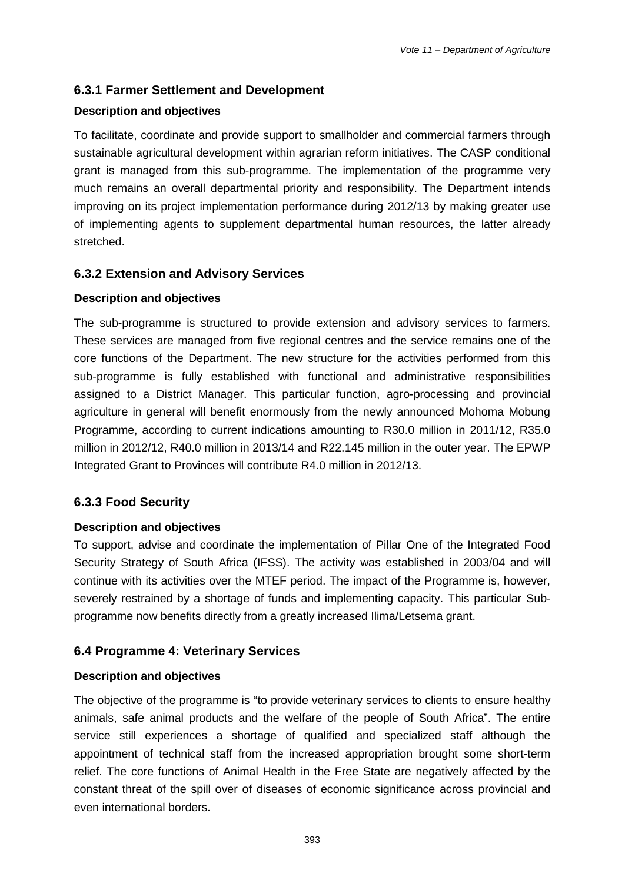### 6.3.1 Farmer Settlement and Development

**Description and objectives**

To facilitate, coordinate and provide support to smallholder and commercial farmers through sustainable agricultural development within agrarian reform initiatives. The CASP conditional grant is managed from this sub-programme. The implementation of the programme very much remains an overall departmental priority and responsibility. The Department intends improving on its project implementation performance during 2012/13 by making greater use of implementing agents to supplement departmental human resources, the latter already stretched.

### 6.3.2 Extension and Advisory Services

**Description and objectives**

The sub-programme is structured to provide extension and advisory services to farmers. These services are managed from five regional centres and the service remains one of the core functions of the Department. The new structure for the activities performed from this sub-programme is fully established with functional and administrative responsibilities assigned to a District Manager. This particular function, agro-processing and provincial agriculture in general will benefit enormously from the newly announced Mohoma Mobung Programme, according to current indications amounting to R30.0 million in 2011/12, R35.0 million in 2012/12, R40.0 million in 2013/14 and R22.145 million in the outer year. The EPWP Integrated Grant to Provinces will contribute R4.0 million in 2012/13.

### 6.3.3 Food Security

**Description and objectives**

To support, advise and coordinate the implementation of Pillar One of the Integrated Food Security Strategy of South Africa (IFSS). The activity was established in 2003/04 and will continue with its activities over the MTEF period. The impact of the Programme is, however, severely restrained by a shortage of funds and implementing capacity. This particular Sub-programme now benefits directly from a greatly increased Ilima/Letsema grant.

## 6.4 Programme 4: Veterinary Services

**Description and objectives**

The objective of the programme is "to provide veterinary services to clients to ensure healthy animals, safe animal products and the welfare of the people of South Africa". The entire service still experiences a shortage of qualified and specialized staff although the appointment of technical staff from the increased appropriation brought some short-term relief. The core functions of Animal Health in the Free State are negatively affected by the constant threat of the spill over of diseases of economic significance across provincial and even international borders.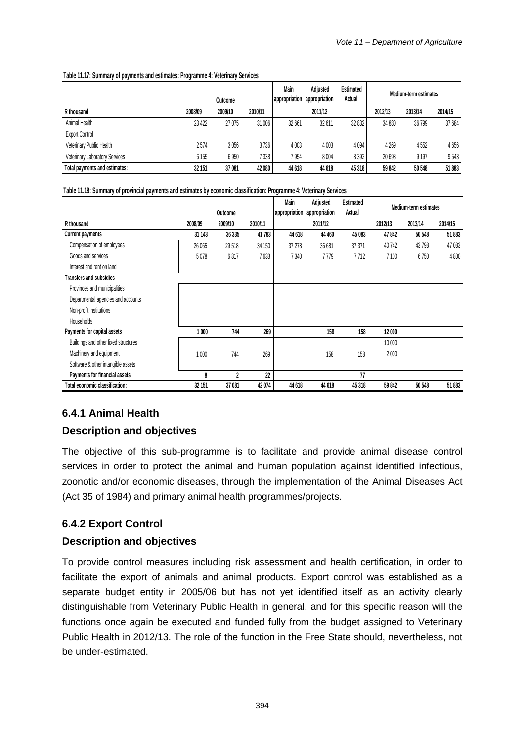**Table 11.17: Summary of payments and estimates: Programme 4: Veterinary Services**

| R thousand | Outcome | | | Main appropriation | Adjusted appropriation | Estimated Actual | Medium-term estimates | | |
|---|---|---|---|---|---|---|---|---|---|
| | 2008/09 | 2009/10 | 2010/11 | | 2011/12 | | 2012/13 | 2013/14 | 2014/15 |
| Animal Health | 23 422 | 27 075 | 31 006 | 32 661 | 32 611 | 32 832 | 34 880 | 36 799 | 37 684 |
| Export Control | | | | | | | | | |
| Veterinary Public Health | 2 574 | 3 056 | 3 736 | 4 003 | 4 003 | 4 094 | 4 269 | 4 552 | 4 656 |
| Veterinary Laboratory Services | 6 155 | 6 950 | 7 338 | 7 954 | 8 004 | 8 392 | 20 693 | 9 197 | 9 543 |
| **Total payments and estimates:** | **32 151** | **37 081** | **42 080** | **44 618** | **44 618** | **45 318** | **59 842** | **50 548** | **51 883** |

**Table 11.18: Summary of provincial payments and estimates by economic classification: Programme 4: Veterinary Services**

| R thousand | Outcome | | | Main appropriation | Adjusted appropriation | Estimated Actual | Medium-term estimates | | |
|---|---|---|---|---|---|---|---|---|---|
| | 2008/09 | 2009/10 | 2010/11 | | 2011/12 | | 2012/13 | 2013/14 | 2014/15 |
| **Current payments** | **31 143** | **36 335** | **41 783** | **44 618** | **44 460** | **45 083** | **47 842** | **50 548** | **51 883** |
| Compensation of employees | 26 065 | 29 518 | 34 150 | 37 278 | 36 681 | 37 371 | 40 742 | 43 798 | 47 083 |
| Goods and services | 5 078 | 6 817 | 7 633 | 7 340 | 7 779 | 7 712 | 7 100 | 6 750 | 4 800 |
| Interest and rent on land | | | | | | | | | |
| **Transfers and subsidies** | | | | | | | | | |
| Provinces and municipalities | | | | | | | | | |
| Departmental agencies and accounts | | | | | | | | | |
| Non-profit institutions | | | | | | | | | |
| Households | | | | | | | | | |
| **Payments for capital assets** | **1 000** | **744** | **269** | | **158** | **158** | **12 000** | | |
| Buildings and other fixed structures | | | | | | | 10 000 | | |
| Machinery and equipment | 1 000 | 744 | 269 | | 158 | 158 | 2 000 | | |
| Software & other intangible assets | | | | | | | | | |
| **Payments for financial assets** | **8** | **2** | **22** | | | **77** | | | |
| **Total economic classification:** | **32 151** | **37 081** | **42 074** | **44 618** | **44 618** | **45 318** | **59 842** | **50 548** | **51 883** |

### 6.4.1 Animal Health

### Description and objectives

The objective of this sub-programme is to facilitate and provide animal disease control services in order to protect the animal and human population against identified infectious, zoonotic and/or economic diseases, through the implementation of the Animal Diseases Act (Act 35 of 1984) and primary animal health programmes/projects.

### 6.4.2 Export Control

### Description and objectives

To provide control measures including risk assessment and health certification, in order to facilitate the export of animals and animal products. Export control was established as a separate budget entity in 2005/06 but has not yet identified itself as an activity clearly distinguishable from Veterinary Public Health in general, and for this specific reason will the functions once again be executed and funded fully from the budget assigned to Veterinary Public Health in 2012/13. The role of the function in the Free State should, nevertheless, not be under-estimated.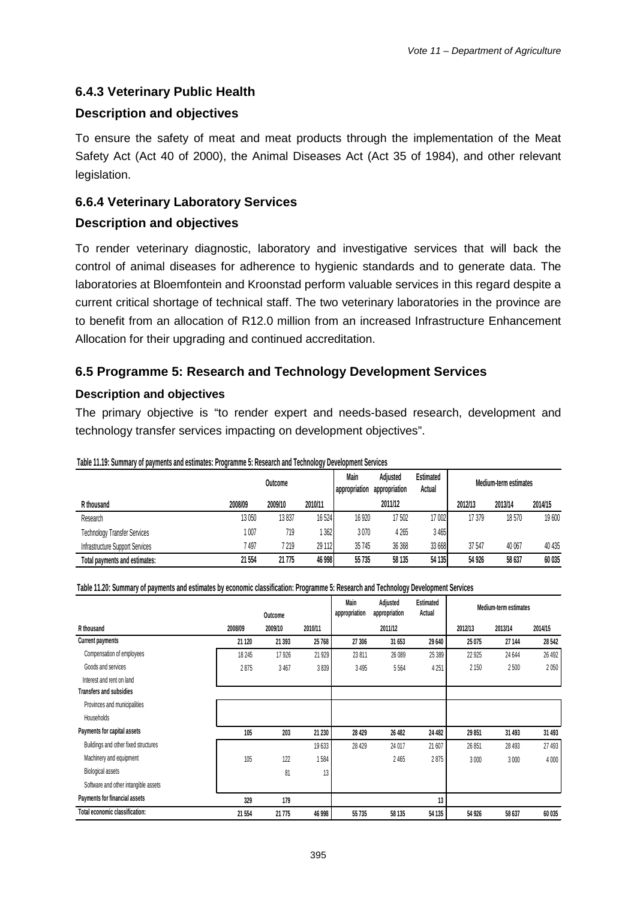### 6.4.3 Veterinary Public Health

### Description and objectives

To ensure the safety of meat and meat products through the implementation of the Meat Safety Act (Act 40 of 2000), the Animal Diseases Act (Act 35 of 1984), and other relevant legislation.

### 6.6.4 Veterinary Laboratory Services

### Description and objectives

To render veterinary diagnostic, laboratory and investigative services that will back the control of animal diseases for adherence to hygienic standards and to generate data. The laboratories at Bloemfontein and Kroonstad perform valuable services in this regard despite a current critical shortage of technical staff. The two veterinary laboratories in the province are to benefit from an allocation of R12.0 million from an increased Infrastructure Enhancement Allocation for their upgrading and continued accreditation.

## 6.5 Programme 5: Research and Technology Development Services

#### Description and objectives

The primary objective is "to render expert and needs-based research, development and technology transfer services impacting on development objectives".

**Table 11.19: Summary of payments and estimates: Programme 5: Research and Technology Development Services**

| | Outcome | | | Main appropriation | Adjusted appropriation | Estimated Actual | Medium-term estimates | | |
|---|---|---|---|---|---|---|---|---|---|
| R thousand | 2008/09 | 2009/10 | 2010/11 | | 2011/12 | | 2012/13 | 2013/14 | 2014/15 |
| Research | 13 050 | 13 837 | 16 524 | 16 920 | 17 502 | 17 002 | 17 379 | 18 570 | 19 600 |
| Technology Transfer Services | 1 007 | 719 | 1 362 | 3 070 | 4 265 | 3 465 | | | |
| Infrastructure Support Services | 7 497 | 7 219 | 29 112 | 35 745 | 36 368 | 33 668 | 37 547 | 40 067 | 40 435 |
| **Total payments and estimates:** | **21 554** | **21 775** | **46 998** | **55 735** | **58 135** | **54 135** | **54 926** | **58 637** | **60 035** |

**Table 11.20: Summary of payments and estimates by economic classification: Programme 5: Research and Technology Development Services**

| | Outcome | | | Main appropriation | Adjusted appropriation | Estimated Actual | Medium-term estimates | | |
|---|---|---|---|---|---|---|---|---|---|
| R thousand | 2008/09 | 2009/10 | 2010/11 | | 2011/12 | | 2012/13 | 2013/14 | 2014/15 |
| **Current payments** | **21 120** | **21 393** | **25 768** | **27 306** | **31 653** | **29 640** | **25 075** | **27 144** | **28 542** |
| Compensation of employees | 18 245 | 17 926 | 21 929 | 23 811 | 26 089 | 25 389 | 22 925 | 24 644 | 26 492 |
| Goods and services | 2 875 | 3 467 | 3 839 | 3 495 | 5 564 | 4 251 | 2 150 | 2 500 | 2 050 |
| Interest and rent on land | | | | | | | | | |
| **Transfers and subsidies** | | | | | | | | | |
| Provinces and municipalities | | | | | | | | | |
| Households | | | | | | | | | |
| **Payments for capital assets** | **105** | **203** | **21 230** | **28 429** | **26 482** | **24 482** | **29 851** | **31 493** | **31 493** |
| Buildings and other fixed structures | | | 19 633 | 28 429 | 24 017 | 21 607 | 26 851 | 28 493 | 27 493 |
| Machinery and equipment | 105 | 122 | 1 584 | | 2 465 | 2 875 | 3 000 | 3 000 | 4 000 |
| Biological assets | | 81 | 13 | | | | | | |
| Software and other intangible assets | | | | | | | | | |
| **Payments for financial assets** | **329** | **179** | | | | **13** | | | |
| **Total economic classification:** | **21 554** | **21 775** | **46 998** | **55 735** | **58 135** | **54 135** | **54 926** | **58 637** | **60 035** |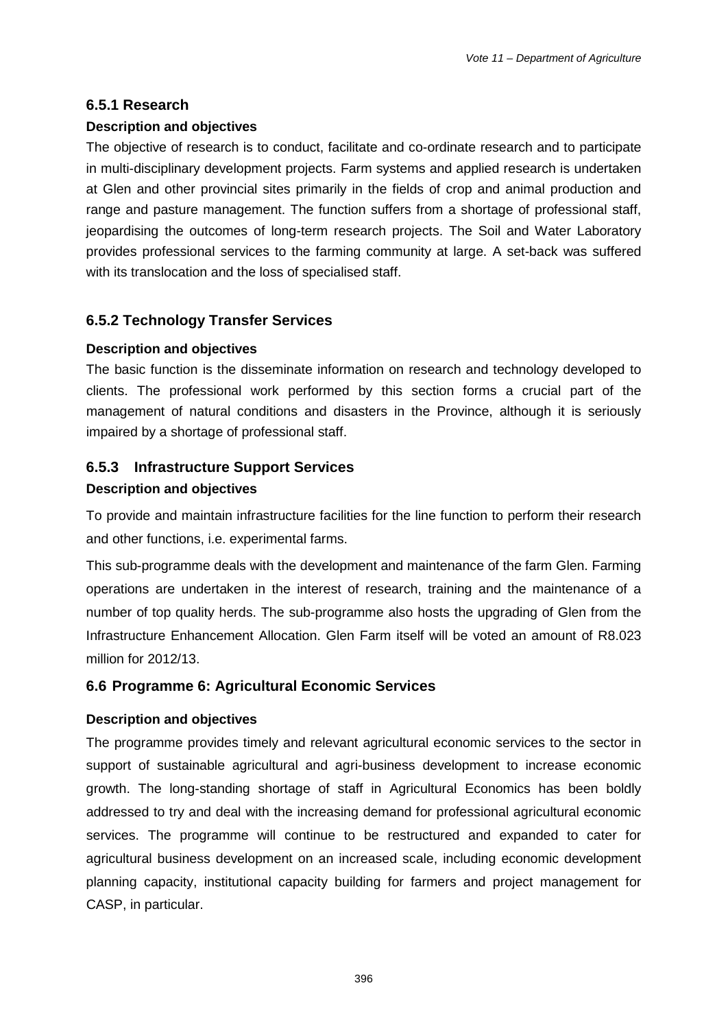### 6.5.1 Research

**Description and objectives**

The objective of research is to conduct, facilitate and co-ordinate research and to participate in multi-disciplinary development projects. Farm systems and applied research is undertaken at Glen and other provincial sites primarily in the fields of crop and animal production and range and pasture management. The function suffers from a shortage of professional staff, jeopardising the outcomes of long-term research projects. The Soil and Water Laboratory provides professional services to the farming community at large. A set-back was suffered with its translocation and the loss of specialised staff.

### 6.5.2 Technology Transfer Services

**Description and objectives**

The basic function is the disseminate information on research and technology developed to clients. The professional work performed by this section forms a crucial part of the management of natural conditions and disasters in the Province, although it is seriously impaired by a shortage of professional staff.

### 6.5.3 Infrastructure Support Services

**Description and objectives**

To provide and maintain infrastructure facilities for the line function to perform their research and other functions, i.e. experimental farms.

This sub-programme deals with the development and maintenance of the farm Glen. Farming operations are undertaken in the interest of research, training and the maintenance of a number of top quality herds. The sub-programme also hosts the upgrading of Glen from the Infrastructure Enhancement Allocation. Glen Farm itself will be voted an amount of R8.023 million for 2012/13.

## 6.6 Programme 6: Agricultural Economic Services

**Description and objectives**

The programme provides timely and relevant agricultural economic services to the sector in support of sustainable agricultural and agri-business development to increase economic growth. The long-standing shortage of staff in Agricultural Economics has been boldly addressed to try and deal with the increasing demand for professional agricultural economic services. The programme will continue to be restructured and expanded to cater for agricultural business development on an increased scale, including economic development planning capacity, institutional capacity building for farmers and project management for CASP, in particular.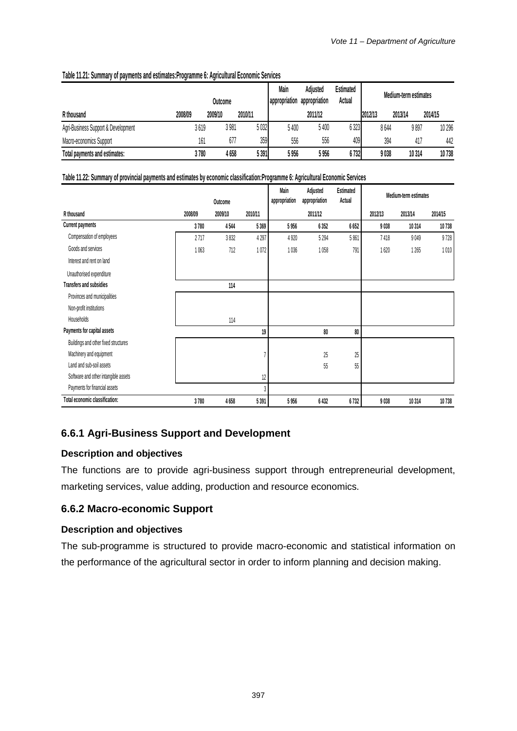Table 11.21: Summary of payments and estimates:Programme 6: Agricultural Economic Services

| R thousand | Outcome | | | Main appropriation | Adjusted appropriation | Estimated Actual | Medium-term estimates | | |
|---|---|---|---|---|---|---|---|---|---|
| | 2008/09 | 2009/10 | 2010/11 | 2011/12 | | | 2012/13 | 2013/14 | 2014/15 |
| Agri-Business Support & Development | 3 619 | 3 981 | 5 032 | 5 400 | 5 400 | 6 323 | 8 644 | 9 897 | 10 296 |
| Macro-economics Support | 161 | 677 | 359 | 556 | 556 | 409 | 394 | 417 | 442 |
| **Total payments and estimates:** | **3 780** | **4 658** | **5 391** | **5 956** | **5 956** | **6 732** | **9 038** | **10 314** | **10 738** |

Table 11.22: Summary of provincial payments and estimates by economic classification:Programme 6: Agricultural Economic Services

| R thousand | Outcome | | | Main appropriation | Adjusted appropriation | Estimated Actual | Medium-term estimates | | |
|---|---|---|---|---|---|---|---|---|---|
| | 2008/09 | 2009/10 | 2010/11 | 2011/12 | | | 2012/13 | 2013/14 | 2014/15 |
| **Current payments** | **3 780** | **4 544** | **5 369** | **5 956** | **6 352** | **6 652** | **9 038** | **10 314** | **10 738** |
| Compensation of employees | 2 717 | 3 832 | 4 297 | 4 920 | 5 294 | 5 861 | 7 418 | 9 049 | 9 728 |
| Goods and services | 1 063 | 712 | 1 072 | 1 036 | 1 058 | 791 | 1 620 | 1 265 | 1 010 |
| Interest and rent on land | | | | | | | | | |
| Unauthorised expenditure | | | | | | | | | |
| **Transfers and subsidies** | | **114** | | | | | | | |
| Provinces and municipalities | | | | | | | | | |
| Non-profit institutions | | | | | | | | | |
| Households | | 114 | | | | | | | |
| **Payments for capital assets** | | | **19** | | **80** | **80** | | | |
| Buildings and other fixed structures | | | | | | | | | |
| Machinery and equipment | | | 7 | | 25 | 25 | | | |
| Land and sub-soil assets | | | | | 55 | 55 | | | |
| Software and other intangible assets | | | 12 | | | | | | |
| Payments for financial assets | | | 3 | | | | | | |
| **Total economic classification:** | **3 780** | **4 658** | **5 391** | **5 956** | **6 432** | **6 732** | **9 038** | **10 314** | **10 738** |

### 6.6.1 Agri-Business Support and Development

**Description and objectives**

The functions are to provide agri-business support through entrepreneurial development, marketing services, value adding, production and resource economics.

### 6.6.2 Macro-economic Support

**Description and objectives**

The sub-programme is structured to provide macro-economic and statistical information on the performance of the agricultural sector in order to inform planning and decision making.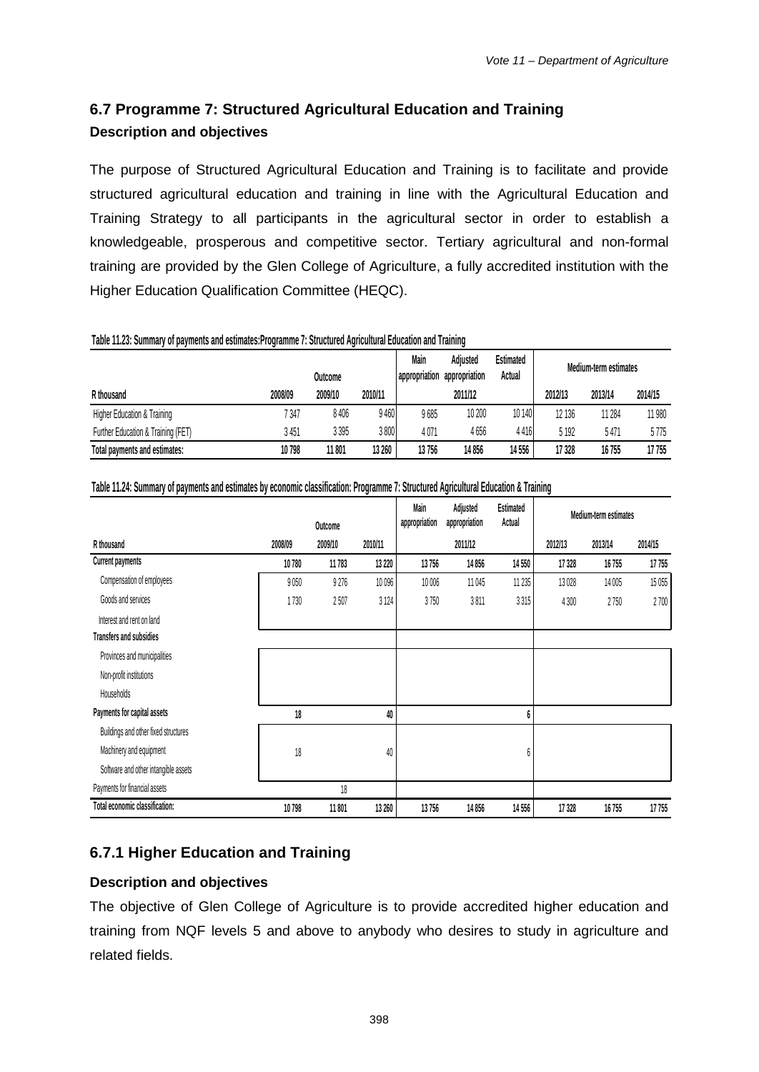## 6.7 Programme 7: Structured Agricultural Education and Training

### Description and objectives

The purpose of Structured Agricultural Education and Training is to facilitate and provide structured agricultural education and training in line with the Agricultural Education and Training Strategy to all participants in the agricultural sector in order to establish a knowledgeable, prosperous and competitive sector. Tertiary agricultural and non-formal training are provided by the Glen College of Agriculture, a fully accredited institution with the Higher Education Qualification Committee (HEQC).

**Table 11.23: Summary of payments and estimates:Programme 7: Structured Agricultural Education and Training**

| | Outcome | | | Main appropriation | Adjusted appropriation | Estimated Actual | Medium-term estimates | | |
|---|---|---|---|---|---|---|---|---|---|
| R thousand | 2008/09 | 2009/10 | 2010/11 | 2011/12 | | | 2012/13 | 2013/14 | 2014/15 |
| Higher Education & Training | 7 347 | 8 406 | 9 460 | 9 685 | 10 200 | 10 140 | 12 136 | 11 284 | 11 980 |
| Further Education & Training (FET) | 3 451 | 3 395 | 3 800 | 4 071 | 4 656 | 4 416 | 5 192 | 5 471 | 5 775 |
| **Total payments and estimates:** | **10 798** | **11 801** | **13 260** | **13 756** | **14 856** | **14 556** | **17 328** | **16 755** | **17 755** |

**Table 11.24: Summary of payments and estimates by economic classification: Programme 7: Structured Agricultural Education & Training**

| | Outcome | | | Main appropriation | Adjusted appropriation | Estimated Actual | Medium-term estimates | | |
|---|---|---|---|---|---|---|---|---|---|
| R thousand | 2008/09 | 2009/10 | 2010/11 | 2011/12 | | | 2012/13 | 2013/14 | 2014/15 |
| **Current payments** | **10 780** | **11 783** | **13 220** | **13 756** | **14 856** | **14 550** | **17 328** | **16 755** | **17 755** |
| Compensation of employees | 9 050 | 9 276 | 10 096 | 10 006 | 11 045 | 11 235 | 13 028 | 14 005 | 15 055 |
| Goods and services | 1 730 | 2 507 | 3 124 | 3 750 | 3 811 | 3 315 | 4 300 | 2 750 | 2 700 |
| Interest and rent on land | | | | | | | | | |
| **Transfers and subsidies** | | | | | | | | | |
| Provinces and municipalities | | | | | | | | | |
| Non-profit institutions | | | | | | | | | |
| Households | | | | | | | | | |
| **Payments for capital assets** | **18** | | **40** | | | **6** | | | |
| Buildings and other fixed structures | | | | | | | | | |
| Machinery and equipment | 18 | | 40 | | | 6 | | | |
| Software and other intangible assets | | | | | | | | | |
| Payments for financial assets | | 18 | | | | | | | |
| **Total economic classification:** | **10 798** | **11 801** | **13 260** | **13 756** | **14 856** | **14 556** | **17 328** | **16 755** | **17 755** |

## 6.7.1 Higher Education and Training

### Description and objectives

The objective of Glen College of Agriculture is to provide accredited higher education and training from NQF levels 5 and above to anybody who desires to study in agriculture and related fields.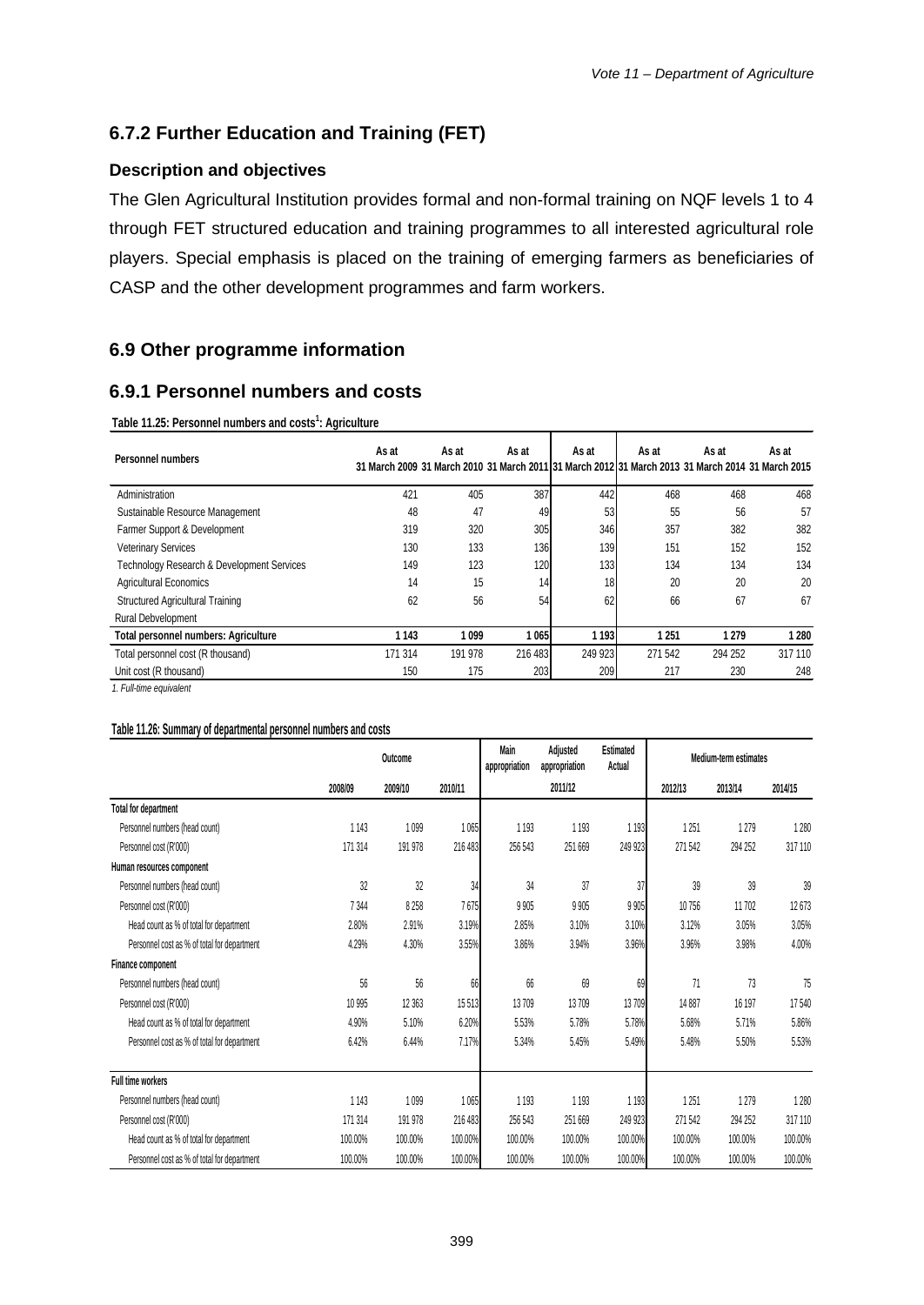## 6.7.2 Further Education and Training (FET)

### Description and objectives

The Glen Agricultural Institution provides formal and non-formal training on NQF levels 1 to 4 through FET structured education and training programmes to all interested agricultural role players. Special emphasis is placed on the training of emerging farmers as beneficiaries of CASP and the other development programmes and farm workers.

## 6.9 Other programme information

### 6.9.1 Personnel numbers and costs

**Table 11.25: Personnel numbers and costs[1]: Agriculture**

| Personnel numbers | As at 31 March 2009 | As at 31 March 2010 | As at 31 March 2011 | As at 31 March 2012 | As at 31 March 2013 | As at 31 March 2014 | As at 31 March 2015 |
|---|---|---|---|---|---|---|---|
| Administration | 421 | 405 | 387 | 442 | 468 | 468 | 468 |
| Sustainable Resource Management | 48 | 47 | 49 | 53 | 55 | 56 | 57 |
| Farmer Support & Development | 319 | 320 | 305 | 346 | 357 | 382 | 382 |
| Veterinary Services | 130 | 133 | 136 | 139 | 151 | 152 | 152 |
| Technology Research & Development Services | 149 | 123 | 120 | 133 | 134 | 134 | 134 |
| Agricultural Economics | 14 | 15 | 14 | 18 | 20 | 20 | 20 |
| Structured Agricultural Training | 62 | 56 | 54 | 62 | 66 | 67 | 67 |
| Rural Debvelopment | | | | | | | |
| **Total personnel numbers: Agriculture** | **1 143** | **1 099** | **1 065** | **1 193** | **1 251** | **1 279** | **1 280** |
| Total personnel cost (R thousand) | 171 314 | 191 978 | 216 483 | 249 923 | 271 542 | 294 252 | 317 110 |
| Unit cost (R thousand) | 150 | 175 | 203 | 209 | 217 | 230 | 248 |

*1. Full-time equivalent*

**Table 11.26: Summary of departmental personnel numbers and costs**

| | Outcome | | | Main appropriation | Adjusted appropriation | Estimated Actual | Medium-term estimates | | |
|---|---|---|---|---|---|---|---|---|---|
| | 2008/09 | 2009/10 | 2010/11 | | 2011/12 | | 2012/13 | 2013/14 | 2014/15 |
| **Total for department** | | | | | | | | | |
| Personnel numbers (head count) | 1 143 | 1 099 | 1 065 | 1 193 | 1 193 | 1 193 | 1 251 | 1 279 | 1 280 |
| Personnel cost (R'000) | 171 314 | 191 978 | 216 483 | 256 543 | 251 669 | 249 923 | 271 542 | 294 252 | 317 110 |
| **Human resources component** | | | | | | | | | |
| Personnel numbers (head count) | 32 | 32 | 34 | 34 | 37 | 37 | 39 | 39 | 39 |
| Personnel cost (R'000) | 7 344 | 8 258 | 7 675 | 9 905 | 9 905 | 9 905 | 10 756 | 11 702 | 12 673 |
| Head count as % of total for department | 2.80% | 2.91% | 3.19% | 2.85% | 3.10% | 3.10% | 3.12% | 3.05% | 3.05% |
| Personnel cost as % of total for department | 4.29% | 4.30% | 3.55% | 3.86% | 3.94% | 3.96% | 3.96% | 3.98% | 4.00% |
| **Finance component** | | | | | | | | | |
| Personnel numbers (head count) | 56 | 56 | 66 | 66 | 69 | 69 | 71 | 73 | 75 |
| Personnel cost (R'000) | 10 995 | 12 363 | 15 513 | 13 709 | 13 709 | 13 709 | 14 887 | 16 197 | 17 540 |
| Head count as % of total for department | 4.90% | 5.10% | 6.20% | 5.53% | 5.78% | 5.78% | 5.68% | 5.71% | 5.86% |
| Personnel cost as % of total for department | 6.42% | 6.44% | 7.17% | 5.34% | 5.45% | 5.49% | 5.48% | 5.50% | 5.53% |
| **Full time workers** | | | | | | | | | |
| Personnel numbers (head count) | 1 143 | 1 099 | 1 065 | 1 193 | 1 193 | 1 193 | 1 251 | 1 279 | 1 280 |
| Personnel cost (R'000) | 171 314 | 191 978 | 216 483 | 256 543 | 251 669 | 249 923 | 271 542 | 294 252 | 317 110 |
| Head count as % of total for department | 100.00% | 100.00% | 100.00% | 100.00% | 100.00% | 100.00% | 100.00% | 100.00% | 100.00% |
| Personnel cost as % of total for department | 100.00% | 100.00% | 100.00% | 100.00% | 100.00% | 100.00% | 100.00% | 100.00% | 100.00% |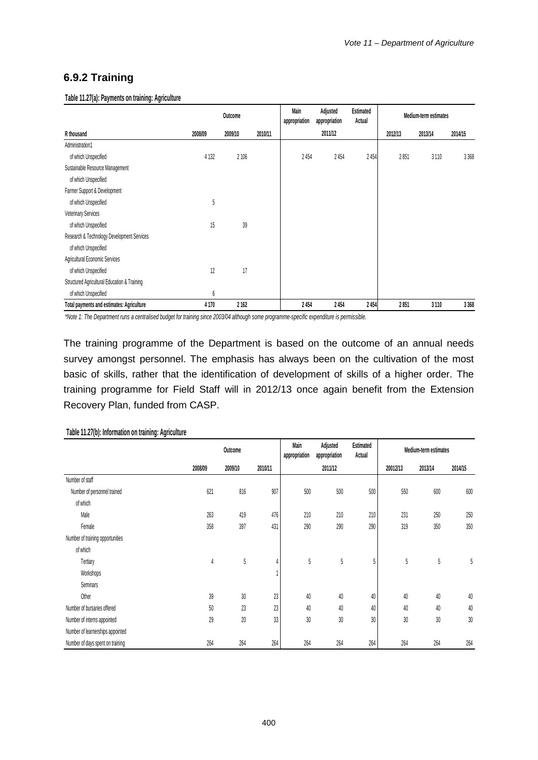## 6.9.2 Training

**Table 11.27(a): Payments on training: Agriculture**

| R thousand | Outcome | | | Main appropriation | Adjusted appropriation | Estimated Actual | Medium-term estimates | | |
|---|---|---|---|---|---|---|---|---|---|
| | 2008/09 | 2009/10 | 2010/11 | | 2011/12 | | 2012/13 | 2013/14 | 2014/15 |
| Administration1 | | | | | | | | | |
| of which Unspecified | 4 132 | 2 106 | | 2 454 | 2 454 | 2 454 | 2 851 | 3 110 | 3 368 |
| Sustainable Resource Management | | | | | | | | | |
| of which Unspecified | | | | | | | | | |
| Farmer Support & Development | | | | | | | | | |
| of which Unspecified | 5 | | | | | | | | |
| Veterinary Services | | | | | | | | | |
| of which Unspecified | 15 | 39 | | | | | | | |
| Research & Technology Development Services | | | | | | | | | |
| of which Unspecified | | | | | | | | | |
| Agricultural Economic Services | | | | | | | | | |
| of which Unspecified | 12 | 17 | | | | | | | |
| Structured Agricultural Education & Training | | | | | | | | | |
| of which Unspecified | 6 | | | | | | | | |
| **Total payments and estimates: Agriculture** | **4 170** | **2 162** | | **2 454** | **2 454** | **2 454** | **2 851** | **3 110** | **3 368** |

*\*Note 1: The Department runs a centralised budget for training since 2003/04 although some programme-specific expenditure is permissible.*

The training programme of the Department is based on the outcome of an annual needs survey amongst personnel. The emphasis has always been on the cultivation of the most basic of skills, rather that the identification of development of skills of a higher order. The training programme for Field Staff will in 2012/13 once again benefit from the Extension Recovery Plan, funded from CASP.

**Table 11.27(b): Information on training: Agriculture**

| | Outcome | | | Main appropriation | Adjusted appropriation | Estimated Actual | Medium-term estimates | | |
|---|---|---|---|---|---|---|---|---|---|
| | 2008/09 | 2009/10 | 2010/11 | | 2011/12 | | 20012/13 | 2013/14 | 2014/15 |
| Number of staff | | | | | | | | | |
| Number of personnel trained | 621 | 816 | 907 | 500 | 500 | 500 | 550 | 600 | 600 |
| of which | | | | | | | | | |
| Male | 263 | 419 | 476 | 210 | 210 | 210 | 231 | 250 | 250 |
| Female | 358 | 397 | 431 | 290 | 290 | 290 | 319 | 350 | 350 |
| Number of training opportunities | | | | | | | | | |
| of which | | | | | | | | | |
| Tertiary | 4 | 5 | 4 | 5 | 5 | 5 | 5 | 5 | 5 |
| Workshops | | | 1 | | | | | | |
| Seminars | | | | | | | | | |
| Other | 39 | 30 | 23 | 40 | 40 | 40 | 40 | 40 | 40 |
| Number of bursaries offered | 50 | 23 | 23 | 40 | 40 | 40 | 40 | 40 | 40 |
| Number of interns appointed | 29 | 20 | 33 | 30 | 30 | 30 | 30 | 30 | 30 |
| Number of learnerships appointed | | | | | | | | | |
| Number of days spent on training | 264 | 264 | 264 | 264 | 264 | 264 | 264 | 264 | 264 |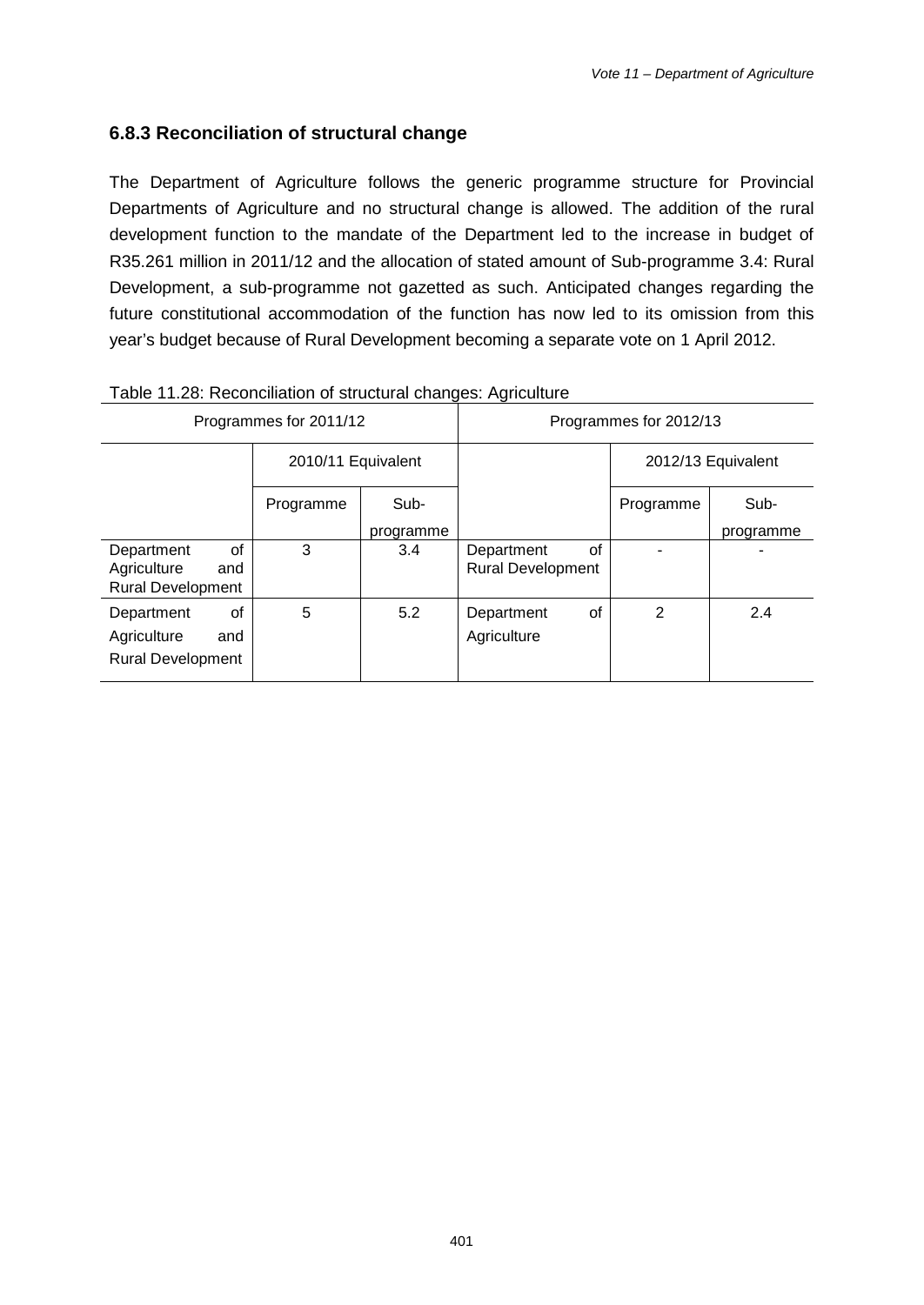### 6.8.3 Reconciliation of structural change

The Department of Agriculture follows the generic programme structure for Provincial Departments of Agriculture and no structural change is allowed. The addition of the rural development function to the mandate of the Department led to the increase in budget of R35.261 million in 2011/12 and the allocation of stated amount of Sub-programme 3.4: Rural Development, a sub-programme not gazetted as such. Anticipated changes regarding the future constitutional accommodation of the function has now led to its omission from this year's budget because of Rural Development becoming a separate vote on 1 April 2012.

Table 11.28: Reconciliation of structural changes: Agriculture

| Programmes for 2011/12 | | | Programmes for 2012/13 | | |
|---|---|---|---|---|---|
| | 2010/11 Equivalent | | | 2012/13 Equivalent | |
| | Programme | Sub-programme | | Programme | Sub-programme |
| Department of Agriculture and Rural Development | 3 | 3.4 | Department of Rural Development | - | - |
| Department of Agriculture and Rural Development | 5 | 5.2 | Department of Agriculture | 2 | 2.4 |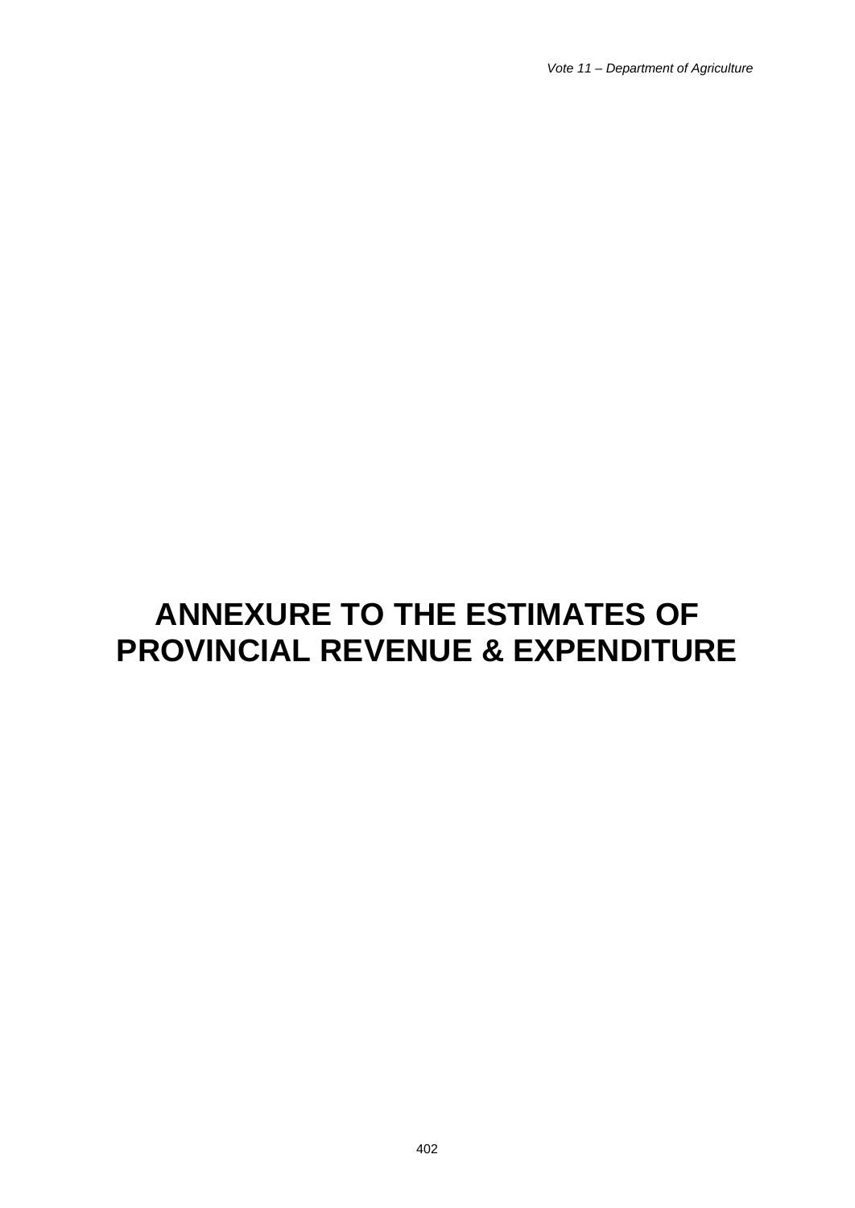# ANNEXURE TO THE ESTIMATES OF PROVINCIAL REVENUE & EXPENDITURE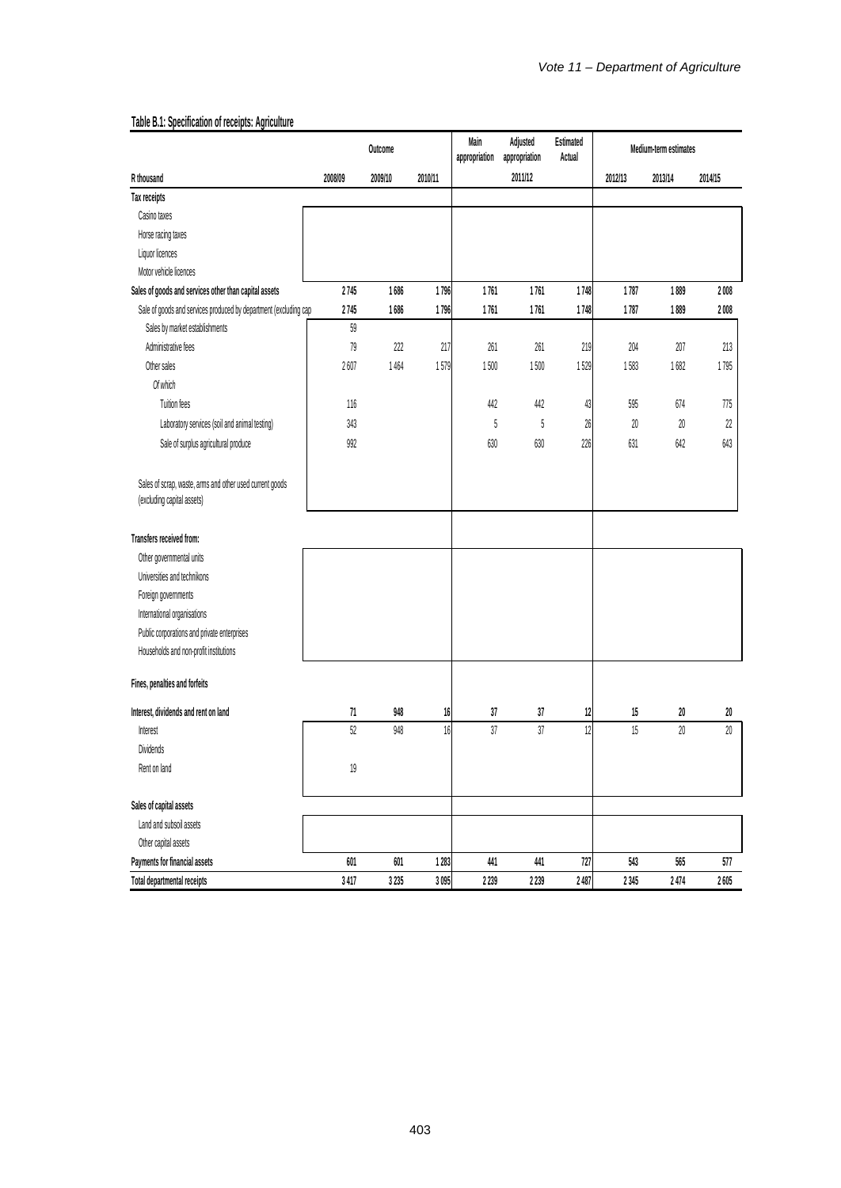**Table B.1: Specification of receipts: Agriculture**

| R thousand | Outcome | | | Main appropriation | Adjusted appropriation | Estimated Actual | Medium-term estimates | | |
|---|---|---|---|---|---|---|---|---|---|
| | 2008/09 | 2009/10 | 2010/11 | | 2011/12 | | 2012/13 | 2013/14 | 2014/15 |
| **Tax receipts** | | | | | | | | | |
| Casino taxes | | | | | | | | | |
| Horse racing taxes | | | | | | | | | |
| Liquor licences | | | | | | | | | |
| Motor vehicle licences | | | | | | | | | |
| **Sales of goods and services other than capital assets** | **2 745** | **1 686** | **1 796** | **1 761** | **1 761** | **1 748** | **1 787** | **1 889** | **2 008** |
| Sale of goods and services produced by department (excluding cap | 2 745 | 1 686 | 1 796 | 1 761 | 1 761 | 1 748 | 1 787 | 1 889 | 2 008 |
| Sales by market establishments | 59 | | | | | | | | |
| Administrative fees | 79 | 222 | 217 | 261 | 261 | 219 | 204 | 207 | 213 |
| Other sales | 2 607 | 1 464 | 1 579 | 1 500 | 1 500 | 1 529 | 1 583 | 1 682 | 1 795 |
| *Of which* | | | | | | | | | |
| Tuition fees | 116 | | | 442 | 442 | 43 | 595 | 674 | 775 |
| Laboratory services (soil and animal testing) | 343 | | | 5 | 5 | 26 | 20 | 20 | 22 |
| Sale of surplus agricultural produce | 992 | | | 630 | 630 | 226 | 631 | 642 | 643 |
| Sales of scrap, waste, arms and other used current goods (excluding capital assets) | | | | | | | | | |
| **Transfers received from:** | | | | | | | | | |
| Other governmental units | | | | | | | | | |
| Universities and technikons | | | | | | | | | |
| Foreign governments | | | | | | | | | |
| International organisations | | | | | | | | | |
| Public corporations and private enterprises | | | | | | | | | |
| Households and non-profit institutions | | | | | | | | | |
| **Fines, penalties and forfeits** | | | | | | | | | |
| **Interest, dividends and rent on land** | **71** | **948** | **16** | **37** | **37** | **12** | **15** | **20** | **20** |
| Interest | 52 | 948 | 16 | 37 | 37 | 12 | 15 | 20 | 20 |
| Dividends | | | | | | | | | |
| Rent on land | 19 | | | | | | | | |
| **Sales of capital assets** | | | | | | | | | |
| Land and subsoil assets | | | | | | | | | |
| Other capital assets | | | | | | | | | |
| **Payments for financial assets** | **601** | **601** | **1 283** | **441** | **441** | **727** | **543** | **565** | **577** |
| **Total departmental receipts** | **3 417** | **3 235** | **3 095** | **2 239** | **2 239** | **2 487** | **2 345** | **2 474** | **2 605** |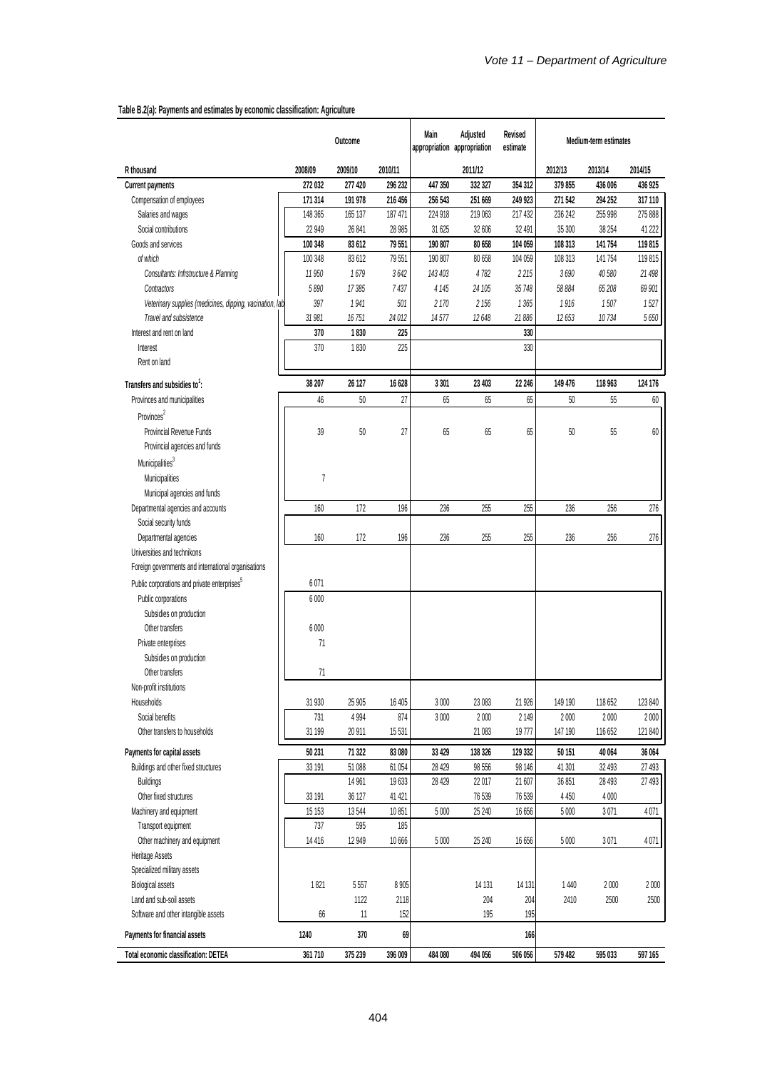**Table B.2(a): Payments and estimates by economic classification: Agriculture**

| R thousand | Outcome | | | Main appropriation | Adjusted appropriation | Revised estimate | Medium-term estimates | | |
|---|---|---|---|---|---|---|---|---|---|
| | 2008/09 | 2009/10 | 2010/11 | | 2011/12 | | 2012/13 | 2013/14 | 2014/15 |
| **Current payments** | **272 032** | **277 420** | **296 232** | **447 350** | **332 327** | **354 312** | **379 855** | **436 006** | **436 925** |
| Compensation of employees | **171 314** | **191 978** | **216 456** | **256 543** | **251 669** | **249 923** | **271 542** | **294 252** | **317 110** |
| Salaries and wages | 148 365 | 165 137 | 187 471 | 224 918 | 219 063 | 217 432 | 236 242 | 255 998 | 275 888 |
| Social contributions | 22 949 | 26 841 | 28 985 | 31 625 | 32 606 | 32 491 | 35 300 | 38 254 | 41 222 |
| Goods and services | **100 348** | **83 612** | **79 551** | **190 807** | **80 658** | **104 059** | **108 313** | **141 754** | **119 815** |
| *of which* | 100 348 | 83 612 | 79 551 | 190 807 | 80 658 | 104 059 | 108 313 | 141 754 | 119 815 |
| *Consultants: Infrstructure & Planning* | *11 950* | *1 679* | *3 642* | *143 403* | *4 782* | *2 215* | *3 690* | *40 580* | *21 498* |
| *Contractors* | *5 890* | *17 385* | *7 437* | *4 145* | *24 105* | *35 748* | *58 884* | *65 208* | *69 901* |
| *Veterinary supplies (medicines, dipping, vacination, lab* | *397* | *1 941* | *501* | *2 170* | *2 156* | *1 365* | *1 916* | *1 507* | *1 527* |
| *Travel and subsistence* | *31 981* | *16 751* | *24 012* | *14 577* | *12 648* | *21 886* | *12 653* | *10 734* | *5 650* |
| Interest and rent on land | **370** | **1 830** | **225** | | | **330** | | | |
| Interest | 370 | 1 830 | 225 | | | 330 | | | |
| Rent on land | | | | | | | | | |
| **Transfers and subsidies to[1]:** | **38 207** | **26 127** | **16 628** | **3 301** | **23 403** | **22 246** | **149 476** | **118 963** | **124 176** |
| Provinces and municipalities | 46 | 50 | 27 | 65 | 65 | 65 | 50 | 55 | 60 |
| Provinces[2] | | | | | | | | | |
| Provincial Revenue Funds | 39 | 50 | 27 | 65 | 65 | 65 | 50 | 55 | 60 |
| Provincial agencies and funds | | | | | | | | | |
| Municipalities[3] | | | | | | | | | |
| Municipalities | 7 | | | | | | | | |
| Municipal agencies and funds | | | | | | | | | |
| Departmental agencies and accounts | 160 | 172 | 196 | 236 | 255 | 255 | 236 | 256 | 276 |
| Social security funds | | | | | | | | | |
| Departmental agencies | 160 | 172 | 196 | 236 | 255 | 255 | 236 | 256 | 276 |
| Universities and technikons | | | | | | | | | |
| Foreign governments and international organisations | | | | | | | | | |
| Public corporations and private enterprises[5] | 6 071 | | | | | | | | |
| Public corporations | 6 000 | | | | | | | | |
| Subsidies on production | | | | | | | | | |
| Other transfers | 6 000 | | | | | | | | |
| Private enterprises | 71 | | | | | | | | |
| Subsidies on production | | | | | | | | | |
| Other transfers | 71 | | | | | | | | |
| Non-profit institutions | | | | | | | | | |
| Households | 31 930 | 25 905 | 16 405 | 3 000 | 23 083 | 21 926 | 149 190 | 118 652 | 123 840 |
| Social benefits | 731 | 4 994 | 874 | 3 000 | 2 000 | 2 149 | 2 000 | 2 000 | 2 000 |
| Other transfers to households | 31 199 | 20 911 | 15 531 | | 21 083 | 19 777 | 147 190 | 116 652 | 121 840 |
| **Payments for capital assets** | **50 231** | **71 322** | **83 080** | **33 429** | **138 326** | **129 332** | **50 151** | **40 064** | **36 064** |
| Buildings and other fixed structures | 33 191 | 51 088 | 61 054 | 28 429 | 98 556 | 98 146 | 41 301 | 32 493 | 27 493 |
| Buildings | | 14 961 | 19 633 | 28 429 | 22 017 | 21 607 | 36 851 | 28 493 | 27 493 |
| Other fixed structures | 33 191 | 36 127 | 41 421 | | 76 539 | 76 539 | 4 450 | 4 000 | |
| Machinery and equipment | 15 153 | 13 544 | 10 851 | 5 000 | 25 240 | 16 656 | 5 000 | 3 071 | 4 071 |
| Transport equipment | 737 | 595 | 185 | | | | | | |
| Other machinery and equipment | 14 416 | 12 949 | 10 666 | 5 000 | 25 240 | 16 656 | 5 000 | 3 071 | 4 071 |
| Heritage Assets | | | | | | | | | |
| Specialized military assets | | | | | | | | | |
| Biological assets | 1 821 | 5 557 | 8 905 | | 14 131 | 14 131 | 1 440 | 2 000 | 2 000 |
| Land and sub-soil assets | | 1122 | 2118 | | 204 | 204 | 2410 | 2500 | 2500 |
| Software and other intangible assets | 66 | 11 | 152 | | 195 | 195 | | | |
| **Payments for financial assets** | **1240** | **370** | **69** | | | **166** | | | |
| **Total economic classification: DETEA** | **361 710** | **375 239** | **396 009** | **484 080** | **494 056** | **506 056** | **579 482** | **595 033** | **597 165** |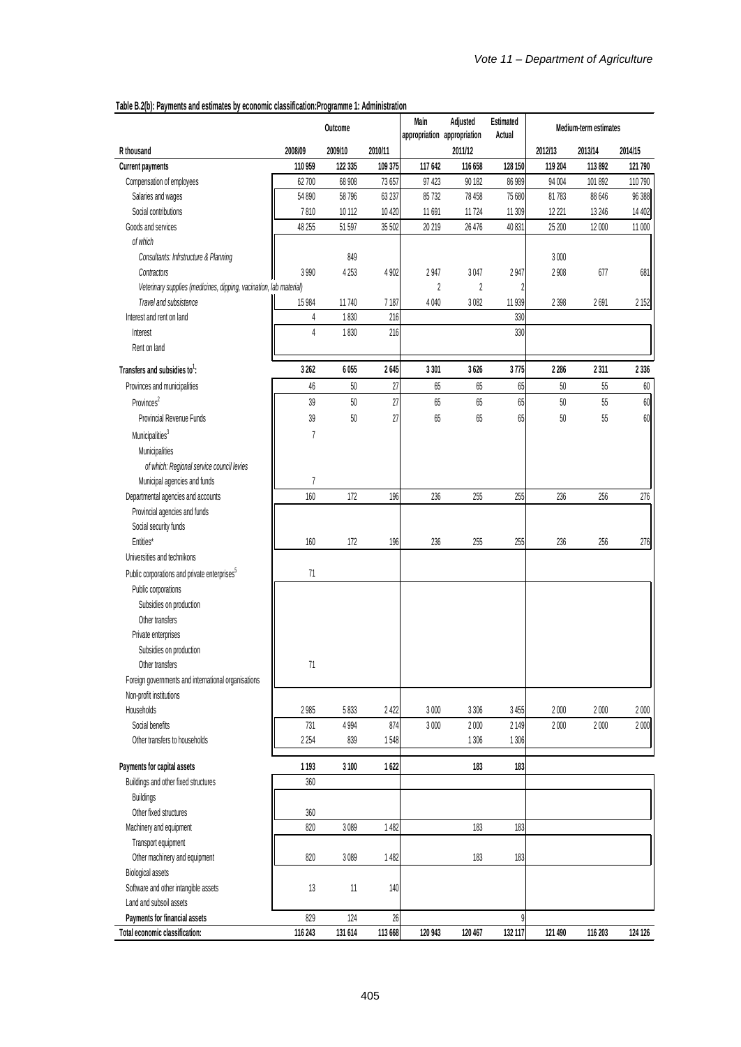**Table B.2(b): Payments and estimates by economic classification:Programme 1: Administration**

| | Outcome | | | Main appropriation | Adjusted appropriation | Estimated Actual | Medium-term estimates | | |
|---|---|---|---|---|---|---|---|---|---|
| R thousand | 2008/09 | 2009/10 | 2010/11 | 2011/12 | | | 2012/13 | 2013/14 | 2014/15 |
| **Current payments** | **110 959** | **122 335** | **109 375** | **117 642** | **116 658** | **128 150** | **119 204** | **113 892** | **121 790** |
| Compensation of employees | 62 700 | 68 908 | 73 657 | 97 423 | 90 182 | 86 989 | 94 004 | 101 892 | 110 790 |
| Salaries and wages | 54 890 | 58 796 | 63 237 | 85 732 | 78 458 | 75 680 | 81 783 | 88 646 | 96 388 |
| Social contributions | 7 810 | 10 112 | 10 420 | 11 691 | 11 724 | 11 309 | 12 221 | 13 246 | 14 402 |
| Goods and services | 48 255 | 51 597 | 35 502 | 20 219 | 26 476 | 40 831 | 25 200 | 12 000 | 11 000 |
| *of which* | | | | | | | | | |
| *Consultants: Infrstructure & Planning* | | 849 | | | | | 3 000 | | |
| *Contractors* | 3 990 | 4 253 | 4 902 | 2 947 | 3 047 | 2 947 | 2 908 | 677 | 681 |
| *Veterinary supplies (medicines, dipping, vacination, lab material)* | | | | 2 | 2 | 2 | | | |
| *Travel and subsistence* | 15 984 | 11 740 | 7 187 | 4 040 | 3 082 | 11 939 | 2 398 | 2 691 | 2 152 |
| Interest and rent on land | 4 | 1 830 | 216 | | | 330 | | | |
| Interest | 4 | 1 830 | 216 | | | 330 | | | |
| Rent on land | | | | | | | | | |
| **Transfers and subsidies to[1]:** | **3 262** | **6 055** | **2 645** | **3 301** | **3 626** | **3 775** | **2 286** | **2 311** | **2 336** |
| Provinces and municipalities | 46 | 50 | 27 | 65 | 65 | 65 | 50 | 55 | 60 |
| Provinces[2] | 39 | 50 | 27 | 65 | 65 | 65 | 50 | 55 | 60 |
| Provincial Revenue Funds | 39 | 50 | 27 | 65 | 65 | 65 | 50 | 55 | 60 |
| Municipalities[3] | 7 | | | | | | | | |
| Municipalities | | | | | | | | | |
| *of which: Regional service council levies* | | | | | | | | | |
| Municipal agencies and funds | 7 | | | | | | | | |
| Departmental agencies and accounts | 160 | 172 | 196 | 236 | 255 | 255 | 236 | 256 | 276 |
| Provincial agencies and funds | | | | | | | | | |
| Social security funds | | | | | | | | | |
| Entities* | 160 | 172 | 196 | 236 | 255 | 255 | 236 | 256 | 276 |
| Universities and technikons | | | | | | | | | |
| Public corporations and private enterprises[5] | 71 | | | | | | | | |
| Public corporations | | | | | | | | | |
| Subsidies on production | | | | | | | | | |
| Other transfers | | | | | | | | | |
| Private enterprises | | | | | | | | | |
| Subsidies on production | | | | | | | | | |
| Other transfers | 71 | | | | | | | | |
| Foreign governments and international organisations | | | | | | | | | |
| Non-profit institutions | | | | | | | | | |
| Households | 2 985 | 5 833 | 2 422 | 3 000 | 3 306 | 3 455 | 2 000 | 2 000 | 2 000 |
| Social benefits | 731 | 4 994 | 874 | 3 000 | 2 000 | 2 149 | 2 000 | 2 000 | 2 000 |
| Other transfers to households | 2 254 | 839 | 1 548 | | 1 306 | 1 306 | | | |
| **Payments for capital assets** | **1 193** | **3 100** | **1 622** | | **183** | **183** | | | |
| Buildings and other fixed structures | 360 | | | | | | | | |
| Buildings | | | | | | | | | |
| Other fixed structures | 360 | | | | | | | | |
| Machinery and equipment | 820 | 3 089 | 1 482 | | 183 | 183 | | | |
| Transport equipment | | | | | | | | | |
| Other machinery and equipment | 820 | 3 089 | 1 482 | | 183 | 183 | | | |
| Biological assets | | | | | | | | | |
| Software and other intangible assets | 13 | 11 | 140 | | | | | | |
| Land and subsoil assets | | | | | | | | | |
| **Payments for financial assets** | 829 | 124 | 26 | | | 9 | | | |
| **Total economic classification:** | **116 243** | **131 614** | **113 668** | **120 943** | **120 467** | **132 117** | **121 490** | **116 203** | **124 126** |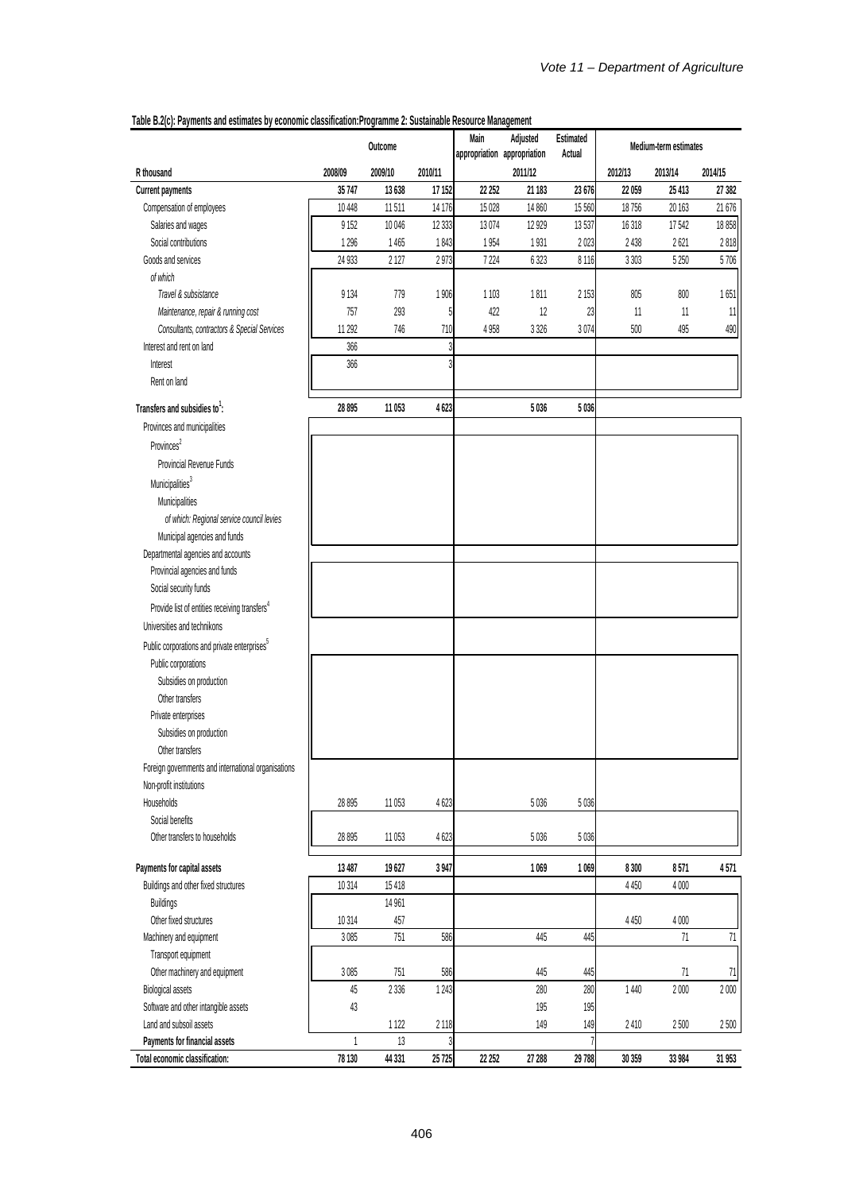**Table B.2(c): Payments and estimates by economic classification:Programme 2: Sustainable Resource Management**

| R thousand | Outcome | | | Main appropriation | Adjusted appropriation | Estimated Actual | Medium-term estimates | | |
|---|---|---|---|---|---|---|---|---|---|
| | 2008/09 | 2009/10 | 2010/11 | | 2011/12 | | 2012/13 | 2013/14 | 2014/15 |
| **Current payments** | **35 747** | **13 638** | **17 152** | **22 252** | **21 183** | **23 676** | **22 059** | **25 413** | **27 382** |
| Compensation of employees | 10 448 | 11 511 | 14 176 | 15 028 | 14 860 | 15 560 | 18 756 | 20 163 | 21 676 |
| Salaries and wages | 9 152 | 10 046 | 12 333 | 13 074 | 12 929 | 13 537 | 16 318 | 17 542 | 18 858 |
| Social contributions | 1 296 | 1 465 | 1 843 | 1 954 | 1 931 | 2 023 | 2 438 | 2 621 | 2 818 |
| Goods and services | 24 933 | 2 127 | 2 973 | 7 224 | 6 323 | 8 116 | 3 303 | 5 250 | 5 706 |
| *of which* | | | | | | | | | |
| *Travel & subsistance* | 9 134 | 779 | 1 906 | 1 103 | 1 811 | 2 153 | 805 | 800 | 1 651 |
| *Maintenance, repair & running cost* | 757 | 293 | 5 | 422 | 12 | 23 | 11 | 11 | 11 |
| *Consultants, contractors & Special Services* | 11 292 | 746 | 710 | 4 958 | 3 326 | 3 074 | 500 | 495 | 490 |
| Interest and rent on land | 366 | | 3 | | | | | | |
| Interest | 366 | | 3 | | | | | | |
| Rent on land | | | | | | | | | |
| **Transfers and subsidies to[1]:** | **28 895** | **11 053** | **4 623** | | **5 036** | **5 036** | | | |
| Provinces and municipalities | | | | | | | | | |
| Provinces[2] | | | | | | | | | |
| Provincial Revenue Funds | | | | | | | | | |
| Municipalities[3] | | | | | | | | | |
| Municipalities | | | | | | | | | |
| *of which: Regional service council levies* | | | | | | | | | |
| Municipal agencies and funds | | | | | | | | | |
| Departmental agencies and accounts | | | | | | | | | |
| Provincial agencies and funds | | | | | | | | | |
| Social security funds | | | | | | | | | |
| Provide list of entities receiving transfers[4] | | | | | | | | | |
| Universities and technikons | | | | | | | | | |
| Public corporations and private enterprises[5] | | | | | | | | | |
| Public corporations | | | | | | | | | |
| Subsidies on production | | | | | | | | | |
| Other transfers | | | | | | | | | |
| Private enterprises | | | | | | | | | |
| Subsidies on production | | | | | | | | | |
| Other transfers | | | | | | | | | |
| Foreign governments and international organisations | | | | | | | | | |
| Non-profit institutions | | | | | | | | | |
| Households | 28 895 | 11 053 | 4 623 | | 5 036 | 5 036 | | | |
| Social benefits | | | | | | | | | |
| Other transfers to households | 28 895 | 11 053 | 4 623 | | 5 036 | 5 036 | | | |
| **Payments for capital assets** | **13 487** | **19 627** | **3 947** | | **1 069** | **1 069** | **8 300** | **8 571** | **4 571** |
| Buildings and other fixed structures | 10 314 | 15 418 | | | | | 4 450 | 4 000 | |
| Buildings | | 14 961 | | | | | | | |
| Other fixed structures | 10 314 | 457 | | | | | 4 450 | 4 000 | |
| Machinery and equipment | 3 085 | 751 | 586 | | 445 | 445 | | 71 | 71 |
| Transport equipment | | | | | | | | | |
| Other machinery and equipment | 3 085 | 751 | 586 | | 445 | 445 | | 71 | 71 |
| Biological assets | 45 | 2 336 | 1 243 | | 280 | 280 | 1 440 | 2 000 | 2 000 |
| Software and other intangible assets | 43 | | | | 195 | 195 | | | |
| Land and subsoil assets | | 1 122 | 2 118 | | 149 | 149 | 2 410 | 2 500 | 2 500 |
| **Payments for financial assets** | 1 | 13 | 3 | | | 7 | | | |
| **Total economic classification:** | **78 130** | **44 331** | **25 725** | **22 252** | **27 288** | **29 788** | **30 359** | **33 984** | **31 953** |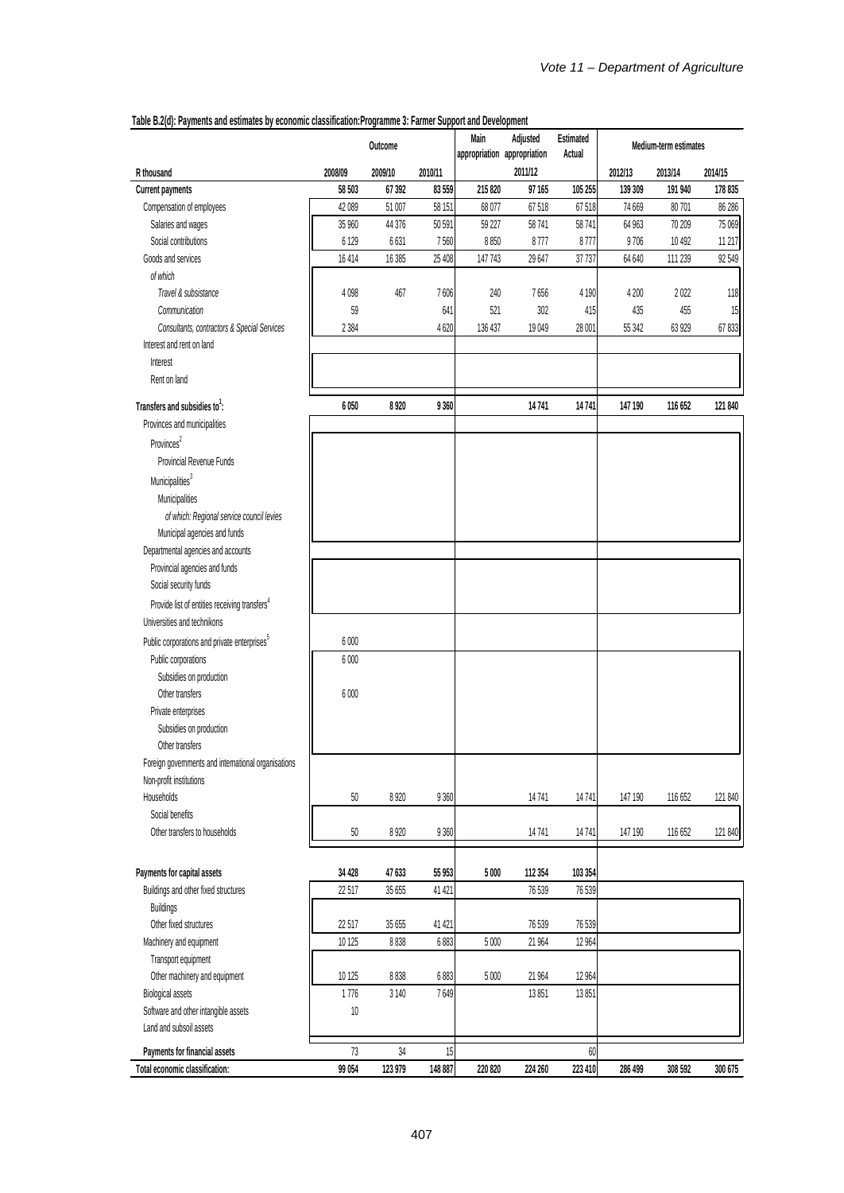**Table B.2(d): Payments and estimates by economic classification:Programme 3: Farmer Support and Development**

| R thousand | Outcome | | | Main appropriation | Adjusted appropriation | Estimated Actual | Medium-term estimates | | |
|---|---|---|---|---|---|---|---|---|---|
| | 2008/09 | 2009/10 | 2010/11 | | 2011/12 | | 2012/13 | 2013/14 | 2014/15 |
| **Current payments** | **58 503** | **67 392** | **83 559** | **215 820** | **97 165** | **105 255** | **139 309** | **191 940** | **178 835** |
| Compensation of employees | 42 089 | 51 007 | 58 151 | 68 077 | 67 518 | 67 518 | 74 669 | 80 701 | 86 286 |
| Salaries and wages | 35 960 | 44 376 | 50 591 | 59 227 | 58 741 | 58 741 | 64 963 | 70 209 | 75 069 |
| Social contributions | 6 129 | 6 631 | 7 560 | 8 850 | 8 777 | 8 777 | 9 706 | 10 492 | 11 217 |
| Goods and services | 16 414 | 16 385 | 25 408 | 147 743 | 29 647 | 37 737 | 64 640 | 111 239 | 92 549 |
| *of which* | | | | | | | | | |
| *Travel & subsistance* | 4 098 | 467 | 7 606 | 240 | 7 656 | 4 190 | 4 200 | 2 022 | 118 |
| *Communication* | 59 | | 641 | 521 | 302 | 415 | 435 | 455 | 15 |
| *Consultants, contractors & Special Services* | 2 384 | | 4 620 | 136 437 | 19 049 | 28 001 | 55 342 | 63 929 | 67 833 |
| Interest and rent on land | | | | | | | | | |
| Interest | | | | | | | | | |
| Rent on land | | | | | | | | | |
| **Transfers and subsidies to[1]:** | **6 050** | **8 920** | **9 360** | | **14 741** | **14 741** | **147 190** | **116 652** | **121 840** |
| Provinces and municipalities | | | | | | | | | |
| Provinces[2] | | | | | | | | | |
| Provincial Revenue Funds | | | | | | | | | |
| Municipalities[3] | | | | | | | | | |
| Municipalities | | | | | | | | | |
| *of which: Regional service council levies* | | | | | | | | | |
| Municipal agencies and funds | | | | | | | | | |
| Departmental agencies and accounts | | | | | | | | | |
| Provincial agencies and funds | | | | | | | | | |
| Social security funds | | | | | | | | | |
| Provide list of entities receiving transfers[4] | | | | | | | | | |
| Universities and technikons | | | | | | | | | |
| Public corporations and private enterprises[5] | 6 000 | | | | | | | | |
| Public corporations | 6 000 | | | | | | | | |
| Subsidies on production | | | | | | | | | |
| Other transfers | 6 000 | | | | | | | | |
| Private enterprises | | | | | | | | | |
| Subsidies on production | | | | | | | | | |
| Other transfers | | | | | | | | | |
| Foreign governments and international organisations | | | | | | | | | |
| Non-profit institutions | | | | | | | | | |
| Households | 50 | 8 920 | 9 360 | | 14 741 | 14 741 | 147 190 | 116 652 | 121 840 |
| Social benefits | | | | | | | | | |
| Other transfers to households | 50 | 8 920 | 9 360 | | 14 741 | 14 741 | 147 190 | 116 652 | 121 840 |
| **Payments for capital assets** | **34 428** | **47 633** | **55 953** | **5 000** | **112 354** | **103 354** | | | |
| Buildings and other fixed structures | 22 517 | 35 655 | 41 421 | | 76 539 | 76 539 | | | |
| Buildings | | | | | | | | | |
| Other fixed structures | 22 517 | 35 655 | 41 421 | | 76 539 | 76 539 | | | |
| Machinery and equipment | 10 125 | 8 838 | 6 883 | 5 000 | 21 964 | 12 964 | | | |
| Transport equipment | | | | | | | | | |
| Other machinery and equipment | 10 125 | 8 838 | 6 883 | 5 000 | 21 964 | 12 964 | | | |
| Biological assets | 1 776 | 3 140 | 7 649 | | 13 851 | 13 851 | | | |
| Software and other intangible assets | 10 | | | | | | | | |
| Land and subsoil assets | | | | | | | | | |
| **Payments for financial assets** | 73 | 34 | 15 | | | 60 | | | |
| **Total economic classification:** | **99 054** | **123 979** | **148 887** | **220 820** | **224 260** | **223 410** | **286 499** | **308 592** | **300 675** |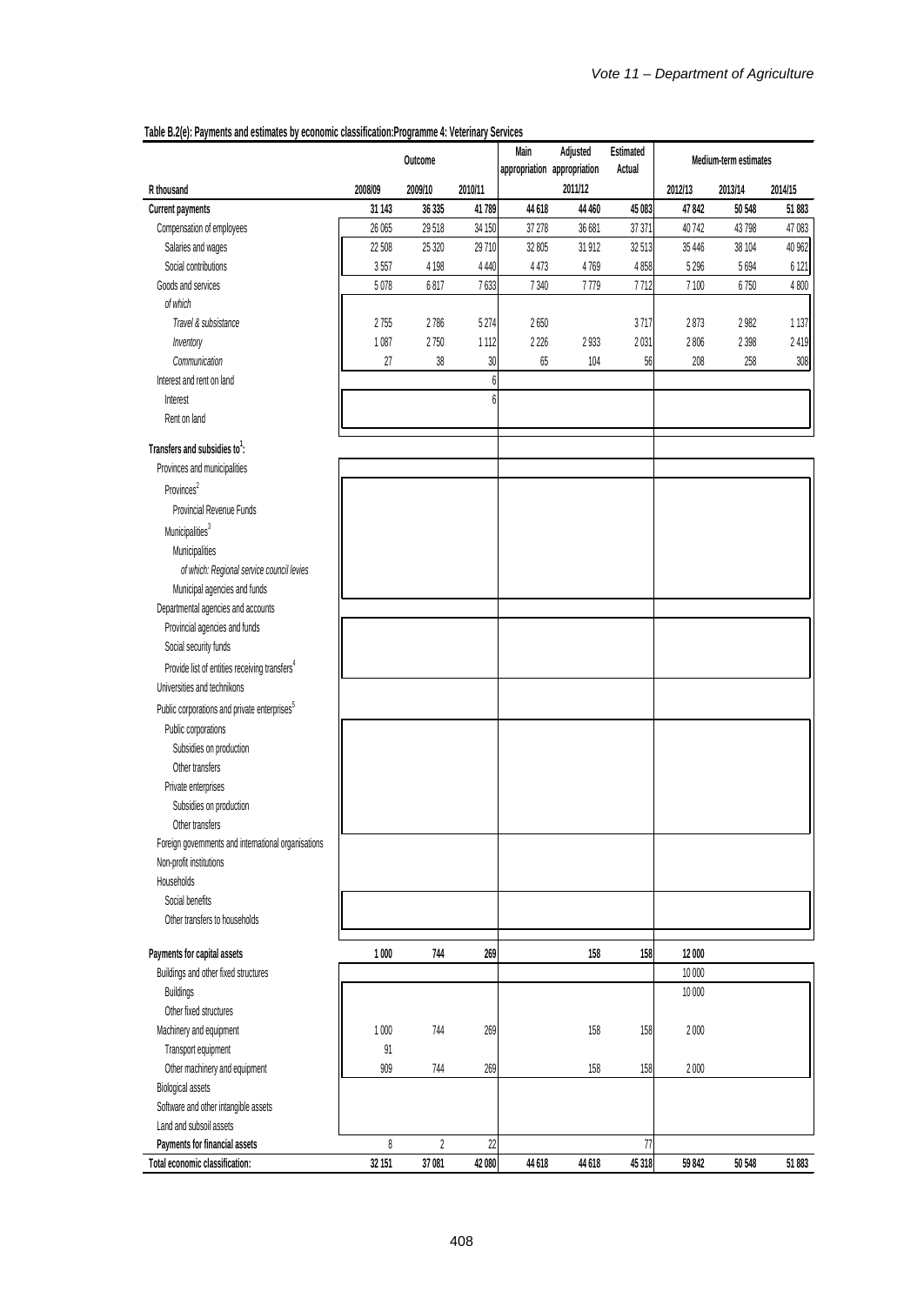**Table B.2(e): Payments and estimates by economic classification:Programme 4: Veterinary Services**

| | Outcome | | | Main appropriation | Adjusted appropriation | Estimated Actual | Medium-term estimates | | |
|---|---|---|---|---|---|---|---|---|---|
| R thousand | 2008/09 | 2009/10 | 2010/11 | | 2011/12 | | 2012/13 | 2013/14 | 2014/15 |
| **Current payments** | **31 143** | **36 335** | **41 789** | **44 618** | **44 460** | **45 083** | **47 842** | **50 548** | **51 883** |
| Compensation of employees | 26 065 | 29 518 | 34 150 | 37 278 | 36 681 | 37 371 | 40 742 | 43 798 | 47 083 |
| Salaries and wages | 22 508 | 25 320 | 29 710 | 32 805 | 31 912 | 32 513 | 35 446 | 38 104 | 40 962 |
| Social contributions | 3 557 | 4 198 | 4 440 | 4 473 | 4 769 | 4 858 | 5 296 | 5 694 | 6 121 |
| Goods and services | 5 078 | 6 817 | 7 633 | 7 340 | 7 779 | 7 712 | 7 100 | 6 750 | 4 800 |
| *of which* | | | | | | | | | |
| *Travel & subsistance* | 2 755 | 2 786 | 5 274 | 2 650 | | 3 717 | 2 873 | 2 982 | 1 137 |
| *Inventory* | 1 087 | 2 750 | 1 112 | 2 226 | 2 933 | 2 031 | 2 806 | 2 398 | 2 419 |
| *Communication* | 27 | 38 | 30 | 65 | 104 | 56 | 208 | 258 | 308 |
| Interest and rent on land | | | 6 | | | | | | |
| Interest | | | 6 | | | | | | |
| Rent on land | | | | | | | | | |
| **Transfers and subsidies to[1]:** | | | | | | | | | |
| Provinces and municipalities | | | | | | | | | |
| Provinces[2] | | | | | | | | | |
| Provincial Revenue Funds | | | | | | | | | |
| Municipalities[3] | | | | | | | | | |
| Municipalities | | | | | | | | | |
| *of which: Regional service council levies* | | | | | | | | | |
| Municipal agencies and funds | | | | | | | | | |
| Departmental agencies and accounts | | | | | | | | | |
| Provincial agencies and funds | | | | | | | | | |
| Social security funds | | | | | | | | | |
| Provide list of entities receiving transfers[4] | | | | | | | | | |
| Universities and technikons | | | | | | | | | |
| Public corporations and private enterprises[5] | | | | | | | | | |
| Public corporations | | | | | | | | | |
| Subsidies on production | | | | | | | | | |
| Other transfers | | | | | | | | | |
| Private enterprises | | | | | | | | | |
| Subsidies on production | | | | | | | | | |
| Other transfers | | | | | | | | | |
| Foreign governments and international organisations | | | | | | | | | |
| Non-profit institutions | | | | | | | | | |
| Households | | | | | | | | | |
| Social benefits | | | | | | | | | |
| Other transfers to households | | | | | | | | | |
| **Payments for capital assets** | **1 000** | **744** | **269** | | **158** | **158** | **12 000** | | |
| Buildings and other fixed structures | | | | | | | 10 000 | | |
| Buildings | | | | | | | 10 000 | | |
| Other fixed structures | | | | | | | | | |
| Machinery and equipment | 1 000 | 744 | 269 | | 158 | 158 | 2 000 | | |
| Transport equipment | 91 | | | | | | | | |
| Other machinery and equipment | 909 | 744 | 269 | | 158 | 158 | 2 000 | | |
| Biological assets | | | | | | | | | |
| Software and other intangible assets | | | | | | | | | |
| Land and subsoil assets | | | | | | | | | |
| **Payments for financial assets** | 8 | 2 | 22 | | | 77 | | | |
| **Total economic classification:** | **32 151** | **37 081** | **42 080** | **44 618** | **44 618** | **45 318** | **59 842** | **50 548** | **51 883** |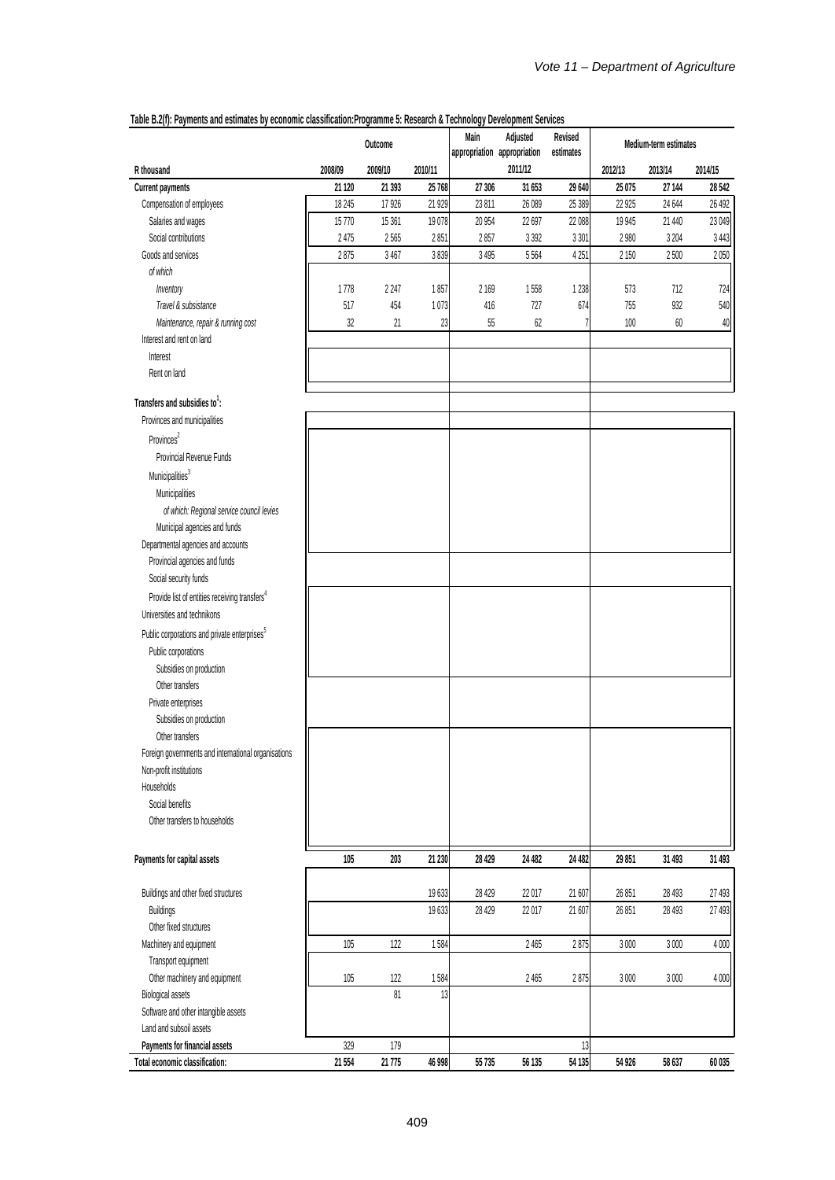**Table B.2(f): Payments and estimates by economic classification:Programme 5: Research & Technology Development Services**

| | Outcome | | | Main appropriation | Adjusted appropriation | Revised estimates | Medium-term estimates | | |
|---|---|---|---|---|---|---|---|---|---|
| R thousand | 2008/09 | 2009/10 | 2010/11 | | 2011/12 | | 2012/13 | 2013/14 | 2014/15 |
| **Current payments** | **21 120** | **21 393** | **25 768** | **27 306** | **31 653** | **29 640** | **25 075** | **27 144** | **28 542** |
| Compensation of employees | 18 245 | 17 926 | 21 929 | 23 811 | 26 089 | 25 389 | 22 925 | 24 644 | 26 492 |
| Salaries and wages | 15 770 | 15 361 | 19 078 | 20 954 | 22 697 | 22 088 | 19 945 | 21 440 | 23 049 |
| Social contributions | 2 475 | 2 565 | 2 851 | 2 857 | 3 392 | 3 301 | 2 980 | 3 204 | 3 443 |
| Goods and services | 2 875 | 3 467 | 3 839 | 3 495 | 5 564 | 4 251 | 2 150 | 2 500 | 2 050 |
| *of which* | | | | | | | | | |
| *Inventory* | 1 778 | 2 247 | 1 857 | 2 169 | 1 558 | 1 238 | 573 | 712 | 724 |
| *Travel & subsistance* | 517 | 454 | 1 073 | 416 | 727 | 674 | 755 | 932 | 540 |
| *Maintenance, repair & running cost* | 32 | 21 | 23 | 55 | 62 | 7 | 100 | 60 | 40 |
| Interest and rent on land | | | | | | | | | |
| Interest | | | | | | | | | |
| Rent on land | | | | | | | | | |
| **Transfers and subsidies to[1]:** | | | | | | | | | |
| Provinces and municipalities | | | | | | | | | |
| Provinces[2] | | | | | | | | | |
| Provincial Revenue Funds | | | | | | | | | |
| Municipalities[3] | | | | | | | | | |
| Municipalities | | | | | | | | | |
| *of which: Regional service council levies* | | | | | | | | | |
| Municipal agencies and funds | | | | | | | | | |
| Departmental agencies and accounts | | | | | | | | | |
| Provincial agencies and funds | | | | | | | | | |
| Social security funds | | | | | | | | | |
| Provide list of entities receiving transfers[4] | | | | | | | | | |
| Universities and technikons | | | | | | | | | |
| Public corporations and private enterprises[5] | | | | | | | | | |
| Public corporations | | | | | | | | | |
| Subsidies on production | | | | | | | | | |
| Other transfers | | | | | | | | | |
| Private enterprises | | | | | | | | | |
| Subsidies on production | | | | | | | | | |
| Other transfers | | | | | | | | | |
| Foreign governments and international organisations | | | | | | | | | |
| Non-profit institutions | | | | | | | | | |
| Households | | | | | | | | | |
| Social benefits | | | | | | | | | |
| Other transfers to households | | | | | | | | | |
| **Payments for capital assets** | **105** | **203** | **21 230** | **28 429** | **24 482** | **24 482** | **29 851** | **31 493** | **31 493** |
| Buildings and other fixed structures | | | 19 633 | 28 429 | 22 017 | 21 607 | 26 851 | 28 493 | 27 493 |
| Buildings | | | 19 633 | 28 429 | 22 017 | 21 607 | 26 851 | 28 493 | 27 493 |
| Other fixed structures | | | | | | | | | |
| Machinery and equipment | 105 | 122 | 1 584 | | 2 465 | 2 875 | 3 000 | 3 000 | 4 000 |
| Transport equipment | | | | | | | | | |
| Other machinery and equipment | 105 | 122 | 1 584 | | 2 465 | 2 875 | 3 000 | 3 000 | 4 000 |
| Biological assets | | 81 | 13 | | | | | | |
| Software and other intangible assets | | | | | | | | | |
| Land and subsoil assets | | | | | | | | | |
| **Payments for financial assets** | 329 | 179 | | | | 13 | | | |
| **Total economic classification:** | **21 554** | **21 775** | **46 998** | **55 735** | **56 135** | **54 135** | **54 926** | **58 637** | **60 035** |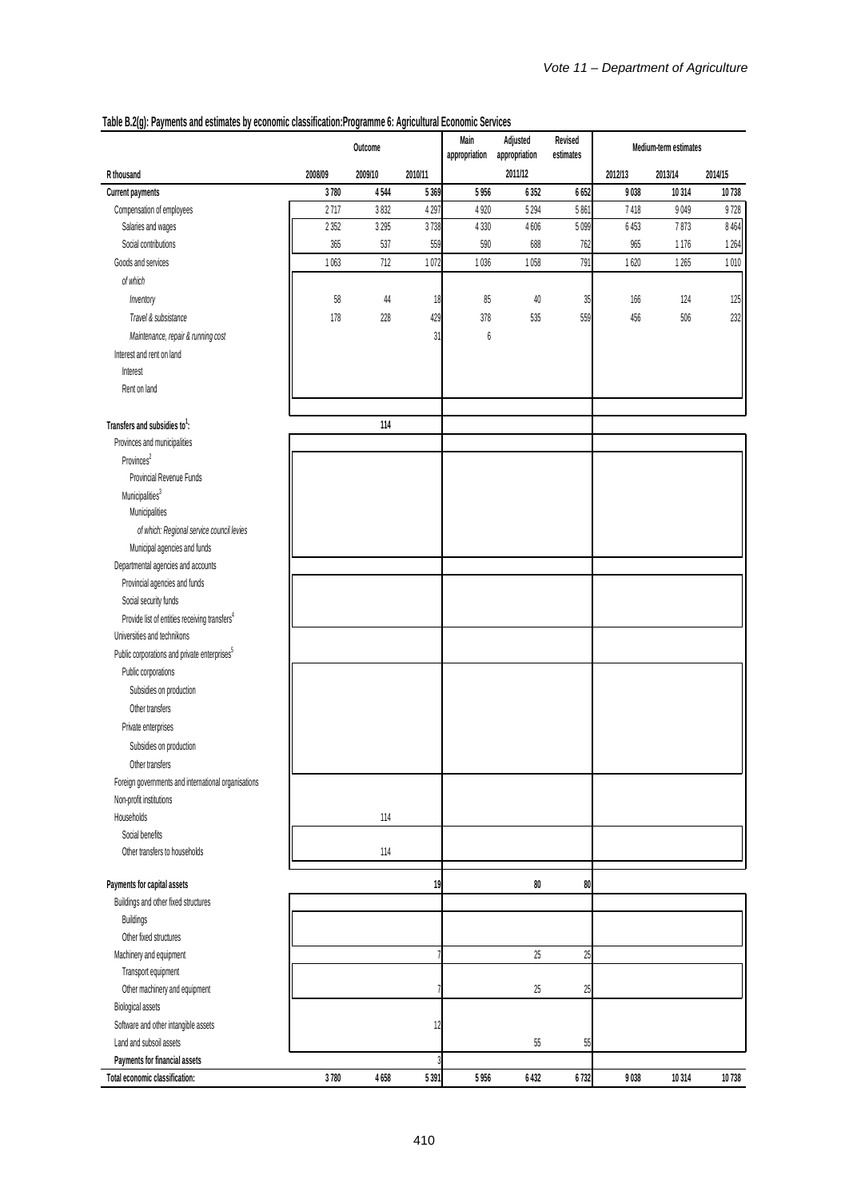**Table B.2(g): Payments and estimates by economic classification:Programme 6: Agricultural Economic Services**

| | Outcome | | | Main appropriation | Adjusted appropriation | Revised estimates | Medium-term estimates | | |
|---|---|---|---|---|---|---|---|---|---|
| R thousand | 2008/09 | 2009/10 | 2010/11 | | 2011/12 | | 2012/13 | 2013/14 | 2014/15 |
| **Current payments** | **3 780** | **4 544** | **5 369** | **5 956** | **6 352** | **6 652** | **9 038** | **10 314** | **10 738** |
| Compensation of employees | 2 717 | 3 832 | 4 297 | 4 920 | 5 294 | 5 861 | 7 418 | 9 049 | 9 728 |
| Salaries and wages | 2 352 | 3 295 | 3 738 | 4 330 | 4 606 | 5 099 | 6 453 | 7 873 | 8 464 |
| Social contributions | 365 | 537 | 559 | 590 | 688 | 762 | 965 | 1 176 | 1 264 |
| Goods and services | 1 063 | 712 | 1 072 | 1 036 | 1 058 | 791 | 1 620 | 1 265 | 1 010 |
| *of which* | | | | | | | | | |
| *Inventory* | 58 | 44 | 18 | 85 | 40 | 35 | 166 | 124 | 125 |
| *Travel & subsistance* | 178 | 228 | 429 | 378 | 535 | 559 | 456 | 506 | 232 |
| *Maintenance, repair & running cost* | | | 31 | 6 | | | | | |
| Interest and rent on land | | | | | | | | | |
| Interest | | | | | | | | | |
| Rent on land | | | | | | | | | |
| **Transfers and subsidies to[1]:** | | **114** | | | | | | | |
| Provinces and municipalities | | | | | | | | | |
| Provinces[2] | | | | | | | | | |
| Provincial Revenue Funds | | | | | | | | | |
| Municipalities[3] | | | | | | | | | |
| Municipalities | | | | | | | | | |
| *of which: Regional service council levies* | | | | | | | | | |
| Municipal agencies and funds | | | | | | | | | |
| Departmental agencies and accounts | | | | | | | | | |
| Provincial agencies and funds | | | | | | | | | |
| Social security funds | | | | | | | | | |
| Provide list of entities receiving transfers[4] | | | | | | | | | |
| Universities and technikons | | | | | | | | | |
| Public corporations and private enterprises[5] | | | | | | | | | |
| Public corporations | | | | | | | | | |
| Subsidies on production | | | | | | | | | |
| Other transfers | | | | | | | | | |
| Private enterprises | | | | | | | | | |
| Subsidies on production | | | | | | | | | |
| Other transfers | | | | | | | | | |
| Foreign governments and international organisations | | | | | | | | | |
| Non-profit institutions | | | | | | | | | |
| Households | | 114 | | | | | | | |
| Social benefits | | | | | | | | | |
| Other transfers to households | | 114 | | | | | | | |
| **Payments for capital assets** | | | **19** | | **80** | **80** | | | |
| Buildings and other fixed structures | | | | | | | | | |
| Buildings | | | | | | | | | |
| Other fixed structures | | | | | | | | | |
| Machinery and equipment | | | 7 | | 25 | 25 | | | |
| Transport equipment | | | | | | | | | |
| Other machinery and equipment | | | 7 | | 25 | 25 | | | |
| Biological assets | | | | | | | | | |
| Software and other intangible assets | | | 12 | | | | | | |
| Land and subsoil assets | | | | | 55 | 55 | | | |
| **Payments for financial assets** | | | 3 | | | | | | |
| **Total economic classification:** | **3 780** | **4 658** | **5 391** | **5 956** | **6 432** | **6 732** | **9 038** | **10 314** | **10 738** |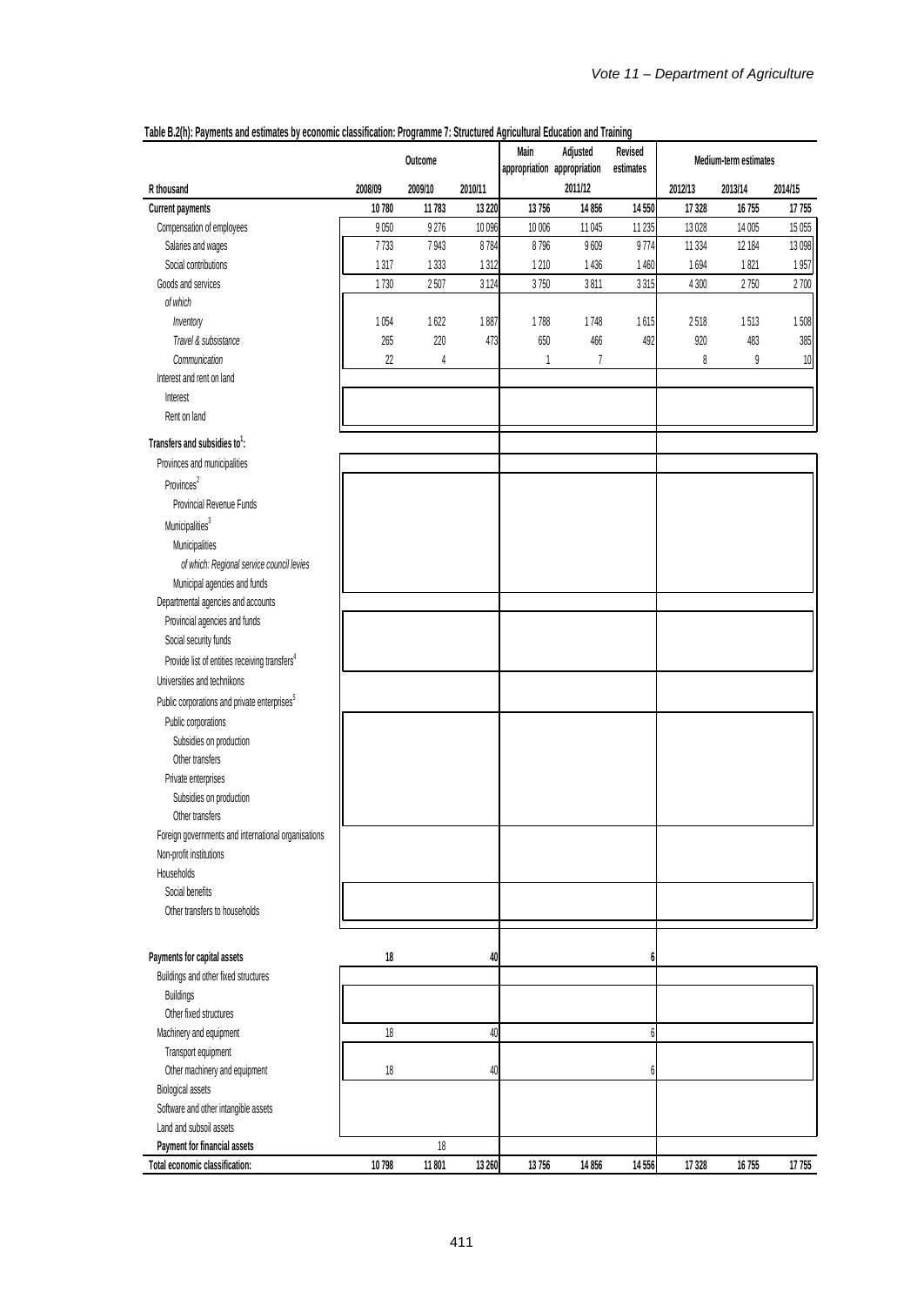**Table B.2(h): Payments and estimates by economic classification: Programme 7: Structured Agricultural Education and Training**

| | Outcome | | | Main appropriation | Adjusted appropriation | Revised estimates | Medium-term estimates | | |
|---|---|---|---|---|---|---|---|---|---|
| R thousand | 2008/09 | 2009/10 | 2010/11 | | 2011/12 | | 2012/13 | 2013/14 | 2014/15 |
| **Current payments** | **10 780** | **11 783** | **13 220** | **13 756** | **14 856** | **14 550** | **17 328** | **16 755** | **17 755** |
| Compensation of employees | 9 050 | 9 276 | 10 096 | 10 006 | 11 045 | 11 235 | 13 028 | 14 005 | 15 055 |
| Salaries and wages | 7 733 | 7 943 | 8 784 | 8 796 | 9 609 | 9 774 | 11 334 | 12 184 | 13 098 |
| Social contributions | 1 317 | 1 333 | 1 312 | 1 210 | 1 436 | 1 460 | 1 694 | 1 821 | 1 957 |
| Goods and services | 1 730 | 2 507 | 3 124 | 3 750 | 3 811 | 3 315 | 4 300 | 2 750 | 2 700 |
| *of which* | | | | | | | | | |
| *Inventory* | 1 054 | 1 622 | 1 887 | 1 788 | 1 748 | 1 615 | 2 518 | 1 513 | 1 508 |
| *Travel & subsistance* | 265 | 220 | 473 | 650 | 466 | 492 | 920 | 483 | 385 |
| *Communication* | 22 | 4 | | 1 | 7 | | 8 | 9 | 10 |
| Interest and rent on land | | | | | | | | | |
| Interest | | | | | | | | | |
| Rent on land | | | | | | | | | |
| **Transfers and subsidies to[1]:** | | | | | | | | | |
| Provinces and municipalities | | | | | | | | | |
| Provinces[2] | | | | | | | | | |
| Provincial Revenue Funds | | | | | | | | | |
| Municipalities[3] | | | | | | | | | |
| Municipalities | | | | | | | | | |
| *of which: Regional service council levies* | | | | | | | | | |
| Municipal agencies and funds | | | | | | | | | |
| Departmental agencies and accounts | | | | | | | | | |
| Provincial agencies and funds | | | | | | | | | |
| Social security funds | | | | | | | | | |
| Provide list of entities receiving transfers[4] | | | | | | | | | |
| Universities and technikons | | | | | | | | | |
| Public corporations and private enterprises[5] | | | | | | | | | |
| Public corporations | | | | | | | | | |
| Subsidies on production | | | | | | | | | |
| Other transfers | | | | | | | | | |
| Private enterprises | | | | | | | | | |
| Subsidies on production | | | | | | | | | |
| Other transfers | | | | | | | | | |
| Foreign governments and international organisations | | | | | | | | | |
| Non-profit institutions | | | | | | | | | |
| Households | | | | | | | | | |
| Social benefits | | | | | | | | | |
| Other transfers to households | | | | | | | | | |
| **Payments for capital assets** | **18** | | **40** | | | **6** | | | |
| Buildings and other fixed structures | | | | | | | | | |
| Buildings | | | | | | | | | |
| Other fixed structures | | | | | | | | | |
| Machinery and equipment | 18 | | 40 | | | 6 | | | |
| Transport equipment | | | | | | | | | |
| Other machinery and equipment | 18 | | 40 | | | 6 | | | |
| Biological assets | | | | | | | | | |
| Software and other intangible assets | | | | | | | | | |
| Land and subsoil assets | | | | | | | | | |
| **Payment for financial assets** | | 18 | | | | | | | |
| **Total economic classification:** | **10 798** | **11 801** | **13 260** | **13 756** | **14 856** | **14 556** | **17 328** | **16 755** | **17 755** |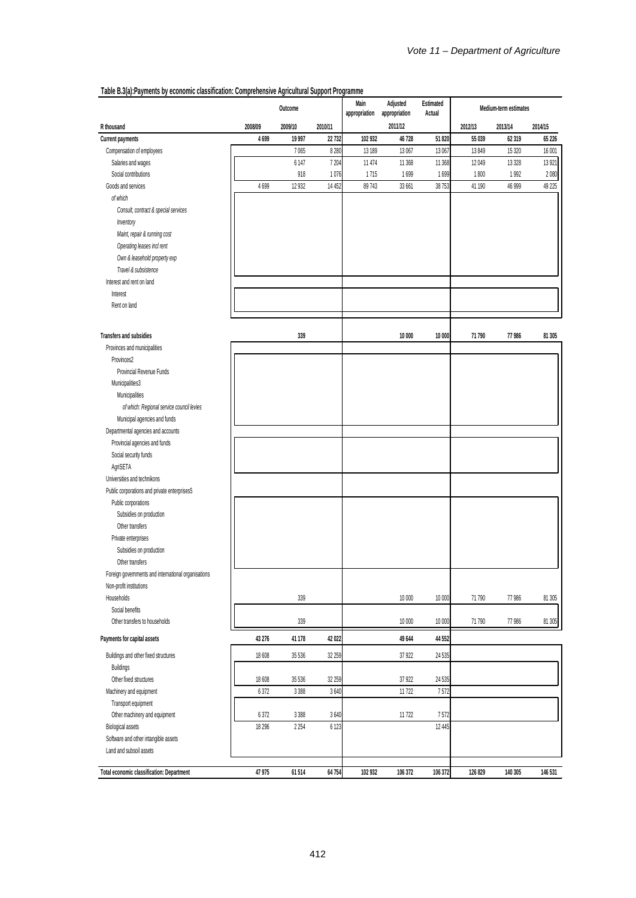**Table B.3(a):Payments by economic classification: Comprehensive Agricultural Support Programme**

| | Outcome | | | Main appropriation | Adjusted appropriation | Estimated Actual | Medium-term estimates | | |
|---|---|---|---|---|---|---|---|---|---|
| R thousand | 2008/09 | 2009/10 | 2010/11 | | 2011/12 | | 2012/13 | 2013/14 | 2014/15 |
| **Current payments** | **4 699** | **19 997** | **22 732** | **102 932** | **46 728** | **51 820** | **55 039** | **62 319** | **65 226** |
| Compensation of employees | | 7 065 | 8 280 | 13 189 | 13 067 | 13 067 | 13 849 | 15 320 | 16 001 |
| Salaries and wages | | 6 147 | 7 204 | 11 474 | 11 368 | 11 368 | 12 049 | 13 328 | 13 921 |
| Social contributions | | 918 | 1 076 | 1 715 | 1 699 | 1 699 | 1 800 | 1 992 | 2 080 |
| Goods and services | 4 699 | 12 932 | 14 452 | 89 743 | 33 661 | 38 753 | 41 190 | 46 999 | 49 225 |
| *of which* | | | | | | | | | |
| *Consult, contract & special services* | | | | | | | | | |
| *Inventory* | | | | | | | | | |
| *Maint, repair & running cost* | | | | | | | | | |
| *Operating leases incl rent* | | | | | | | | | |
| *Own & leasehold property exp* | | | | | | | | | |
| *Travel & subsistence* | | | | | | | | | |
| Interest and rent on land | | | | | | | | | |
| Interest | | | | | | | | | |
| Rent on land | | | | | | | | | |
| **Transfers and subsidies** | | **339** | | | **10 000** | **10 000** | **71 790** | **77 986** | **81 305** |
| Provinces and municipalities | | | | | | | | | |
| Provinces2 | | | | | | | | | |
| Provincial Revenue Funds | | | | | | | | | |
| Municipalities3 | | | | | | | | | |
| Municipalities | | | | | | | | | |
| *of which: Regional service council levies* | | | | | | | | | |
| Municipal agencies and funds | | | | | | | | | |
| Departmental agencies and accounts | | | | | | | | | |
| Provincial agencies and funds | | | | | | | | | |
| Social security funds | | | | | | | | | |
| AgriSETA | | | | | | | | | |
| Universities and technikons | | | | | | | | | |
| Public corporations and private enterprises5 | | | | | | | | | |
| Public corporations | | | | | | | | | |
| Subsidies on production | | | | | | | | | |
| Other transfers | | | | | | | | | |
| Private enterprises | | | | | | | | | |
| Subsidies on production | | | | | | | | | |
| Other transfers | | | | | | | | | |
| Foreign governments and international organisations | | | | | | | | | |
| Non-profit institutions | | | | | | | | | |
| Households | | 339 | | | 10 000 | 10 000 | 71 790 | 77 986 | 81 305 |
| Social benefits | | | | | | | | | |
| Other transfers to households | | 339 | | | 10 000 | 10 000 | 71 790 | 77 986 | 81 305 |
| **Payments for capital assets** | **43 276** | **41 178** | **42 022** | | **49 644** | **44 552** | | | |
| Buildings and other fixed structures | 18 608 | 35 536 | 32 259 | | 37 922 | 24 535 | | | |
| Buildings | | | | | | | | | |
| Other fixed structures | 18 608 | 35 536 | 32 259 | | 37 922 | 24 535 | | | |
| Machinery and equipment | 6 372 | 3 388 | 3 640 | | 11 722 | 7 572 | | | |
| Transport equipment | | | | | | | | | |
| Other machinery and equipment | 6 372 | 3 388 | 3 640 | | 11 722 | 7 572 | | | |
| Biological assets | 18 296 | 2 254 | 6 123 | | | 12 445 | | | |
| Software and other intangible assets | | | | | | | | | |
| Land and subsoil assets | | | | | | | | | |
| **Total economic classification: Department** | **47 975** | **61 514** | **64 754** | **102 932** | **106 372** | **106 372** | **126 829** | **140 305** | **146 531** |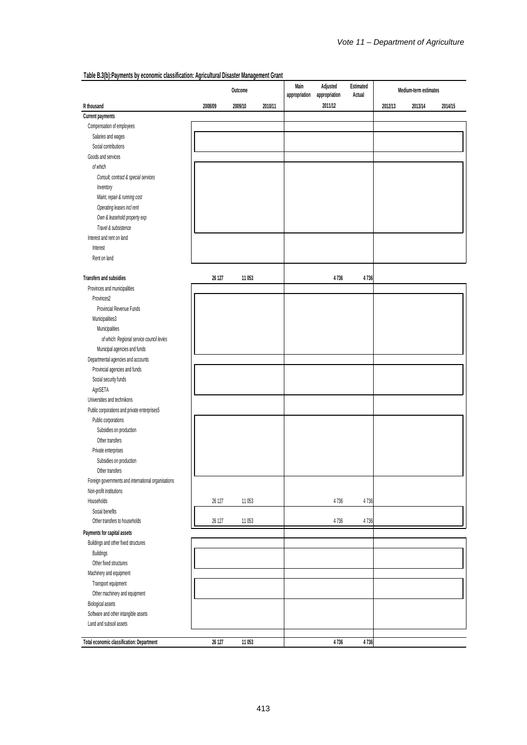**Table B.3(b):Payments by economic classification: Agricultural Disaster Management Grant**

| | Outcome | | | Main appropriation | Adjusted appropriation | Estimated Actual | Medium-term estimates | | |
|---|---|---|---|---|---|---|---|---|---|
| R thousand | 2008/09 | 2009/10 | 2010/11 | | 2011/12 | | 2012/13 | 2013/14 | 2014/15 |
| **Current payments** | | | | | | | | | |
| Compensation of employees | | | | | | | | | |
| Salaries and wages | | | | | | | | | |
| Social contributions | | | | | | | | | |
| Goods and services | | | | | | | | | |
| *of which* | | | | | | | | | |
| *Consult, contract & special services* | | | | | | | | | |
| *Inventory* | | | | | | | | | |
| *Maint, repair & running cost* | | | | | | | | | |
| *Operating leases incl rent* | | | | | | | | | |
| *Own & leasehold property exp* | | | | | | | | | |
| *Travel & subsistence* | | | | | | | | | |
| Interest and rent on land | | | | | | | | | |
| Interest | | | | | | | | | |
| Rent on land | | | | | | | | | |
| **Transfers and subsidies** | **26 127** | **11 053** | | | **4 736** | **4 736** | | | |
| Provinces and municipalities | | | | | | | | | |
| Provinces2 | | | | | | | | | |
| Provincial Revenue Funds | | | | | | | | | |
| Municipalities3 | | | | | | | | | |
| Municipalities | | | | | | | | | |
| *of which: Regional service council levies* | | | | | | | | | |
| Municipal agencies and funds | | | | | | | | | |
| Departmental agencies and accounts | | | | | | | | | |
| Provincial agencies and funds | | | | | | | | | |
| Social security funds | | | | | | | | | |
| AgriSETA | | | | | | | | | |
| Universities and technikons | | | | | | | | | |
| Public corporations and private enterprises5 | | | | | | | | | |
| Public corporations | | | | | | | | | |
| Subsidies on production | | | | | | | | | |
| Other transfers | | | | | | | | | |
| Private enterprises | | | | | | | | | |
| Subsidies on production | | | | | | | | | |
| Other transfers | | | | | | | | | |
| Foreign governments and international organisations | | | | | | | | | |
| Non-profit institutions | | | | | | | | | |
| Households | 26 127 | 11 053 | | | 4 736 | 4 736 | | | |
| Social benefits | | | | | | | | | |
| Other transfers to households | 26 127 | 11 053 | | | 4 736 | 4 736 | | | |
| **Payments for capital assets** | | | | | | | | | |
| Buildings and other fixed structures | | | | | | | | | |
| Buildings | | | | | | | | | |
| Other fixed structures | | | | | | | | | |
| Machinery and equipment | | | | | | | | | |
| Transport equipment | | | | | | | | | |
| Other machinery and equipment | | | | | | | | | |
| Biological assets | | | | | | | | | |
| Software and other intangible assets | | | | | | | | | |
| Land and subsoil assets | | | | | | | | | |
| **Total economic classification: Department** | **26 127** | **11 053** | | | **4 736** | **4 736** | | | |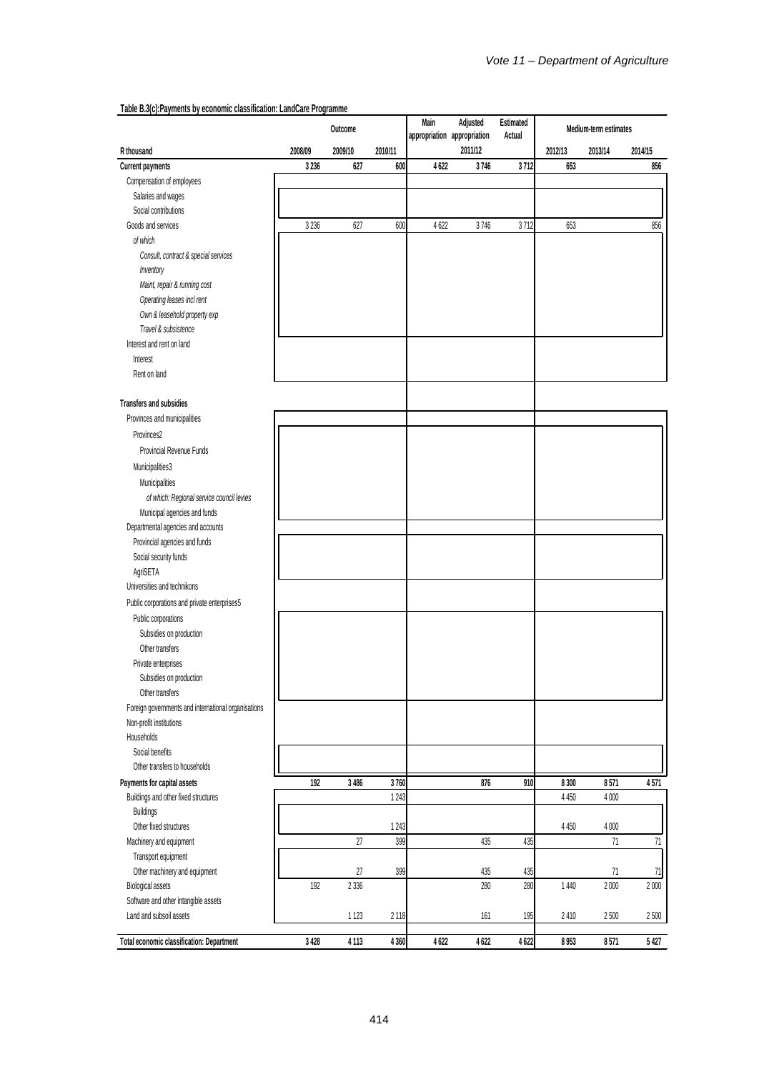**Table B.3(c):Payments by economic classification: LandCare Programme**

| R thousand | Outcome | | | Main appropriation | Adjusted appropriation | Estimated Actual | Medium-term estimates | | |
|---|---|---|---|---|---|---|---|---|---|
| | 2008/09 | 2009/10 | 2010/11 | | 2011/12 | | 2012/13 | 2013/14 | 2014/15 |
| **Current payments** | **3 236** | **627** | **600** | **4 622** | **3 746** | **3 712** | **653** | | **856** |
| Compensation of employees | | | | | | | | | |
| Salaries and wages | | | | | | | | | |
| Social contributions | | | | | | | | | |
| Goods and services | 3 236 | 627 | 600 | 4 622 | 3 746 | 3 712 | 653 | | 856 |
| *of which* | | | | | | | | | |
| *Consult, contract & special services* | | | | | | | | | |
| *Inventory* | | | | | | | | | |
| *Maint, repair & running cost* | | | | | | | | | |
| *Operating leases incl rent* | | | | | | | | | |
| *Own & leasehold property exp* | | | | | | | | | |
| *Travel & subsistence* | | | | | | | | | |
| Interest and rent on land | | | | | | | | | |
| Interest | | | | | | | | | |
| Rent on land | | | | | | | | | |
| **Transfers and subsidies** | | | | | | | | | |
| Provinces and municipalities | | | | | | | | | |
| Provinces2 | | | | | | | | | |
| Provincial Revenue Funds | | | | | | | | | |
| Municipalities3 | | | | | | | | | |
| Municipalities | | | | | | | | | |
| *of which: Regional service council levies* | | | | | | | | | |
| Municipal agencies and funds | | | | | | | | | |
| Departmental agencies and accounts | | | | | | | | | |
| Provincial agencies and funds | | | | | | | | | |
| Social security funds | | | | | | | | | |
| AgriSETA | | | | | | | | | |
| Universities and technikons | | | | | | | | | |
| Public corporations and private enterprises5 | | | | | | | | | |
| Public corporations | | | | | | | | | |
| Subsidies on production | | | | | | | | | |
| Other transfers | | | | | | | | | |
| Private enterprises | | | | | | | | | |
| Subsidies on production | | | | | | | | | |
| Other transfers | | | | | | | | | |
| Foreign governments and international organisations | | | | | | | | | |
| Non-profit institutions | | | | | | | | | |
| Households | | | | | | | | | |
| Social benefits | | | | | | | | | |
| Other transfers to households | | | | | | | | | |
| **Payments for capital assets** | **192** | **3 486** | **3 760** | | **876** | **910** | **8 300** | **8 571** | **4 571** |
| Buildings and other fixed structures | | | 1 243 | | | | 4 450 | 4 000 | |
| Buildings | | | | | | | | | |
| Other fixed structures | | | 1 243 | | | | 4 450 | 4 000 | |
| Machinery and equipment | | 27 | 399 | | 435 | 435 | | 71 | 71 |
| Transport equipment | | | | | | | | | |
| Other machinery and equipment | | 27 | 399 | | 435 | 435 | | 71 | 71 |
| Biological assets | 192 | 2 336 | | | 280 | 280 | 1 440 | 2 000 | 2 000 |
| Software and other intangible assets | | | | | | | | | |
| Land and subsoil assets | | 1 123 | 2 118 | | 161 | 195 | 2 410 | 2 500 | 2 500 |
| **Total economic classification: Department** | **3 428** | **4 113** | **4 360** | **4 622** | **4 622** | **4 622** | **8 953** | **8 571** | **5 427** |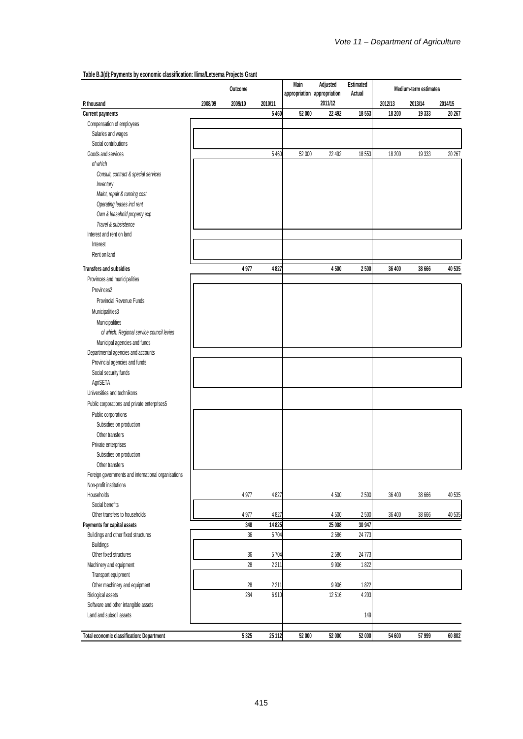**Table B.3(d):Payments by economic classification: Ilima/Letsema Projects Grant**

| R thousand | Outcome | | | Main appropriation | Adjusted appropriation | Estimated Actual | Medium-term estimates | | |
|---|---|---|---|---|---|---|---|---|---|
| | 2008/09 | 2009/10 | 2010/11 | | 2011/12 | | 2012/13 | 2013/14 | 2014/15 |
| **Current payments** | | | **5 460** | **52 000** | **22 492** | **18 553** | **18 200** | **19 333** | **20 267** |
| Compensation of employees | | | | | | | | | |
| Salaries and wages | | | | | | | | | |
| Social contributions | | | | | | | | | |
| Goods and services | | | 5 460 | 52 000 | 22 492 | 18 553 | 18 200 | 19 333 | 20 267 |
| *of which* | | | | | | | | | |
| *Consult, contract & special services* | | | | | | | | | |
| *Inventory* | | | | | | | | | |
| *Maint, repair & running cost* | | | | | | | | | |
| *Operating leases incl rent* | | | | | | | | | |
| *Own & leasehold property exp* | | | | | | | | | |
| *Travel & subsistence* | | | | | | | | | |
| Interest and rent on land | | | | | | | | | |
| Interest | | | | | | | | | |
| Rent on land | | | | | | | | | |
| **Transfers and subsidies** | | **4 977** | **4 827** | | **4 500** | **2 500** | **36 400** | **38 666** | **40 535** |
| Provinces and municipalities | | | | | | | | | |
| Provinces2 | | | | | | | | | |
| Provincial Revenue Funds | | | | | | | | | |
| Municipalities3 | | | | | | | | | |
| Municipalities | | | | | | | | | |
| *of which: Regional service council levies* | | | | | | | | | |
| Municipal agencies and funds | | | | | | | | | |
| Departmental agencies and accounts | | | | | | | | | |
| Provincial agencies and funds | | | | | | | | | |
| Social security funds | | | | | | | | | |
| AgriSETA | | | | | | | | | |
| Universities and technikons | | | | | | | | | |
| Public corporations and private enterprises5 | | | | | | | | | |
| Public corporations | | | | | | | | | |
| Subsidies on production | | | | | | | | | |
| Other transfers | | | | | | | | | |
| Private enterprises | | | | | | | | | |
| Subsidies on production | | | | | | | | | |
| Other transfers | | | | | | | | | |
| Foreign governments and international organisations | | | | | | | | | |
| Non-profit institutions | | | | | | | | | |
| Households | | 4 977 | 4 827 | | 4 500 | 2 500 | 36 400 | 38 666 | 40 535 |
| Social benefits | | | | | | | | | |
| Other transfers to households | | 4 977 | 4 827 | | 4 500 | 2 500 | 36 400 | 38 666 | 40 535 |
| **Payments for capital assets** | | **348** | **14 825** | | **25 008** | **30 947** | | | |
| Buildings and other fixed structures | | 36 | 5 704 | | 2 586 | 24 773 | | | |
| Buildings | | | | | | | | | |
| Other fixed structures | | 36 | 5 704 | | 2 586 | 24 773 | | | |
| Machinery and equipment | | 28 | 2 211 | | 9 906 | 1 822 | | | |
| Transport equipment | | | | | | | | | |
| Other machinery and equipment | | 28 | 2 211 | | 9 906 | 1 822 | | | |
| Biological assets | | 284 | 6 910 | | 12 516 | 4 203 | | | |
| Software and other intangible assets | | | | | | | | | |
| Land and subsoil assets | | | | | | 149 | | | |
| **Total economic classification: Department** | | **5 325** | **25 112** | **52 000** | **52 000** | **52 000** | **54 600** | **57 999** | **60 802** |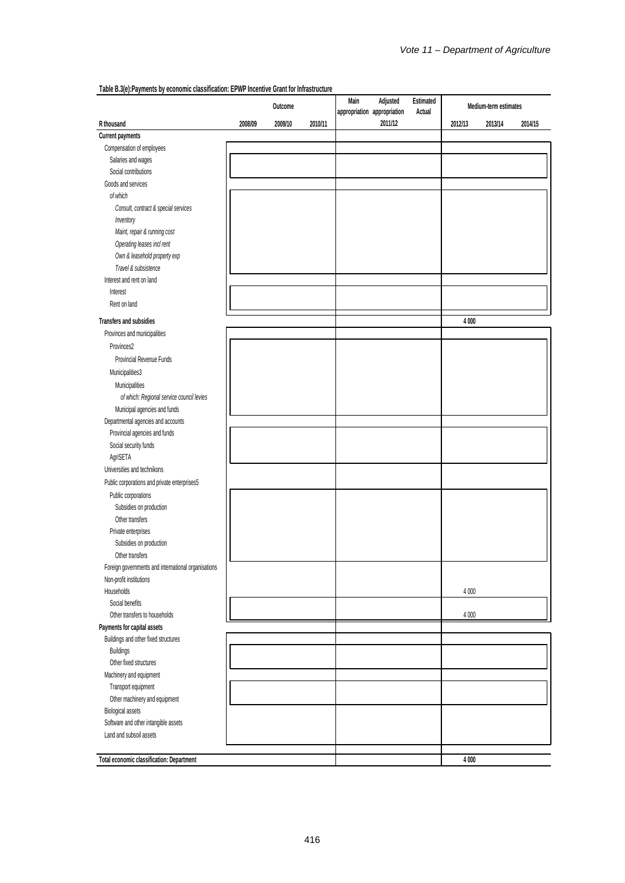**Table B.3(e):Payments by economic classification: EPWP Incentive Grant for Infrastructure**

| R thousand | Outcome | | | Main appropriation | Adjusted appropriation | Estimated Actual | Medium-term estimates | | |
|---|---|---|---|---|---|---|---|---|---|
| | 2008/09 | 2009/10 | 2010/11 | | 2011/12 | | 2012/13 | 2013/14 | 2014/15 |
| **Current payments** | | | | | | | | | |
| Compensation of employees | | | | | | | | | |
| Salaries and wages | | | | | | | | | |
| Social contributions | | | | | | | | | |
| Goods and services | | | | | | | | | |
| *of which* | | | | | | | | | |
| *Consult, contract & special services* | | | | | | | | | |
| *Inventory* | | | | | | | | | |
| *Maint, repair & running cost* | | | | | | | | | |
| *Operating leases incl rent* | | | | | | | | | |
| *Own & leasehold property exp* | | | | | | | | | |
| *Travel & subsistence* | | | | | | | | | |
| Interest and rent on land | | | | | | | | | |
| Interest | | | | | | | | | |
| Rent on land | | | | | | | | | |
| **Transfers and subsidies** | | | | | | | **4 000** | | |
| Provinces and municipalities | | | | | | | | | |
| Provinces2 | | | | | | | | | |
| Provincial Revenue Funds | | | | | | | | | |
| Municipalities3 | | | | | | | | | |
| Municipalities | | | | | | | | | |
| *of which: Regional service council levies* | | | | | | | | | |
| Municipal agencies and funds | | | | | | | | | |
| Departmental agencies and accounts | | | | | | | | | |
| Provincial agencies and funds | | | | | | | | | |
| Social security funds | | | | | | | | | |
| AgriSETA | | | | | | | | | |
| Universities and technikons | | | | | | | | | |
| Public corporations and private enterprises5 | | | | | | | | | |
| Public corporations | | | | | | | | | |
| Subsidies on production | | | | | | | | | |
| Other transfers | | | | | | | | | |
| Private enterprises | | | | | | | | | |
| Subsidies on production | | | | | | | | | |
| Other transfers | | | | | | | | | |
| Foreign governments and international organisations | | | | | | | | | |
| Non-profit institutions | | | | | | | | | |
| Households | | | | | | | 4 000 | | |
| Social benefits | | | | | | | | | |
| Other transfers to households | | | | | | | 4 000 | | |
| **Payments for capital assets** | | | | | | | | | |
| Buildings and other fixed structures | | | | | | | | | |
| Buildings | | | | | | | | | |
| Other fixed structures | | | | | | | | | |
| Machinery and equipment | | | | | | | | | |
| Transport equipment | | | | | | | | | |
| Other machinery and equipment | | | | | | | | | |
| Biological assets | | | | | | | | | |
| Software and other intangible assets | | | | | | | | | |
| Land and subsoil assets | | | | | | | | | |
| **Total economic classification: Department** | | | | | | | **4 000** | | |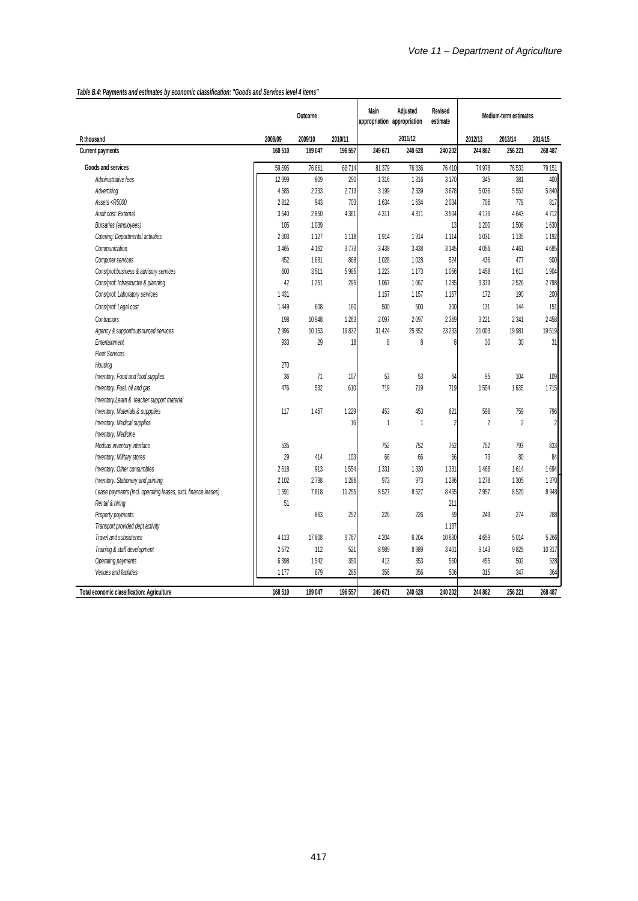*Table B.4: Payments and estimates by economic classification: "Goods and Services level 4 items"*

| R thousand | Outcome | | | Main appropriation | Adjusted appropriation | Revised estimate | Medium-term estimates | | |
|---|---|---|---|---|---|---|---|---|---|
| | 2008/09 | 2009/10 | 2010/11 | 2011/12 | | | 2012/13 | 2013/14 | 2014/15 |
| **Current payments** | **168 510** | **189 047** | **196 557** | **249 671** | **240 628** | **240 202** | **244 862** | **256 221** | **268 487** |
| **Goods and services** | 59 695 | 76 661 | 68 714 | 81 379 | 76 836 | 76 410 | 74 978 | 76 533 | 79 151 |
| *Administrative fees* | 12 999 | 809 | 290 | 1 316 | 1 316 | 3 170 | 345 | 381 | 400 |
| *Advertising* | 4 585 | 2 333 | 2 713 | 3 199 | 2 339 | 3 678 | 5 036 | 5 553 | 5 840 |
| *Assets <R5000* | 2 812 | 943 | 703 | 1 634 | 1 634 | 2 034 | 706 | 778 | 817 |
| *Audit cost: External* | 3 540 | 2 850 | 4 361 | 4 311 | 4 311 | 3 504 | 4 176 | 4 643 | 4 712 |
| *Bursaries (employees)* | 105 | 1 039 | | | | 13 | 1 200 | 1 506 | 1 630 |
| *Catering: Departmental activities* | 2 003 | 1 127 | 1 118 | 1 914 | 1 914 | 1 114 | 1 031 | 1 135 | 1 192 |
| *Communication* | 3 465 | 4 162 | 3 773 | 3 438 | 3 438 | 3 145 | 4 056 | 4 461 | 4 685 |
| *Computer services* | 452 | 1 681 | 868 | 1 028 | 1 028 | 524 | 436 | 477 | 500 |
| *Cons/prof:business & advisory services* | 600 | 3 511 | 5 985 | 1 223 | 1 173 | 1 056 | 1 458 | 1 613 | 1 904 |
| *Cons/prof: Infrastructre & planning* | 42 | 1 251 | 295 | 1 067 | 1 067 | 1 235 | 3 379 | 2 526 | 2 798 |
| *Cons/prof: Laboratory services* | 1 431 | | | 1 157 | 1 157 | 1 157 | 172 | 190 | 200 |
| *Cons/prof: Legal cost* | 1 449 | 608 | 160 | 500 | 500 | 300 | 131 | 144 | 151 |
| *Contractors* | 198 | 10 948 | 1 263 | 2 097 | 2 097 | 2 369 | 3 221 | 2 341 | 2 458 |
| *Agency & support/outsourced services* | 2 996 | 10 153 | 19 832 | 31 424 | 25 852 | 23 233 | 21 003 | 19 981 | 19 519 |
| *Entertainment* | 933 | 29 | 18 | 8 | 8 | 8 | 30 | 30 | 31 |
| *Fleet Services* | | | | | | | | | |
| *Housing* | 270 | | | | | | | | |
| *Inventory: Food and food supplies* | 36 | 71 | 107 | 53 | 53 | 64 | 95 | 104 | 109 |
| *Inventory: Fuel, oil and gas* | 476 | 532 | 610 | 719 | 719 | 719 | 1 554 | 1 635 | 1 715 |
| *Inventory:Learn & teacher support material* | | | | | | | | | |
| *Inventory: Materials & suppplies* | 117 | 1 467 | 1 229 | 453 | 453 | 621 | 598 | 759 | 796 |
| *Inventory: Medical supplies* | | | 16 | 1 | 1 | 2 | 2 | 2 | 2 |
| *Inventory: Medicine* | | | | | | | | | |
| *Medsas inventory interface* | 535 | | | 752 | 752 | 752 | 752 | 793 | 833 |
| *Inventory: Military stores* | 29 | 414 | 103 | 66 | 66 | 66 | 73 | 80 | 84 |
| *Inventory: Other consumbles* | 2 618 | 913 | 1 554 | 1 331 | 1 330 | 1 331 | 1 468 | 1 614 | 1 694 |
| *Inventory: Stationery and printing* | 2 102 | 2 798 | 1 286 | 973 | 973 | 1 286 | 1 278 | 1 305 | 1 370 |
| *Lease payments (Incl. operating leases, excl. finance leases)* | 1 591 | 7 818 | 11 255 | 8 527 | 8 527 | 8 465 | 7 957 | 8 520 | 8 948 |
| *Rental & hiring* | 51 | | | | | 211 | | | |
| *Property payments* | | 863 | 252 | 226 | 226 | 69 | 249 | 274 | 288 |
| *Transport provided dept activity* | | | | | | 1 187 | | | |
| *Travel and subsistence* | 4 113 | 17 808 | 9 767 | 4 204 | 6 204 | 10 630 | 4 659 | 5 014 | 5 266 |
| *Training & staff development* | 2 572 | 112 | 521 | 8 989 | 8 989 | 3 401 | 9 143 | 9 825 | 10 317 |
| *Operating payments* | 6 398 | 1 542 | 350 | 413 | 353 | 560 | 455 | 502 | 528 |
| *Venues and facilities* | 1 177 | 879 | 285 | 356 | 356 | 506 | 315 | 347 | 364 |
| **Total economic classification: Agriculture** | **168 510** | **189 047** | **196 557** | **249 671** | **240 628** | **240 202** | **244 862** | **256 221** | **268 487** |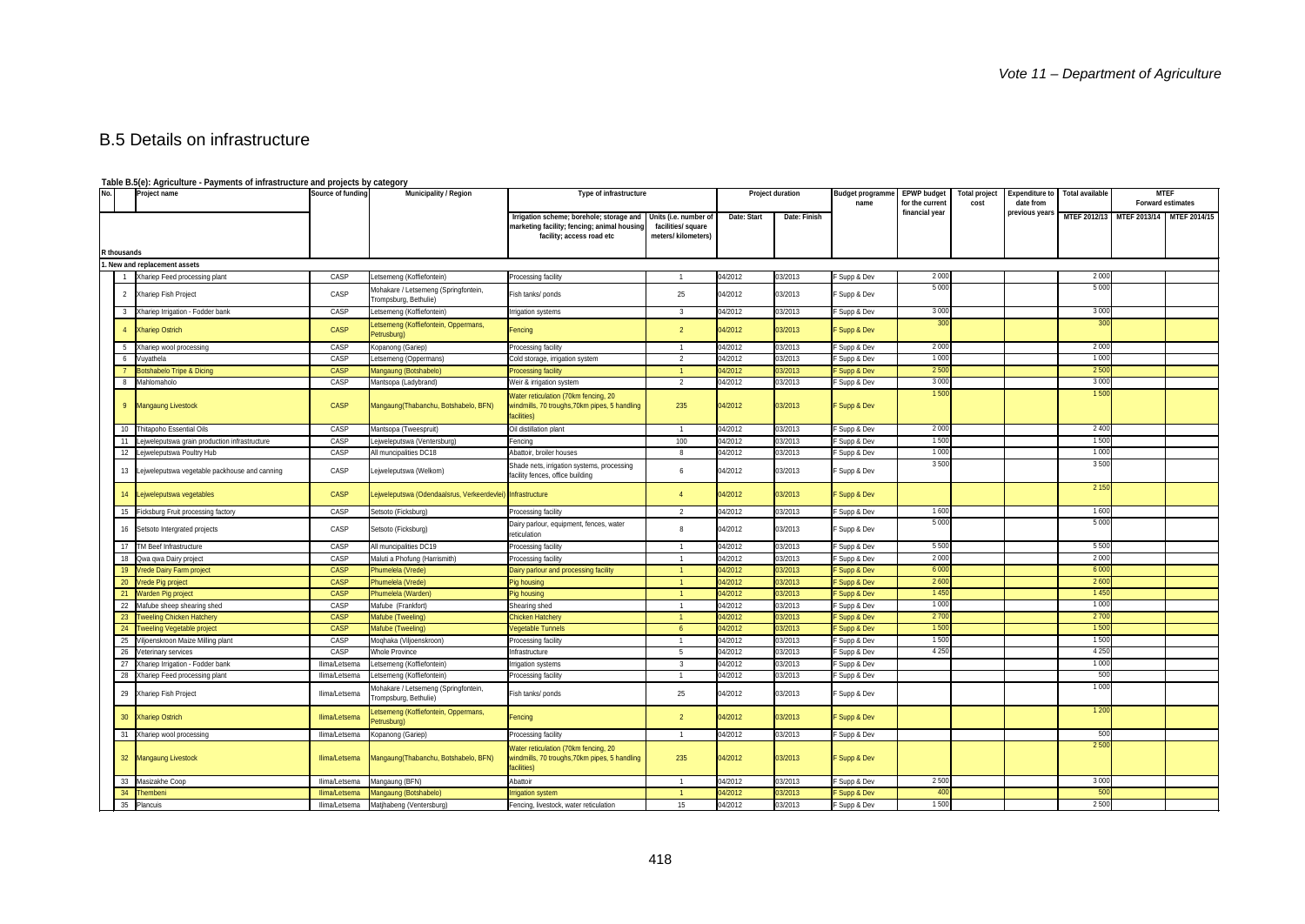## B.5 Details on infrastructure

**Table B.5(e): Agriculture - Payments of infrastructure and projects by category**

| No. | Project name | Source of funding | Municipality / Region | Type of infrastructure | | Project duration | | Budget programme name | EPWP budget for the current financial year | Total project cost | Expenditure to date from previous years | Total available | MTEF Forward estimates | |
|---|---|---|---|---|---|---|---|---|---|---|---|---|---|---|
| | | | | Irrigation scheme; borehole; storage and marketing facility; fencing; animal housing facility; access road etc | Units (i.e. number of facilities/ square meters/ kilometers) | Date: Start | Date: Finish | | | | | MTEF 2012/13 | MTEF 2013/14 | MTEF 2014/15 |
| **R thousands** | | | | | | | | | | | | | | |
| **1. New and replacement assets** | | | | | | | | | | | | | | |
| 1 | Xhariep Feed processing plant | CASP | Letsemeng (Koffiefontein) | Processing facility | 1 | 04/2012 | 03/2013 | F Supp & Dev | 2 000 | | | 2 000 | | |
| 2 | Xhariep Fish Project | CASP | Mohakare / Letsemeng (Springfontein, Trompsburg, Bethulie) | Fish tanks/ ponds | 25 | 04/2012 | 03/2013 | F Supp & Dev | 5 000 | | | 5 000 | | |
| 3 | Xhariep Irrigation - Fodder bank | CASP | Letsemeng (Koffiefontein) | Irrigation systems | 3 | 04/2012 | 03/2013 | F Supp & Dev | 3 000 | | | 3 000 | | |
| 4 | Xhariep Ostrich | CASP | Letsemeng (Koffiefontein, Oppermans, Petrusburg) | Fencing | 2 | 04/2012 | 03/2013 | F Supp & Dev | 300 | | | 300 | | |
| 5 | Xhariep wool processing | CASP | Kopanong (Gariep) | Processing facility | 1 | 04/2012 | 03/2013 | F Supp & Dev | 2 000 | | | 2 000 | | |
| 6 | Vuyathela | CASP | Letsemeng (Oppermans) | Cold storage, irrigation system | 2 | 04/2012 | 03/2013 | F Supp & Dev | 1 000 | | | 1 000 | | |
| 7 | Botshabelo Tripe & Dicing | CASP | Mangaung (Botshabelo) | Processing facility | 1 | 04/2012 | 03/2013 | F Supp & Dev | 2 500 | | | 2 500 | | |
| 8 | Mahlomaholo | CASP | Mantsopa (Ladybrand) | Weir & irrigation system | 2 | 04/2012 | 03/2013 | F Supp & Dev | 3 000 | | | 3 000 | | |
| 9 | Mangaung Livestock | CASP | Mangaung(Thabanchu, Botshabelo, BFN) | Water reticulation (70km fencing, 20 windmills, 70 troughs,70km pipes, 5 handling facilities) | 235 | 04/2012 | 03/2013 | F Supp & Dev | 1 500 | | | 1 500 | | |
| 10 | Thitapoho Essential Oils | CASP | Mantsopa (Tweespruit) | Oil distillation plant | 1 | 04/2012 | 03/2013 | F Supp & Dev | 2 000 | | | 2 400 | | |
| 11 | Lejweleputswa grain production infrastructure | CASP | Lejweleputswa (Ventersburg) | Fencing | 100 | 04/2012 | 03/2013 | F Supp & Dev | 1 500 | | | 1 500 | | |
| 12 | Lejweleputswa Poultry Hub | CASP | All muncipalities DC18 | Abattoir, broiler houses | 8 | 04/2012 | 03/2013 | F Supp & Dev | 1 000 | | | 1 000 | | |
| 13 | Lejweleputswa vegetable packhouse and canning | CASP | Lejweleputswa (Welkom) | Shade nets, irrigation systems, processing facility fences, office building | 6 | 04/2012 | 03/2013 | F Supp & Dev | 3 500 | | | 3 500 | | |
| 14 | Lejweleputswa vegetables | CASP | Lejweleputswa (Odendaalsrus, Verkeerdevlei) | Infrastructure | 4 | 04/2012 | 03/2013 | F Supp & Dev | | | | 2 150 | | |
| 15 | Ficksburg Fruit processing factory | CASP | Setsoto (Ficksburg) | Processing facility | 2 | 04/2012 | 03/2013 | F Supp & Dev | 1 600 | | | 1 600 | | |
| 16 | Setsoto Intergrated projects | CASP | Setsoto (Ficksburg) | Dairy parlour, equipment, fences, water reticulation | 8 | 04/2012 | 03/2013 | F Supp & Dev | 5 000 | | | 5 000 | | |
| 17 | TM Beef Infrastructure | CASP | All muncipalities DC19 | Processing facility | 1 | 04/2012 | 03/2013 | F Supp & Dev | 5 500 | | | 5 500 | | |
| 18 | Qwa qwa Dairy project | CASP | Maluti a Phofung (Harrismith) | Processing facility | 1 | 04/2012 | 03/2013 | F Supp & Dev | 2 000 | | | 2 000 | | |
| 19 | Vrede Dairy Farm project | CASP | Phumelela (Vrede) | Dairy parlour and processing facility | 1 | 04/2012 | 03/2013 | F Supp & Dev | 6 000 | | | 6 000 | | |
| 20 | Vrede Pig project | CASP | Phumelela (Vrede) | Pig housing | 1 | 04/2012 | 03/2013 | F Supp & Dev | 2 600 | | | 2 600 | | |
| 21 | Warden Pig project | CASP | Phumelela (Warden) | Pig housing | 1 | 04/2012 | 03/2013 | F Supp & Dev | 1 450 | | | 1 450 | | |
| 22 | Mafube sheep shearing shed | CASP | Mafube (Frankfort) | Shearing shed | 1 | 04/2012 | 03/2013 | F Supp & Dev | 1 000 | | | 1 000 | | |
| 23 | Tweeling Chicken Hatchery | CASP | Mafube (Tweeling) | Chicken Hatchery | 1 | 04/2012 | 03/2013 | F Supp & Dev | 2 700 | | | 2 700 | | |
| 24 | Tweeling Vegetable project | CASP | Mafube (Tweeling) | Vegetable Tunnels | 6 | 04/2012 | 03/2013 | F Supp & Dev | 1 500 | | | 1 500 | | |
| 25 | Viljoenskroon Maize Milling plant | CASP | Moqhaka (Viljoenskroon) | Processing facility | 1 | 04/2012 | 03/2013 | F Supp & Dev | 1 500 | | | 1 500 | | |
| 26 | Veterinary services | CASP | Whole Province | Infrastructure | 5 | 04/2012 | 03/2013 | F Supp & Dev | 4 250 | | | 4 250 | | |
| 27 | Xhariep Irrigation - Fodder bank | Ilima/Letsema | Letsemeng (Koffiefontein) | Irrigation systems | 3 | 04/2012 | 03/2013 | F Supp & Dev | | | | 1 000 | | |
| 28 | Xhariep Feed processing plant | Ilima/Letsema | Letsemeng (Koffiefontein) | Processing facility | 1 | 04/2012 | 03/2013 | F Supp & Dev | | | | 500 | | |
| 29 | Xhariep Fish Project | Ilima/Letsema | Mohakare / Letsemeng (Springfontein, Trompsburg, Bethulie) | Fish tanks/ ponds | 25 | 04/2012 | 03/2013 | F Supp & Dev | | | | 1 000 | | |
| 30 | Xhariep Ostrich | Ilima/Letsema | Letsemeng (Koffiefontein, Oppermans, Petrusburg) | Fencing | 2 | 04/2012 | 03/2013 | F Supp & Dev | | | | 1 200 | | |
| 31 | Xhariep wool processing | Ilima/Letsema | Kopanong (Gariep) | Processing facility | 1 | 04/2012 | 03/2013 | F Supp & Dev | | | | 500 | | |
| 32 | Mangaung Livestock | Ilima/Letsema | Mangaung(Thabanchu, Botshabelo, BFN) | Water reticulation (70km fencing, 20 windmills, 70 troughs,70km pipes, 5 handling facilities) | 235 | 04/2012 | 03/2013 | F Supp & Dev | | | | 2 500 | | |
| 33 | Masizakhe Coop | Ilima/Letsema | Mangaung (BFN) | Abattoir | 1 | 04/2012 | 03/2013 | F Supp & Dev | 2 500 | | | 3 000 | | |
| 34 | Thembeni | Ilima/Letsema | Mangaung (Botshabelo) | Irrigation system | 1 | 04/2012 | 03/2013 | F Supp & Dev | 400 | | | 500 | | |
| 35 | Plancuis | Ilima/Letsema | Matjhabeng (Ventersburg) | Fencing, livestock, water reticulation | 15 | 04/2012 | 03/2013 | F Supp & Dev | 1 500 | | | 2 500 | | |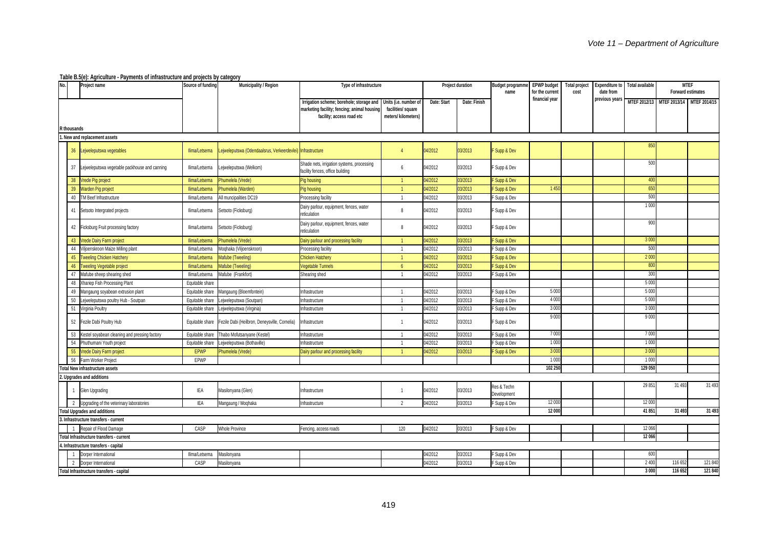*Vote 11 – Department of Agriculture*

**Table B.5(e): Agriculture - Payments of infrastructure and projects by category**

| No. | Project name | Source of funding | Municipality / Region | Type of infrastructure | | Project duration | | Budget programme name | EPWP budget for the current financial year | Total project cost | Expenditure to date from previous years | Total available | MTEF Forward estimates | |
|---|---|---|---|---|---|---|---|---|---|---|---|---|---|---|
| | | | | Irrigation scheme; borehole; storage and marketing facility; fencing; animal housing facility; access road etc | Units (i.e. number of facilities/ square meters/ kilometers) | Date: Start | Date: Finish | | | | | MTEF 2012/13 | MTEF 2013/14 | MTEF 2014/15 |
| R thousands | | | | | | | | | | | | | | |
| **1. New and replacement assets** | | | | | | | | | | | | | | |
| 36 | Lejweleputswa vegetables | Ilima/Letsema | Lejweleputswa (Odendaalsrus, Verkeerdevlei) | Infrastructure | 4 | 04/2012 | 03/2013 | F Supp & Dev | | | | 850 | | |
| 37 | Lejweleputswa vegetable packhouse and canning | Ilima/Letsema | Lejweleputswa (Welkom) | Shade nets, irrigation systems, processing facility fences, office building | 6 | 04/2012 | 03/2013 | F Supp & Dev | | | | 500 | | |
| 38 | Vrede Pig project | Ilima/Letsema | Phumelela (Vrede) | Pig housing | 1 | 04/2012 | 03/2013 | F Supp & Dev | | | | 400 | | |
| 39 | Warden Pig project | Ilima/Letsema | Phumelela (Warden) | Pig housing | 1 | 04/2012 | 03/2013 | F Supp & Dev | 1 450 | | | 650 | | |
| 40 | TM Beef Infrastructure | Ilima/Letsema | All muncipalities DC19 | Processing facility | 1 | 04/2012 | 03/2013 | F Supp & Dev | | | | 500 | | |
| 41 | Setsoto Intergrated projects | Ilima/Letsema | Setsoto (Ficksburg) | Dairy parlour, equipment, fences, water reticulation | 8 | 04/2012 | 03/2013 | F Supp & Dev | | | | 1 000 | | |
| 42 | Ficksburg Fruit processing factory | Ilima/Letsema | Setsoto (Ficksburg) | Dairy parlour, equipment, fences, water reticulation | 8 | 04/2012 | 03/2013 | F Supp & Dev | | | | 900 | | |
| 43 | Vrede Dairy Farm project | Ilima/Letsema | Phumelela (Vrede) | Dairy parlour and processing facility | 1 | 04/2012 | 03/2013 | F Supp & Dev | | | | 3 000 | | |
| 44 | Viljoenskroon Maize Milling plant | Ilima/Letsema | Moqhaka (Viljoenskroon) | Processing facility | 1 | 04/2012 | 03/2013 | F Supp & Dev | | | | 500 | | |
| 45 | Tweeling Chicken Hatchery | Ilima/Letsema | Mafube (Tweeling) | Chicken Hatchery | 1 | 04/2012 | 03/2013 | F Supp & Dev | | | | 2 000 | | |
| 46 | Tweeling Vegetable project | Ilima/Letsema | Mafube (Tweeling) | Vegetable Tunnels | 6 | 04/2012 | 03/2013 | F Supp & Dev | | | | 800 | | |
| 47 | Mafube sheep shearing shed | Ilima/Letsema | Mafube (Frankfort) | Shearing shed | 1 | 04/2012 | 03/2013 | F Supp & Dev | | | | 300 | | |
| 48 | Xhariep Fish Processing Plant | Equitable share | | | | | | | | | | 5 000 | | |
| 49 | Mangaung soyabean extrusion plant | Equitable share | Mangaung (Bloemfontein) | Infrastructure | 1 | 04/2012 | 03/2013 | F Supp & Dev | 5 000 | | | 5 000 | | |
| 50 | Lejweleputswa poultry Hub - Soutpan | Equitable share | Lejweleputswa (Soutpan) | Infrastructure | 1 | 04/2012 | 03/2013 | F Supp & Dev | 4 000 | | | 5 000 | | |
| 51 | Virginia Poultry | Equitable share | Lejweleputswa (Virginia) | Infrastructure | 1 | 04/2012 | 03/2013 | F Supp & Dev | 3 000 | | | 3 000 | | |
| 52 | Fezile Dabi Poultry Hub | Equitable share | Fezile Dabi (Heilbron, Deneysville, Cornelia) | Infrastructure | 1 | 04/2012 | 03/2013 | F Supp & Dev | 9 000 | | | 9 000 | | |
| 53 | Kestel soyabean cleaning and pressing factory | Equitable share | Thabo Mofutsanyane (Kestel) | Infrastructure | 1 | 04/2012 | 03/2013 | F Supp & Dev | 7 000 | | | 7 000 | | |
| 54 | Phuthumani Youth project | Equitable share | Lejweleputswa (Bothaville) | Infrastructure | 1 | 04/2012 | 03/2013 | F Supp & Dev | 1 000 | | | 1 000 | | |
| 55 | Vrede Dairy Farm project | EPWP | Phumelela (Vrede) | Dairy parlour and processing facility | 1 | 04/2012 | 03/2013 | F Supp & Dev | 3 000 | | | 3 000 | | |
| 56 | Farm Worker Project | EPWP | | | | | | | 1 000 | | | 1 000 | | |
| **Total New infrastructure assets** | | | | | | | | | **102 250** | | | **129 050** | | |
| **2. Upgrades and additions** | | | | | | | | | | | | | | |
| 1 | Glen Upgrading | IEA | Masilonyana (Glen) | Infrastructure | 1 | 04/2012 | 03/2013 | Res & Techn Development | | | | 29 851 | 31 493 | 31 493 |
| 2 | Upgrading of the veterinary laboratories | IEA | Mangaung / Moqhaka | Infrastructure | 2 | 04/2012 | 03/2013 | F Supp & Dev | 12 000 | | | 12 000 | | |
| **Total Upgrades and additions** | | | | | | | | | **12 000** | | | **41 851** | **31 493** | **31 493** |
| **3. Infrastructure transfers - current** | | | | | | | | | | | | | | |
| 1 | Repair of Flood Damage | CASP | Whole Province | Fencing, access roads | 120 | 04/2012 | 03/2013 | F Supp & Dev | | | | 12 066 | | |
| **Total Infrastructure transfers - current** | | | | | | | | | | | | **12 066** | | |
| **4. Infrastructure transfers - capital** | | | | | | | | | | | | | | |
| 1 | Dorper International | Ilima/Letsema | Masilonyana | | | 04/2012 | 03/2013 | F Supp & Dev | | | | 600 | | |
| 2 | Dorper International | CASP | Masilonyana | | | 04/2012 | 03/2013 | F Supp & Dev | | | | 2 400 | 116 652 | 121 840 |
| **Total Infrastructure transfers - capital** | | | | | | | | | | | | **3 000** | **116 652** | **121 840** |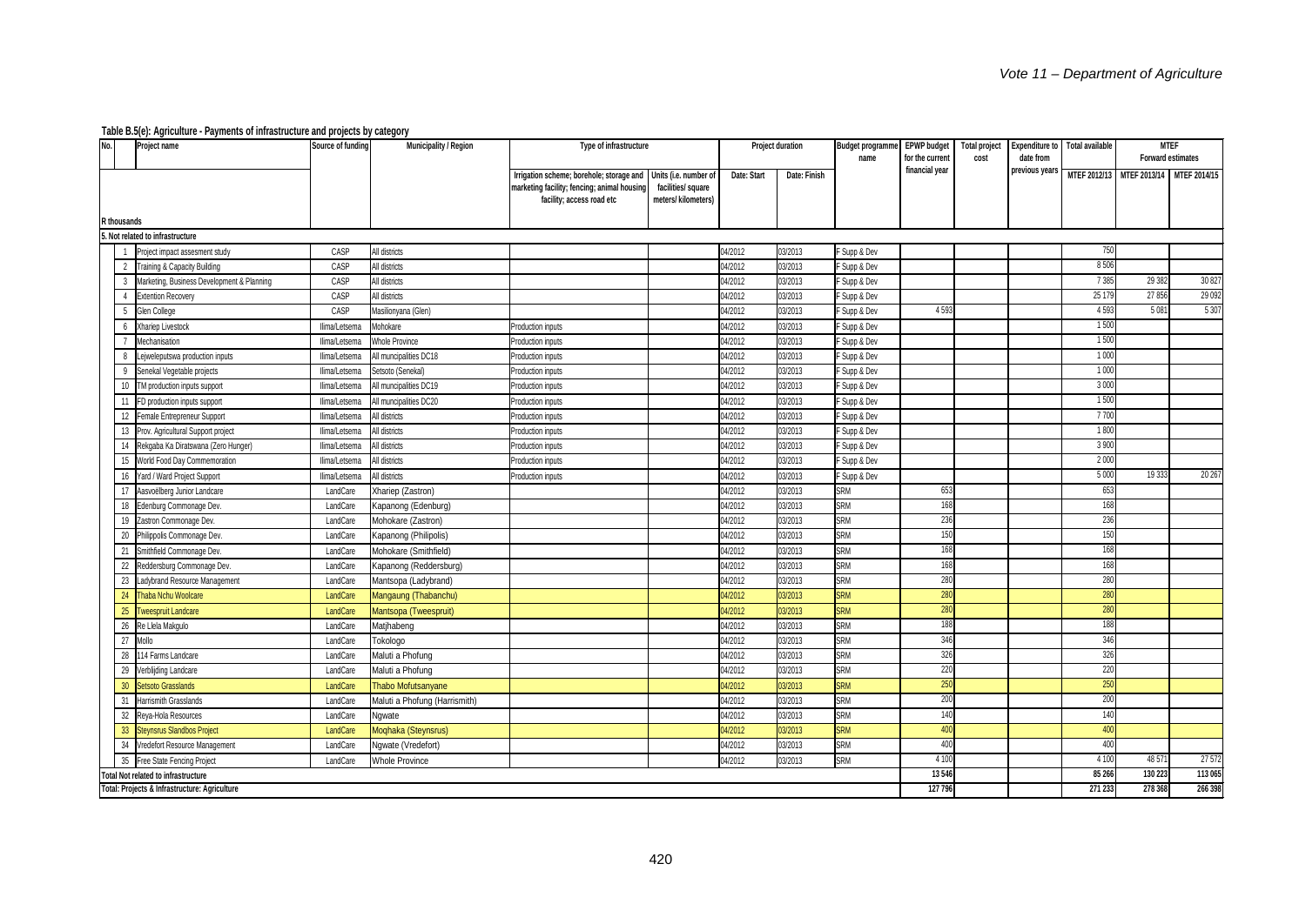**Table B.5(e): Agriculture - Payments of infrastructure and projects by category**

| No. | Project name | Source of funding | Municipality / Region | Type of infrastructure | | Project duration | | Budget programme name | EPWP budget for the current financial year | Total project cost | Expenditure to date from previous years | Total available | MTEF Forward estimates | |
|---|---|---|---|---|---|---|---|---|---|---|---|---|---|---|
| | | | | Irrigation scheme; borehole; storage and marketing facility; fencing; animal housing facility; access road etc | Units (i.e. number of facilities/ square meters/ kilometers) | Date: Start | Date: Finish | | | | | MTEF 2012/13 | MTEF 2013/14 | MTEF 2014/15 |
| **R thousands** | | | | | | | | | | | | | | |
| **5. Not related to infrastructure** | | | | | | | | | | | | | | |
| 1 | Project impact assesment study | CASP | All districts | | | 04/2012 | 03/2013 | F Supp & Dev | | | | 750 | | |
| 2 | Training & Capacity Building | CASP | All districts | | | 04/2012 | 03/2013 | F Supp & Dev | | | | 8 506 | | |
| 3 | Marketing, Business Development & Planning | CASP | All districts | | | 04/2012 | 03/2013 | F Supp & Dev | | | | 7 385 | 29 382 | 30 827 |
| 4 | Extention Recovery | CASP | All districts | | | 04/2012 | 03/2013 | F Supp & Dev | | | | 25 179 | 27 856 | 29 092 |
| 5 | Glen College | CASP | Masilionyana (Glen) | | | 04/2012 | 03/2013 | F Supp & Dev | 4 593 | | | 4 593 | 5 081 | 5 307 |
| 6 | Xhariep Livestock | Ilima/Letsema | Mohokare | Production inputs | | 04/2012 | 03/2013 | F Supp & Dev | | | | 1 500 | | |
| 7 | Mechanisation | Ilima/Letsema | Whole Province | Production inputs | | 04/2012 | 03/2013 | F Supp & Dev | | | | 1 500 | | |
| 8 | Lejweleputswa production inputs | Ilima/Letsema | All muncipalities DC18 | Production inputs | | 04/2012 | 03/2013 | F Supp & Dev | | | | 1 000 | | |
| 9 | Senekal Vegetable projects | Ilima/Letsema | Setsoto (Senekal) | Production inputs | | 04/2012 | 03/2013 | F Supp & Dev | | | | 1 000 | | |
| 10 | TM production inputs support | Ilima/Letsema | All muncipalities DC19 | Production inputs | | 04/2012 | 03/2013 | F Supp & Dev | | | | 3 000 | | |
| 11 | FD production inputs support | Ilima/Letsema | All muncipalities DC20 | Production inputs | | 04/2012 | 03/2013 | F Supp & Dev | | | | 1 500 | | |
| 12 | Female Entrepreneur Support | Ilima/Letsema | All districts | Production inputs | | 04/2012 | 03/2013 | F Supp & Dev | | | | 7 700 | | |
| 13 | Prov. Agricultural Support project | Ilima/Letsema | All districts | Production inputs | | 04/2012 | 03/2013 | F Supp & Dev | | | | 1 800 | | |
| 14 | Rekgaba Ka Diratswana (Zero Hunger) | Ilima/Letsema | All districts | Production inputs | | 04/2012 | 03/2013 | F Supp & Dev | | | | 3 900 | | |
| 15 | World Food Day Commemoration | Ilima/Letsema | All districts | Production inputs | | 04/2012 | 03/2013 | F Supp & Dev | | | | 2 000 | | |
| 16 | Yard / Ward Project Support | Ilima/Letsema | All districts | Production inputs | | 04/2012 | 03/2013 | F Supp & Dev | | | | 5 000 | 19 333 | 20 267 |
| 17 | Aasvoëlberg Junior Landcare | LandCare | Xhariep (Zastron) | | | 04/2012 | 03/2013 | SRM | 653 | | | 653 | | |
| 18 | Edenburg Commonage Dev. | LandCare | Kapanong (Edenburg) | | | 04/2012 | 03/2013 | SRM | 168 | | | 168 | | |
| 19 | Zastron Commonage Dev. | LandCare | Mohokare (Zastron) | | | 04/2012 | 03/2013 | SRM | 236 | | | 236 | | |
| 20 | Philippolis Commonage Dev. | LandCare | Kapanong (Philipolis) | | | 04/2012 | 03/2013 | SRM | 150 | | | 150 | | |
| 21 | Smithfield Commonage Dev. | LandCare | Mohokare (Smithfield) | | | 04/2012 | 03/2013 | SRM | 168 | | | 168 | | |
| 22 | Reddersburg Commonage Dev. | LandCare | Kapanong (Reddersburg) | | | 04/2012 | 03/2013 | SRM | 168 | | | 168 | | |
| 23 | Ladybrand Resource Management | LandCare | Mantsopa (Ladybrand) | | | 04/2012 | 03/2013 | SRM | 280 | | | 280 | | |
| 24 | Thaba Nchu Woolcare | LandCare | Mangaung (Thabanchu) | | | 04/2012 | 03/2013 | SRM | 280 | | | 280 | | |
| 25 | Tweespruit Landcare | LandCare | Mantsopa (Tweespruit) | | | 04/2012 | 03/2013 | SRM | 280 | | | 280 | | |
| 26 | Re Llela Makgulo | LandCare | Matjhabeng | | | 04/2012 | 03/2013 | SRM | 188 | | | 188 | | |
| 27 | Mollo | LandCare | Tokologo | | | 04/2012 | 03/2013 | SRM | 346 | | | 346 | | |
| 28 | 114 Farms Landcare | LandCare | Maluti a Phofung | | | 04/2012 | 03/2013 | SRM | 326 | | | 326 | | |
| 29 | Verblijding Landcare | LandCare | Maluti a Phofung | | | 04/2012 | 03/2013 | SRM | 220 | | | 220 | | |
| 30 | Setsoto Grasslands | LandCare | Thabo Mofutsanyane | | | 04/2012 | 03/2013 | SRM | 250 | | | 250 | | |
| 31 | Harrismith Grasslands | LandCare | Maluti a Phofung (Harrismith) | | | 04/2012 | 03/2013 | SRM | 200 | | | 200 | | |
| 32 | Reya-Hola Resources | LandCare | Ngwate | | | 04/2012 | 03/2013 | SRM | 140 | | | 140 | | |
| 33 | Steynsrus Slandbos Project | LandCare | Moqhaka (Steynsrus) | | | 04/2012 | 03/2013 | SRM | 400 | | | 400 | | |
| 34 | Vredefort Resource Management | LandCare | Ngwate (Vredefort) | | | 04/2012 | 03/2013 | SRM | 400 | | | 400 | | |
| 35 | Free State Fencing Project | LandCare | Whole Province | | | 04/2012 | 03/2013 | SRM | 4 100 | | | 4 100 | 48 571 | 27 572 |
| **Total Not related to infrastructure** | | | | | | | | | **13 546** | | | **85 266** | **130 223** | **113 065** |
| **Total: Projects & Infrastructure: Agriculture** | | | | | | | | | **127 796** | | | **271 233** | **278 368** | **266 398** |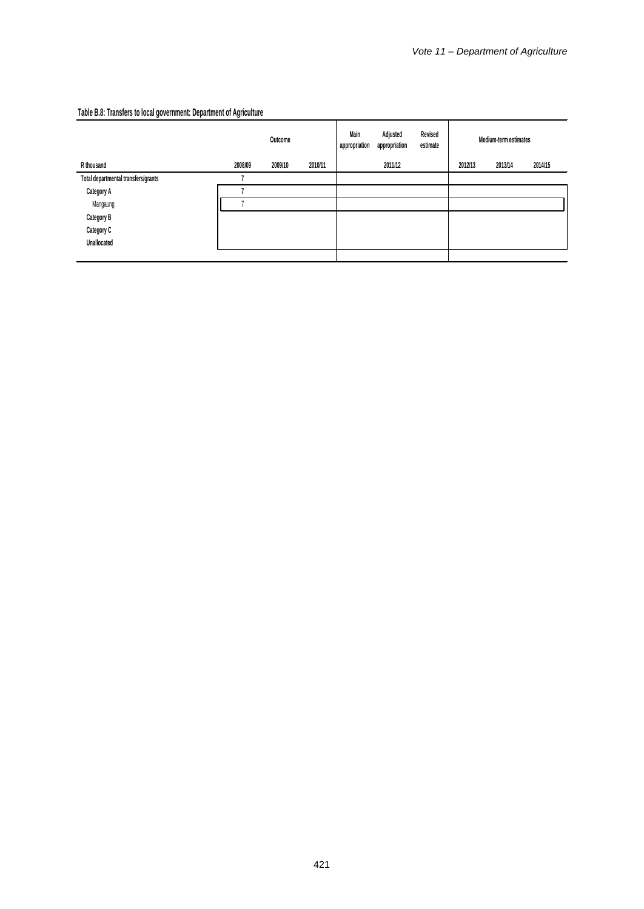Table B.8: Transfers to local government: Department of Agriculture

| | Outcome | | | Main appropriation | Adjusted appropriation | Revised estimate | Medium-term estimates | | |
|---|---|---|---|---|---|---|---|---|---|
| R thousand | 2008/09 | 2009/10 | 2010/11 | | 2011/12 | | 2012/13 | 2013/14 | 2014/15 |
| Total departmental transfers/grants | 7 | | | | | | | | |
| Category A | 7 | | | | | | | | |
| Mangaung | 7 | | | | | | | | |
| Category B | | | | | | | | | |
| Category C | | | | | | | | | |
| Unallocated | | | | | | | | | |